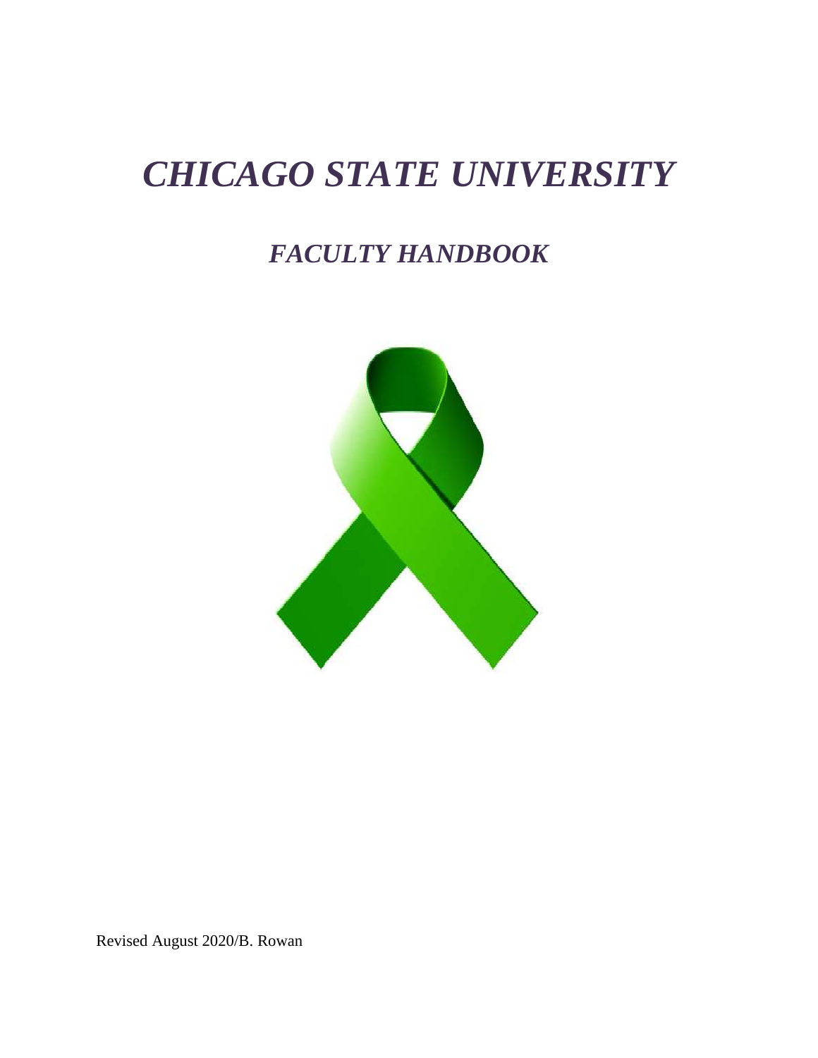# *CHICAGO STATE UNIVERSITY*

## *FACULTY HANDBOOK*

Revised August 2020/B. Rowan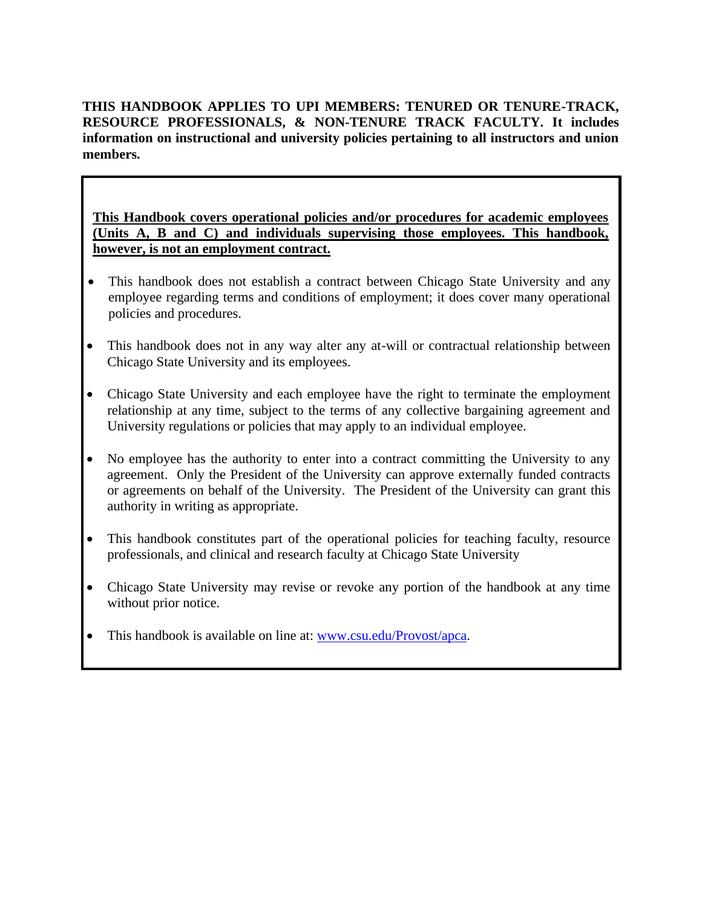**THIS HANDBOOK APPLIES TO UPI MEMBERS: TENURED OR TENURE-TRACK, RESOURCE PROFESSIONALS, & NON-TENURE TRACK FACULTY. It includes information on instructional and university policies pertaining to all instructors and union members.**

**<u>This Handbook covers operational policies and/or procedures for academic employees (Units A, B and C) and individuals supervising those employees. This handbook, however, is not an employment contract.</u>**

- This handbook does not establish a contract between Chicago State University and any employee regarding terms and conditions of employment; it does cover many operational policies and procedures.
- This handbook does not in any way alter any at-will or contractual relationship between Chicago State University and its employees.
- Chicago State University and each employee have the right to terminate the employment relationship at any time, subject to the terms of any collective bargaining agreement and University regulations or policies that may apply to an individual employee.
- No employee has the authority to enter into a contract committing the University to any agreement. Only the President of the University can approve externally funded contracts or agreements on behalf of the University. The President of the University can grant this authority in writing as appropriate.
- This handbook constitutes part of the operational policies for teaching faculty, resource professionals, and clinical and research faculty at Chicago State University
- Chicago State University may revise or revoke any portion of the handbook at any time without prior notice.
- This handbook is available on line at: [www.csu.edu/Provost/apca](www.csu.edu/Provost/apca).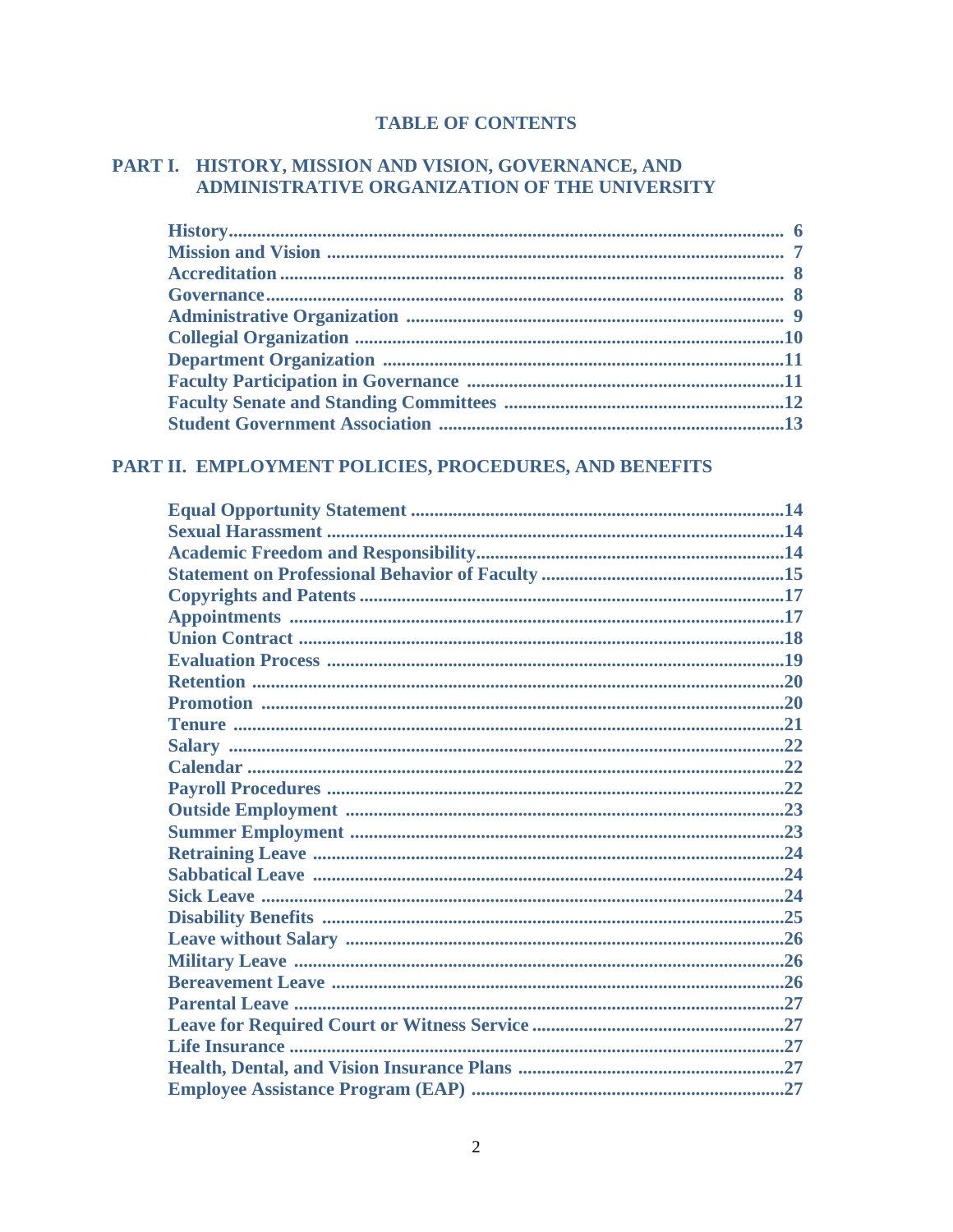# TABLE OF CONTENTS

## PART I. HISTORY, MISSION AND VISION, GOVERNANCE, AND ADMINISTRATIVE ORGANIZATION OF THE UNIVERSITY

| | |
|---|---|
| History | 6 |
| Mission and Vision | 7 |
| Accreditation | 8 |
| Governance | 8 |
| Administrative Organization | 9 |
| Collegial Organization | 10 |
| Department Organization | 11 |
| Faculty Participation in Governance | 11 |
| Faculty Senate and Standing Committees | 12 |
| Student Government Association | 13 |

## PART II. EMPLOYMENT POLICIES, PROCEDURES, AND BENEFITS

| | |
|---|---|
| Equal Opportunity Statement | 14 |
| Sexual Harassment | 14 |
| Academic Freedom and Responsibility | 14 |
| Statement on Professional Behavior of Faculty | 15 |
| Copyrights and Patents | 17 |
| Appointments | 17 |
| Union Contract | 18 |
| Evaluation Process | 19 |
| Retention | 20 |
| Promotion | 20 |
| Tenure | 21 |
| Salary | 22 |
| Calendar | 22 |
| Payroll Procedures | 22 |
| Outside Employment | 23 |
| Summer Employment | 23 |
| Retraining Leave | 24 |
| Sabbatical Leave | 24 |
| Sick Leave | 24 |
| Disability Benefits | 25 |
| Leave without Salary | 26 |
| Military Leave | 26 |
| Bereavement Leave | 26 |
| Parental Leave | 27 |
| Leave for Required Court or Witness Service | 27 |
| Life Insurance | 27 |
| Health, Dental, and Vision Insurance Plans | 27 |
| Employee Assistance Program (EAP) | 27 |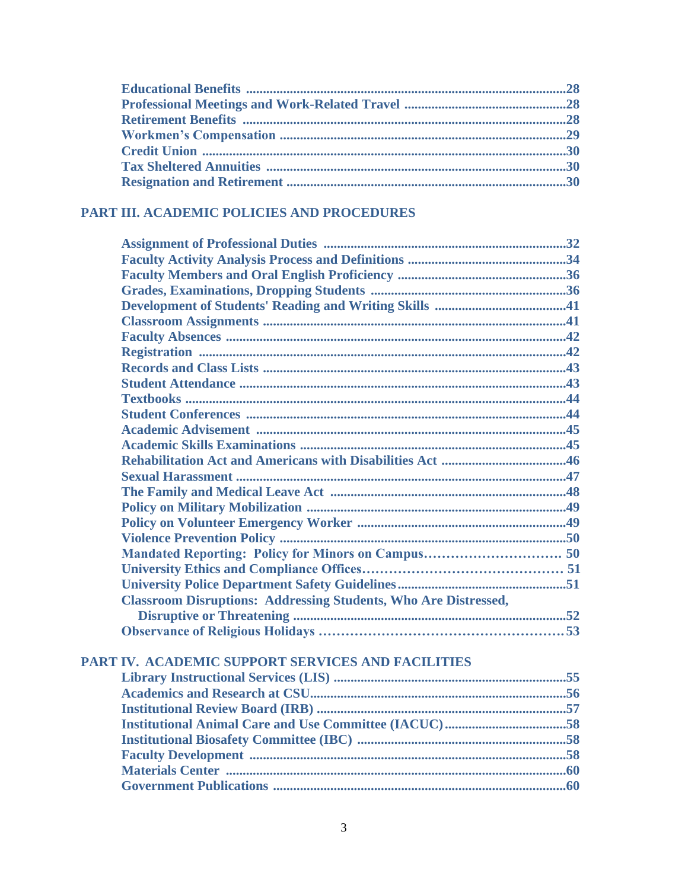**Educational Benefits** .......................................................................................**28**
**Professional Meetings and Work-Related Travel** .......................................**28**
**Retirement Benefits** .........................................................................................**28**
**Workmen's Compensation** ...............................................................................**29**
**Credit Union** ...................................................................................................**30**
**Tax Sheltered Annuities** .................................................................................**30**
**Resignation and Retirement** ...........................................................................**30**

## PART III. ACADEMIC POLICIES AND PROCEDURES

**Assignment of Professional Duties** .................................................................**32**
**Faculty Activity Analysis Process and Definitions** ........................................**34**
**Faculty Members and Oral English Proficiency** ............................................**36**
**Grades, Examinations, Dropping Students** ....................................................**36**
**Development of Students' Reading and Writing Skills** .................................**41**
**Classroom Assignments** ..................................................................................**41**
**Faculty Absences** .............................................................................................**42**
**Registration** .....................................................................................................**42**
**Records and Class Lists** ..................................................................................**43**
**Student Attendance** .........................................................................................**43**
**Textbooks** ........................................................................................................**44**
**Student Conferences** ......................................................................................**44**
**Academic Advisement** ....................................................................................**45**
**Academic Skills Examinations** .......................................................................**45**
**Rehabilitation Act and Americans with Disabilities Act** ...............................**46**
**Sexual Harassment** ..........................................................................................**47**
**The Family and Medical Leave Act** ...............................................................**48**
**Policy on Military Mobilization** .....................................................................**49**
**Policy on Volunteer Emergency Worker** ........................................................**49**
**Violence Prevention Policy** .............................................................................**50**
**Mandated Reporting: Policy for Minors on Campus**........................... **50**
**University Ethics and Compliance Offices**.......................................... **51**
**University Police Department Safety Guidelines**............................................**51**
**Classroom Disruptions: Addressing Students, Who Are Distressed, Disruptive or Threatening** ..........................................................................**52**
**Observance of Religious Holidays** ...............................................**53**

## PART IV. ACADEMIC SUPPORT SERVICES AND FACILITIES

**Library Instructional Services (LIS)** ...............................................................**55**
**Academics and Research at CSU**.....................................................................**56**
**Institutional Review Board (IRB)** ...................................................................**57**
**Institutional Animal Care and Use Committee (IACUC)**...............................**58**
**Institutional Biosafety Committee (IBC)** ........................................................**58**
**Faculty Development** ......................................................................................**58**
**Materials Center** .............................................................................................**60**
**Government Publications** ...............................................................................**60**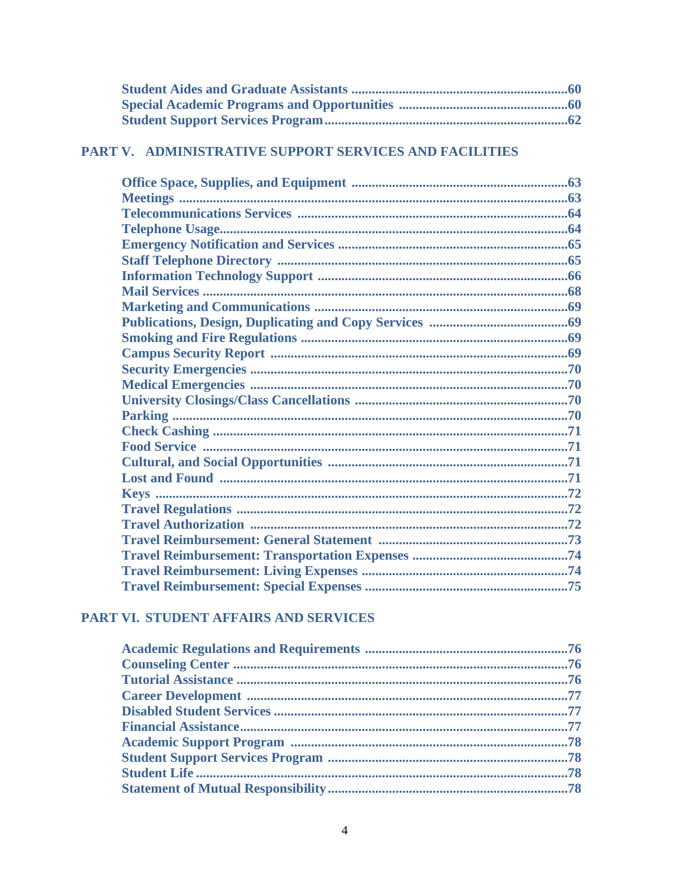Student Aides and Graduate Assistants ..........60
Special Academic Programs and Opportunities ..........60
Student Support Services Program ..........62

## PART V. ADMINISTRATIVE SUPPORT SERVICES AND FACILITIES

Office Space, Supplies, and Equipment ..........63
Meetings ..........63
Telecommunications Services ..........64
Telephone Usage ..........64
Emergency Notification and Services ..........65
Staff Telephone Directory ..........65
Information Technology Support ..........66
Mail Services ..........68
Marketing and Communications ..........69
Publications, Design, Duplicating and Copy Services ..........69
Smoking and Fire Regulations ..........69
Campus Security Report ..........69
Security Emergencies ..........70
Medical Emergencies ..........70
University Closings/Class Cancellations ..........70
Parking ..........70
Check Cashing ..........71
Food Service ..........71
Cultural, and Social Opportunities ..........71
Lost and Found ..........71
Keys ..........72
Travel Regulations ..........72
Travel Authorization ..........72
Travel Reimbursement: General Statement ..........73
Travel Reimbursement: Transportation Expenses ..........74
Travel Reimbursement: Living Expenses ..........74
Travel Reimbursement: Special Expenses ..........75

## PART VI. STUDENT AFFAIRS AND SERVICES

Academic Regulations and Requirements ..........76
Counseling Center ..........76
Tutorial Assistance ..........76
Career Development ..........77
Disabled Student Services ..........77
Financial Assistance ..........77
Academic Support Program ..........78
Student Support Services Program ..........78
Student Life ..........78
Statement of Mutual Responsibility ..........78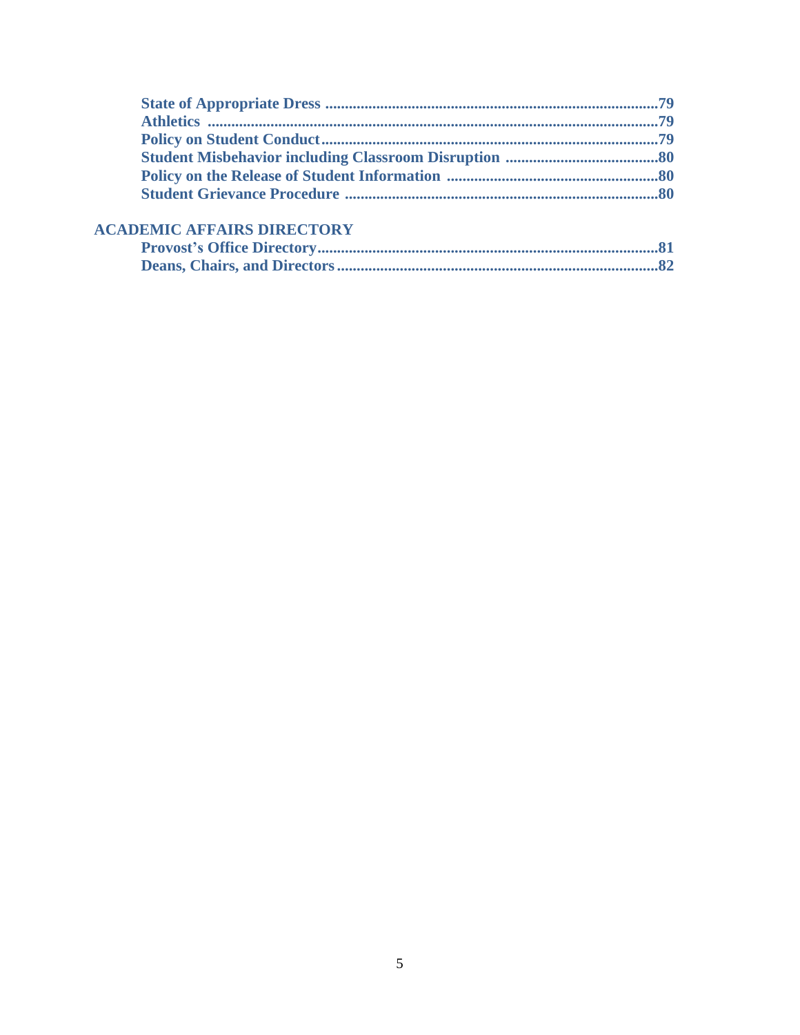**State of Appropriate Dress** .......................................................................................79
**Athletics** ....................................................................................................................79
**Policy on Student Conduct**.........................................................................................79
**Student Misbehavior including Classroom Disruption** .........................................80
**Policy on the Release of Student Information** ........................................................80
**Student Grievance Procedure** ..................................................................................80

**ACADEMIC AFFAIRS DIRECTORY**

**Provost's Office Directory**.........................................................................................81
**Deans, Chairs, and Directors** ...................................................................................82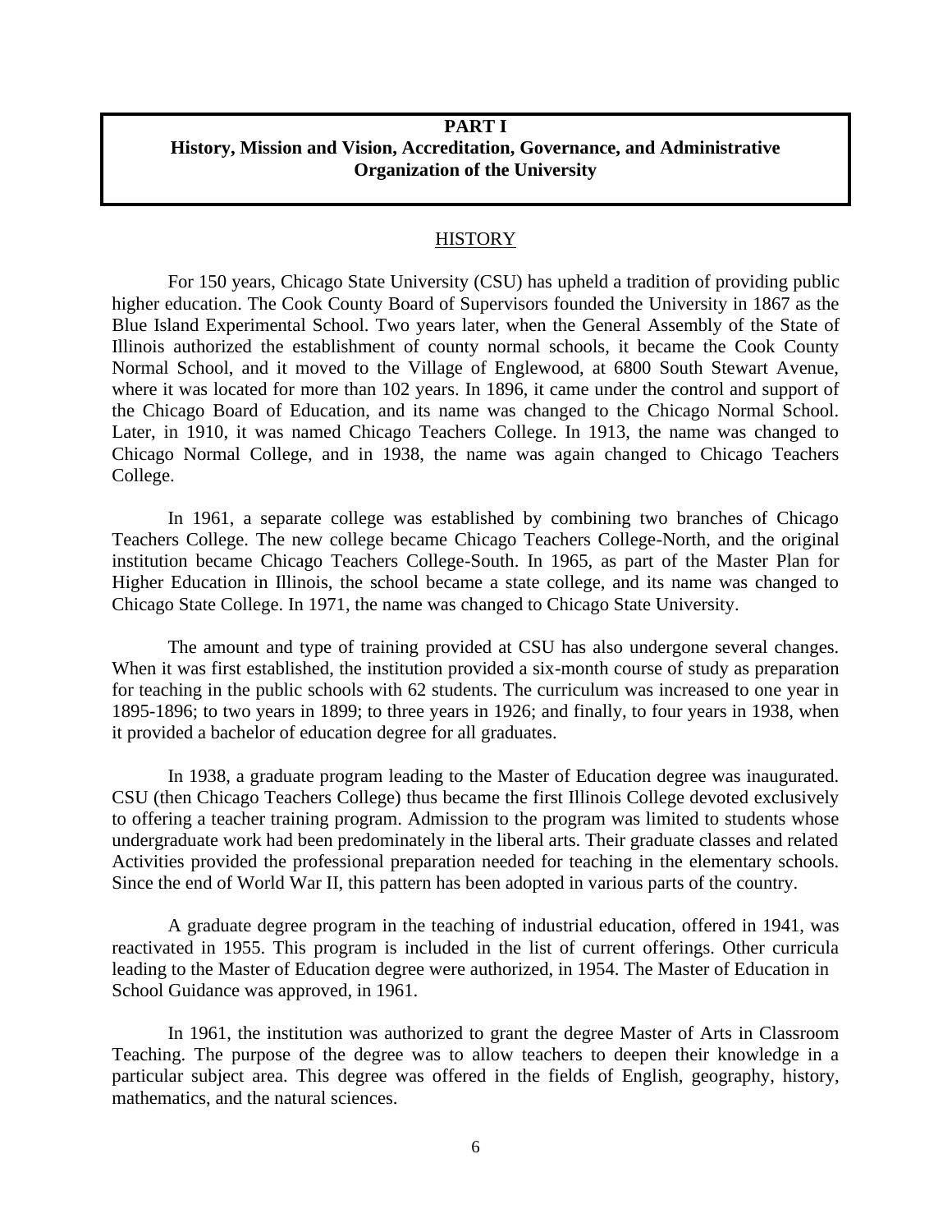**PART I**
**History, Mission and Vision, Accreditation, Governance, and Administrative Organization of the University**

## HISTORY

For 150 years, Chicago State University (CSU) has upheld a tradition of providing public higher education. The Cook County Board of Supervisors founded the University in 1867 as the Blue Island Experimental School. Two years later, when the General Assembly of the State of Illinois authorized the establishment of county normal schools, it became the Cook County Normal School, and it moved to the Village of Englewood, at 6800 South Stewart Avenue, where it was located for more than 102 years. In 1896, it came under the control and support of the Chicago Board of Education, and its name was changed to the Chicago Normal School. Later, in 1910, it was named Chicago Teachers College. In 1913, the name was changed to Chicago Normal College, and in 1938, the name was again changed to Chicago Teachers College.

In 1961, a separate college was established by combining two branches of Chicago Teachers College. The new college became Chicago Teachers College-North, and the original institution became Chicago Teachers College-South. In 1965, as part of the Master Plan for Higher Education in Illinois, the school became a state college, and its name was changed to Chicago State College. In 1971, the name was changed to Chicago State University.

The amount and type of training provided at CSU has also undergone several changes. When it was first established, the institution provided a six-month course of study as preparation for teaching in the public schools with 62 students. The curriculum was increased to one year in 1895-1896; to two years in 1899; to three years in 1926; and finally, to four years in 1938, when it provided a bachelor of education degree for all graduates.

In 1938, a graduate program leading to the Master of Education degree was inaugurated. CSU (then Chicago Teachers College) thus became the first Illinois College devoted exclusively to offering a teacher training program. Admission to the program was limited to students whose undergraduate work had been predominately in the liberal arts. Their graduate classes and related Activities provided the professional preparation needed for teaching in the elementary schools. Since the end of World War II, this pattern has been adopted in various parts of the country.

A graduate degree program in the teaching of industrial education, offered in 1941, was reactivated in 1955. This program is included in the list of current offerings. Other curricula leading to the Master of Education degree were authorized, in 1954. The Master of Education in School Guidance was approved, in 1961.

In 1961, the institution was authorized to grant the degree Master of Arts in Classroom Teaching. The purpose of the degree was to allow teachers to deepen their knowledge in a particular subject area. This degree was offered in the fields of English, geography, history, mathematics, and the natural sciences.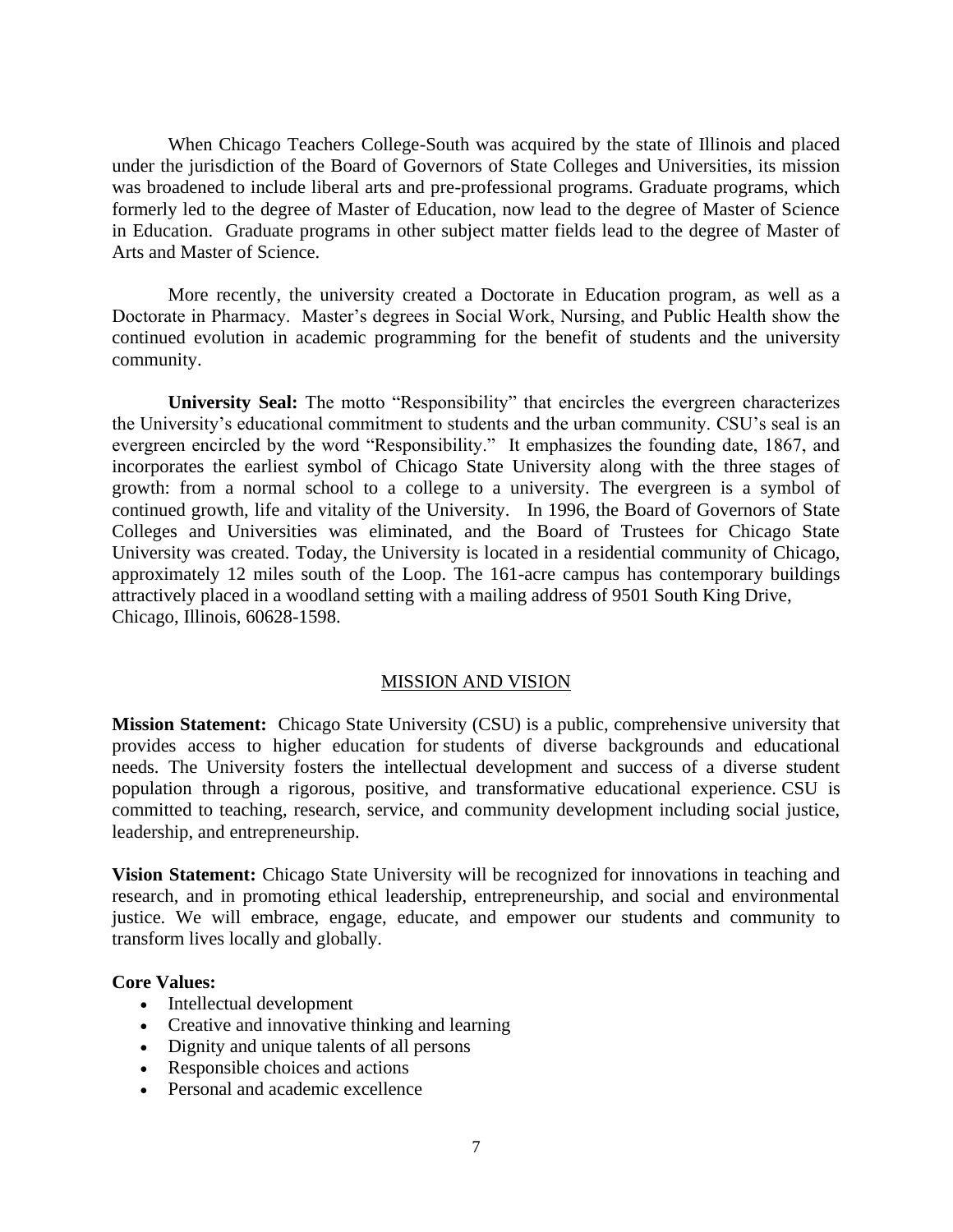When Chicago Teachers College-South was acquired by the state of Illinois and placed under the jurisdiction of the Board of Governors of State Colleges and Universities, its mission was broadened to include liberal arts and pre-professional programs. Graduate programs, which formerly led to the degree of Master of Education, now lead to the degree of Master of Science in Education. Graduate programs in other subject matter fields lead to the degree of Master of Arts and Master of Science.

More recently, the university created a Doctorate in Education program, as well as a Doctorate in Pharmacy. Master's degrees in Social Work, Nursing, and Public Health show the continued evolution in academic programming for the benefit of students and the university community.

**University Seal:** The motto "Responsibility" that encircles the evergreen characterizes the University's educational commitment to students and the urban community. CSU's seal is an evergreen encircled by the word "Responsibility." It emphasizes the founding date, 1867, and incorporates the earliest symbol of Chicago State University along with the three stages of growth: from a normal school to a college to a university. The evergreen is a symbol of continued growth, life and vitality of the University. In 1996, the Board of Governors of State Colleges and Universities was eliminated, and the Board of Trustees for Chicago State University was created. Today, the University is located in a residential community of Chicago, approximately 12 miles south of the Loop. The 161-acre campus has contemporary buildings attractively placed in a woodland setting with a mailing address of 9501 South King Drive, Chicago, Illinois, 60628-1598.

## MISSION AND VISION

**Mission Statement:** Chicago State University (CSU) is a public, comprehensive university that provides access to higher education for students of diverse backgrounds and educational needs. The University fosters the intellectual development and success of a diverse student population through a rigorous, positive, and transformative educational experience. CSU is committed to teaching, research, service, and community development including social justice, leadership, and entrepreneurship.

**Vision Statement:** Chicago State University will be recognized for innovations in teaching and research, and in promoting ethical leadership, entrepreneurship, and social and environmental justice. We will embrace, engage, educate, and empower our students and community to transform lives locally and globally.

**Core Values:**

- Intellectual development
- Creative and innovative thinking and learning
- Dignity and unique talents of all persons
- Responsible choices and actions
- Personal and academic excellence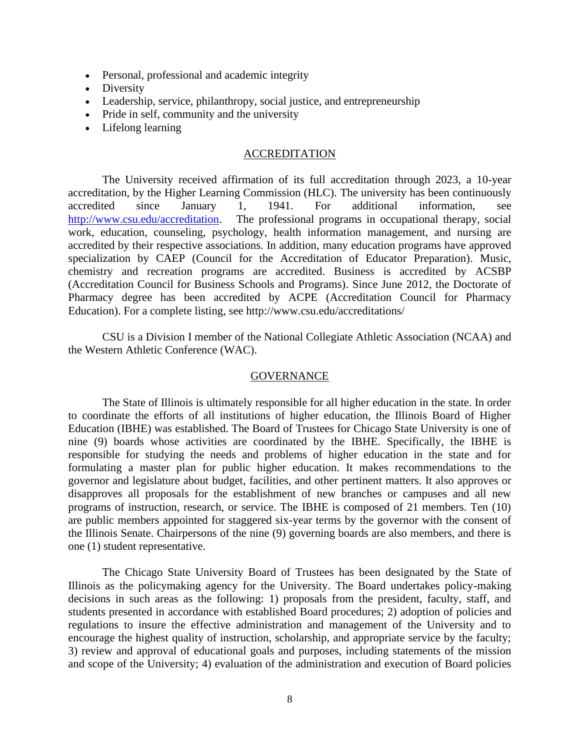- Personal, professional and academic integrity
- Diversity
- Leadership, service, philanthropy, social justice, and entrepreneurship
- Pride in self, community and the university
- Lifelong learning

## ACCREDITATION

The University received affirmation of its full accreditation through 2023, a 10-year accreditation, by the Higher Learning Commission (HLC). The university has been continuously accredited since January 1, 1941. For additional information, see http://www.csu.edu/accreditation. The professional programs in occupational therapy, social work, education, counseling, psychology, health information management, and nursing are accredited by their respective associations. In addition, many education programs have approved specialization by CAEP (Council for the Accreditation of Educator Preparation). Music, chemistry and recreation programs are accredited. Business is accredited by ACSBP (Accreditation Council for Business Schools and Programs). Since June 2012, the Doctorate of Pharmacy degree has been accredited by ACPE (Accreditation Council for Pharmacy Education). For a complete listing, see http://www.csu.edu/accreditations/

CSU is a Division I member of the National Collegiate Athletic Association (NCAA) and the Western Athletic Conference (WAC).

## GOVERNANCE

The State of Illinois is ultimately responsible for all higher education in the state. In order to coordinate the efforts of all institutions of higher education, the Illinois Board of Higher Education (IBHE) was established. The Board of Trustees for Chicago State University is one of nine (9) boards whose activities are coordinated by the IBHE. Specifically, the IBHE is responsible for studying the needs and problems of higher education in the state and for formulating a master plan for public higher education. It makes recommendations to the governor and legislature about budget, facilities, and other pertinent matters. It also approves or disapproves all proposals for the establishment of new branches or campuses and all new programs of instruction, research, or service. The IBHE is composed of 21 members. Ten (10) are public members appointed for staggered six-year terms by the governor with the consent of the Illinois Senate. Chairpersons of the nine (9) governing boards are also members, and there is one (1) student representative.

The Chicago State University Board of Trustees has been designated by the State of Illinois as the policymaking agency for the University. The Board undertakes policy-making decisions in such areas as the following: 1) proposals from the president, faculty, staff, and students presented in accordance with established Board procedures; 2) adoption of policies and regulations to insure the effective administration and management of the University and to encourage the highest quality of instruction, scholarship, and appropriate service by the faculty; 3) review and approval of educational goals and purposes, including statements of the mission and scope of the University; 4) evaluation of the administration and execution of Board policies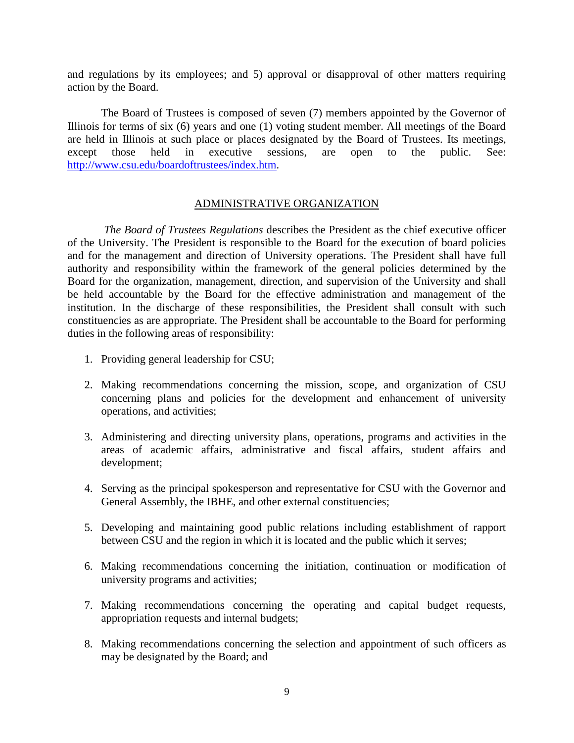and regulations by its employees; and 5) approval or disapproval of other matters requiring action by the Board.

The Board of Trustees is composed of seven (7) members appointed by the Governor of Illinois for terms of six (6) years and one (1) voting student member. All meetings of the Board are held in Illinois at such place or places designated by the Board of Trustees. Its meetings, except those held in executive sessions, are open to the public. See: http://www.csu.edu/boardoftrustees/index.htm.

## ADMINISTRATIVE ORGANIZATION

*The Board of Trustees Regulations* describes the President as the chief executive officer of the University. The President is responsible to the Board for the execution of board policies and for the management and direction of University operations. The President shall have full authority and responsibility within the framework of the general policies determined by the Board for the organization, management, direction, and supervision of the University and shall be held accountable by the Board for the effective administration and management of the institution. In the discharge of these responsibilities, the President shall consult with such constituencies as are appropriate. The President shall be accountable to the Board for performing duties in the following areas of responsibility:

1. Providing general leadership for CSU;

2. Making recommendations concerning the mission, scope, and organization of CSU concerning plans and policies for the development and enhancement of university operations, and activities;

3. Administering and directing university plans, operations, programs and activities in the areas of academic affairs, administrative and fiscal affairs, student affairs and development;

4. Serving as the principal spokesperson and representative for CSU with the Governor and General Assembly, the IBHE, and other external constituencies;

5. Developing and maintaining good public relations including establishment of rapport between CSU and the region in which it is located and the public which it serves;

6. Making recommendations concerning the initiation, continuation or modification of university programs and activities;

7. Making recommendations concerning the operating and capital budget requests, appropriation requests and internal budgets;

8. Making recommendations concerning the selection and appointment of such officers as may be designated by the Board; and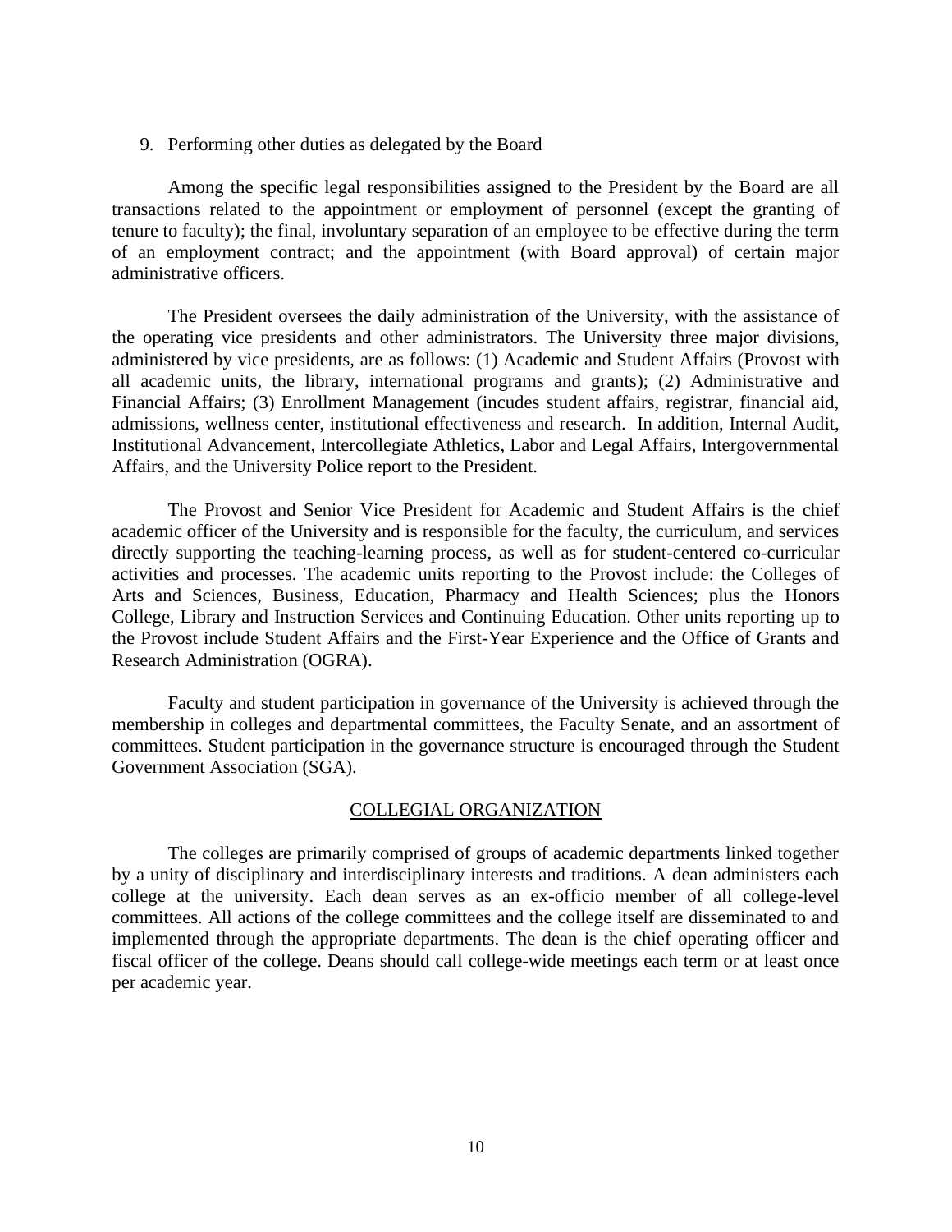9. Performing other duties as delegated by the Board

Among the specific legal responsibilities assigned to the President by the Board are all transactions related to the appointment or employment of personnel (except the granting of tenure to faculty); the final, involuntary separation of an employee to be effective during the term of an employment contract; and the appointment (with Board approval) of certain major administrative officers.

The President oversees the daily administration of the University, with the assistance of the operating vice presidents and other administrators. The University three major divisions, administered by vice presidents, are as follows: (1) Academic and Student Affairs (Provost with all academic units, the library, international programs and grants); (2) Administrative and Financial Affairs; (3) Enrollment Management (incudes student affairs, registrar, financial aid, admissions, wellness center, institutional effectiveness and research. In addition, Internal Audit, Institutional Advancement, Intercollegiate Athletics, Labor and Legal Affairs, Intergovernmental Affairs, and the University Police report to the President.

The Provost and Senior Vice President for Academic and Student Affairs is the chief academic officer of the University and is responsible for the faculty, the curriculum, and services directly supporting the teaching-learning process, as well as for student-centered co-curricular activities and processes. The academic units reporting to the Provost include: the Colleges of Arts and Sciences, Business, Education, Pharmacy and Health Sciences; plus the Honors College, Library and Instruction Services and Continuing Education. Other units reporting up to the Provost include Student Affairs and the First-Year Experience and the Office of Grants and Research Administration (OGRA).

Faculty and student participation in governance of the University is achieved through the membership in colleges and departmental committees, the Faculty Senate, and an assortment of committees. Student participation in the governance structure is encouraged through the Student Government Association (SGA).

## COLLEGIAL ORGANIZATION

The colleges are primarily comprised of groups of academic departments linked together by a unity of disciplinary and interdisciplinary interests and traditions. A dean administers each college at the university. Each dean serves as an ex-officio member of all college-level committees. All actions of the college committees and the college itself are disseminated to and implemented through the appropriate departments. The dean is the chief operating officer and fiscal officer of the college. Deans should call college-wide meetings each term or at least once per academic year.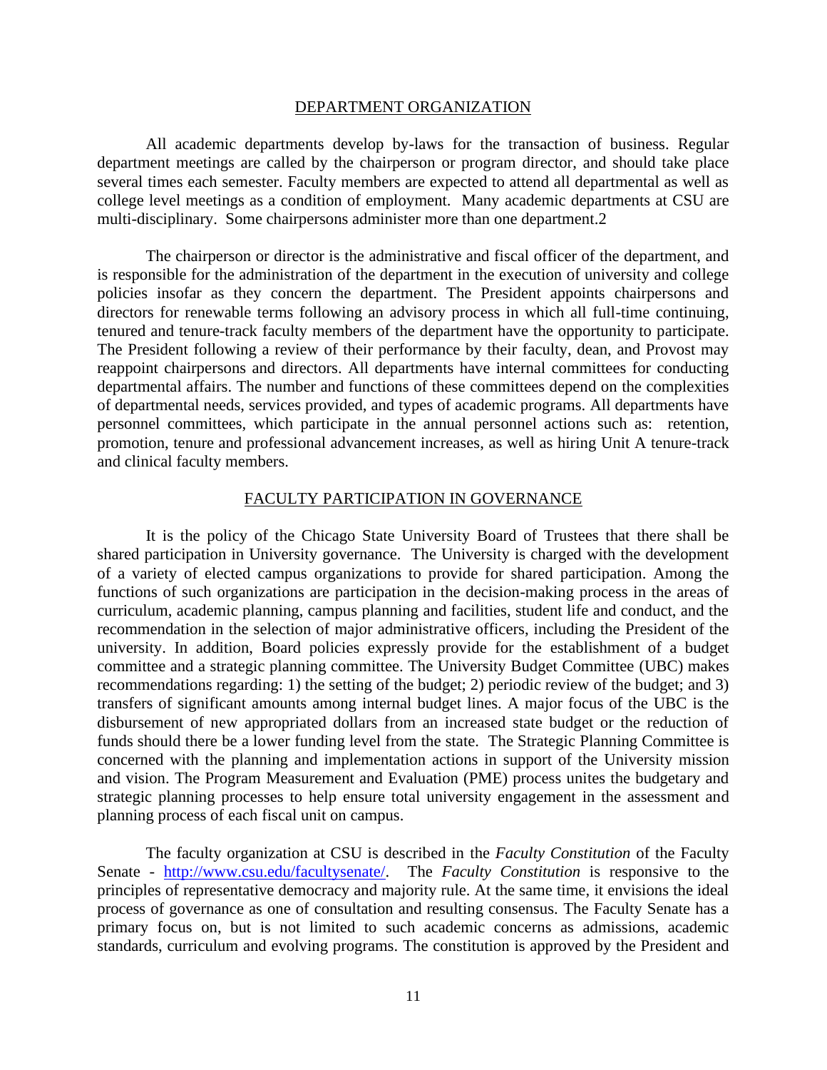## DEPARTMENT ORGANIZATION

All academic departments develop by-laws for the transaction of business. Regular department meetings are called by the chairperson or program director, and should take place several times each semester. Faculty members are expected to attend all departmental as well as college level meetings as a condition of employment. Many academic departments at CSU are multi-disciplinary. Some chairpersons administer more than one department.2

The chairperson or director is the administrative and fiscal officer of the department, and is responsible for the administration of the department in the execution of university and college policies insofar as they concern the department. The President appoints chairpersons and directors for renewable terms following an advisory process in which all full-time continuing, tenured and tenure-track faculty members of the department have the opportunity to participate. The President following a review of their performance by their faculty, dean, and Provost may reappoint chairpersons and directors. All departments have internal committees for conducting departmental affairs. The number and functions of these committees depend on the complexities of departmental needs, services provided, and types of academic programs. All departments have personnel committees, which participate in the annual personnel actions such as: retention, promotion, tenure and professional advancement increases, as well as hiring Unit A tenure-track and clinical faculty members.

## FACULTY PARTICIPATION IN GOVERNANCE

It is the policy of the Chicago State University Board of Trustees that there shall be shared participation in University governance. The University is charged with the development of a variety of elected campus organizations to provide for shared participation. Among the functions of such organizations are participation in the decision-making process in the areas of curriculum, academic planning, campus planning and facilities, student life and conduct, and the recommendation in the selection of major administrative officers, including the President of the university. In addition, Board policies expressly provide for the establishment of a budget committee and a strategic planning committee. The University Budget Committee (UBC) makes recommendations regarding: 1) the setting of the budget; 2) periodic review of the budget; and 3) transfers of significant amounts among internal budget lines. A major focus of the UBC is the disbursement of new appropriated dollars from an increased state budget or the reduction of funds should there be a lower funding level from the state. The Strategic Planning Committee is concerned with the planning and implementation actions in support of the University mission and vision. The Program Measurement and Evaluation (PME) process unites the budgetary and strategic planning processes to help ensure total university engagement in the assessment and planning process of each fiscal unit on campus.

The faculty organization at CSU is described in the *Faculty Constitution* of the Faculty Senate - [http://www.csu.edu/facultysenate/](http://www.csu.edu/facultysenate/). The *Faculty Constitution* is responsive to the principles of representative democracy and majority rule. At the same time, it envisions the ideal process of governance as one of consultation and resulting consensus. The Faculty Senate has a primary focus on, but is not limited to such academic concerns as admissions, academic standards, curriculum and evolving programs. The constitution is approved by the President and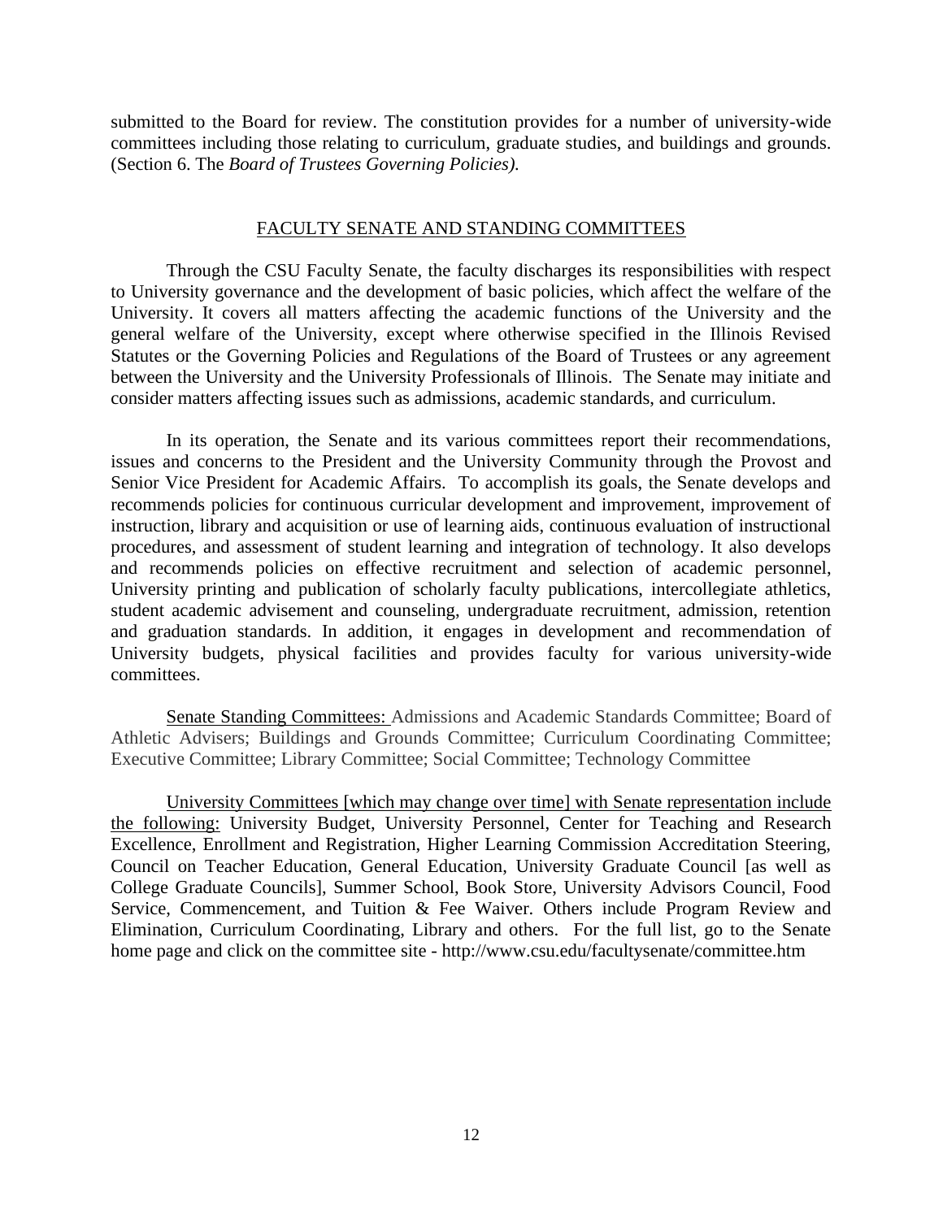submitted to the Board for review. The constitution provides for a number of university-wide committees including those relating to curriculum, graduate studies, and buildings and grounds. (Section 6. The *Board of Trustees Governing Policies).*

## FACULTY SENATE AND STANDING COMMITTEES

Through the CSU Faculty Senate, the faculty discharges its responsibilities with respect to University governance and the development of basic policies, which affect the welfare of the University. It covers all matters affecting the academic functions of the University and the general welfare of the University, except where otherwise specified in the Illinois Revised Statutes or the Governing Policies and Regulations of the Board of Trustees or any agreement between the University and the University Professionals of Illinois. The Senate may initiate and consider matters affecting issues such as admissions, academic standards, and curriculum.

In its operation, the Senate and its various committees report their recommendations, issues and concerns to the President and the University Community through the Provost and Senior Vice President for Academic Affairs. To accomplish its goals, the Senate develops and recommends policies for continuous curricular development and improvement, improvement of instruction, library and acquisition or use of learning aids, continuous evaluation of instructional procedures, and assessment of student learning and integration of technology. It also develops and recommends policies on effective recruitment and selection of academic personnel, University printing and publication of scholarly faculty publications, intercollegiate athletics, student academic advisement and counseling, undergraduate recruitment, admission, retention and graduation standards. In addition, it engages in development and recommendation of University budgets, physical facilities and provides faculty for various university-wide committees.

Senate Standing Committees: Admissions and Academic Standards Committee; Board of Athletic Advisers; Buildings and Grounds Committee; Curriculum Coordinating Committee; Executive Committee; Library Committee; Social Committee; Technology Committee

University Committees [which may change over time] with Senate representation include the following: University Budget, University Personnel, Center for Teaching and Research Excellence, Enrollment and Registration, Higher Learning Commission Accreditation Steering, Council on Teacher Education, General Education, University Graduate Council [as well as College Graduate Councils], Summer School, Book Store, University Advisors Council, Food Service, Commencement, and Tuition & Fee Waiver. Others include Program Review and Elimination, Curriculum Coordinating, Library and others. For the full list, go to the Senate home page and click on the committee site - http://www.csu.edu/facultysenate/committee.htm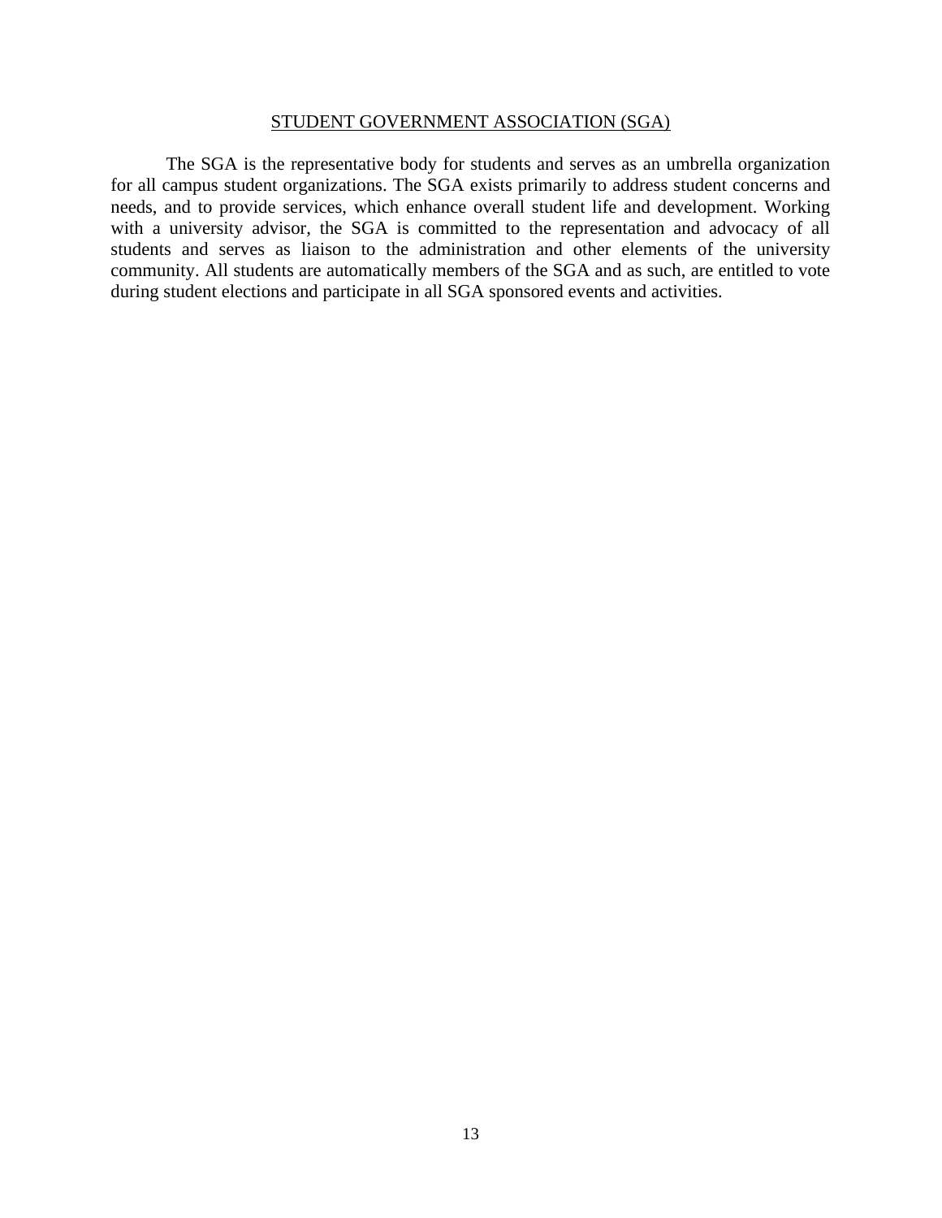## STUDENT GOVERNMENT ASSOCIATION (SGA)

The SGA is the representative body for students and serves as an umbrella organization for all campus student organizations. The SGA exists primarily to address student concerns and needs, and to provide services, which enhance overall student life and development. Working with a university advisor, the SGA is committed to the representation and advocacy of all students and serves as liaison to the administration and other elements of the university community. All students are automatically members of the SGA and as such, are entitled to vote during student elections and participate in all SGA sponsored events and activities.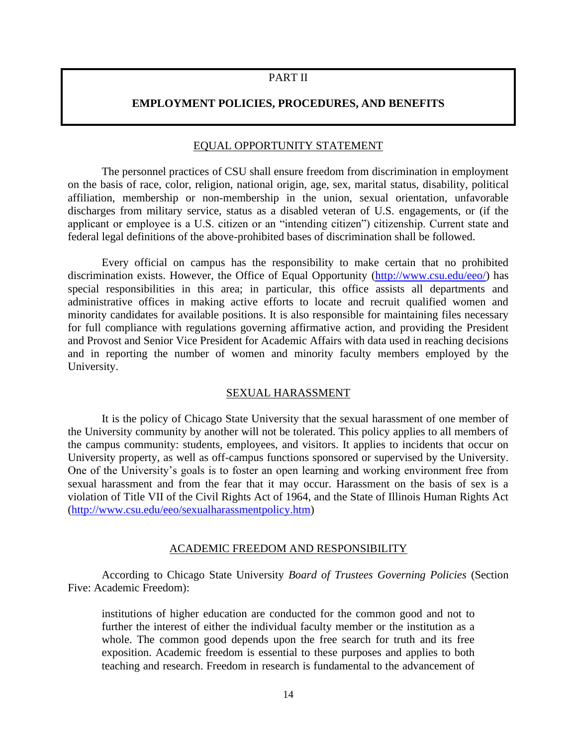# PART II

# EMPLOYMENT POLICIES, PROCEDURES, AND BENEFITS

## EQUAL OPPORTUNITY STATEMENT

The personnel practices of CSU shall ensure freedom from discrimination in employment on the basis of race, color, religion, national origin, age, sex, marital status, disability, political affiliation, membership or non-membership in the union, sexual orientation, unfavorable discharges from military service, status as a disabled veteran of U.S. engagements, or (if the applicant or employee is a U.S. citizen or an "intending citizen") citizenship. Current state and federal legal definitions of the above-prohibited bases of discrimination shall be followed.

Every official on campus has the responsibility to make certain that no prohibited discrimination exists. However, the Office of Equal Opportunity (http://www.csu.edu/eeo/) has special responsibilities in this area; in particular, this office assists all departments and administrative offices in making active efforts to locate and recruit qualified women and minority candidates for available positions. It is also responsible for maintaining files necessary for full compliance with regulations governing affirmative action, and providing the President and Provost and Senior Vice President for Academic Affairs with data used in reaching decisions and in reporting the number of women and minority faculty members employed by the University.

## SEXUAL HARASSMENT

It is the policy of Chicago State University that the sexual harassment of one member of the University community by another will not be tolerated. This policy applies to all members of the campus community: students, employees, and visitors. It applies to incidents that occur on University property, as well as off-campus functions sponsored or supervised by the University. One of the University's goals is to foster an open learning and working environment free from sexual harassment and from the fear that it may occur. Harassment on the basis of sex is a violation of Title VII of the Civil Rights Act of 1964, and the State of Illinois Human Rights Act (http://www.csu.edu/eeo/sexualharassmentpolicy.htm)

## ACADEMIC FREEDOM AND RESPONSIBILITY

According to Chicago State University *Board of Trustees Governing Policies* (Section Five: Academic Freedom):

> institutions of higher education are conducted for the common good and not to further the interest of either the individual faculty member or the institution as a whole. The common good depends upon the free search for truth and its free exposition. Academic freedom is essential to these purposes and applies to both teaching and research. Freedom in research is fundamental to the advancement of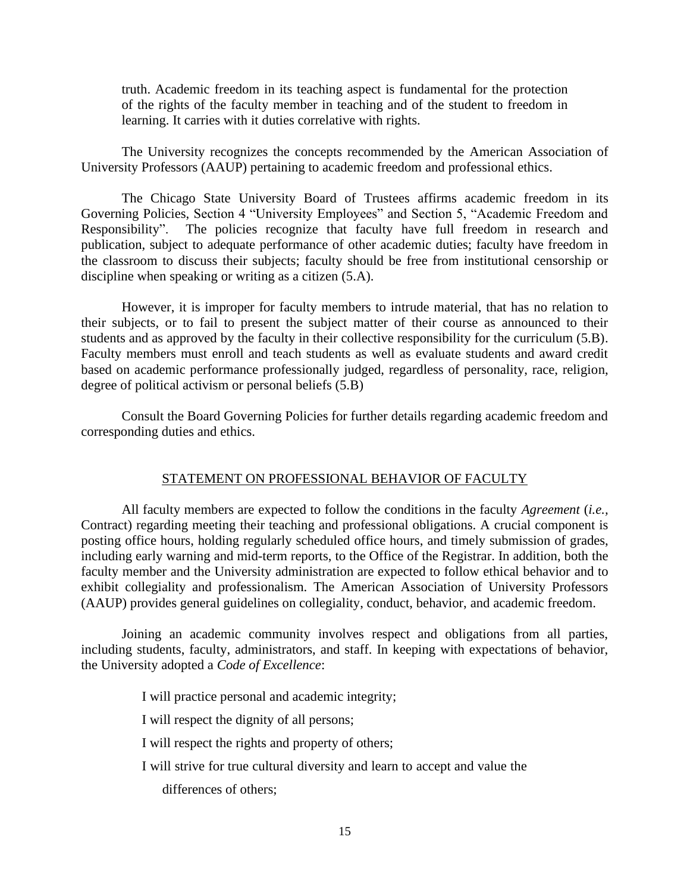> truth. Academic freedom in its teaching aspect is fundamental for the protection of the rights of the faculty member in teaching and of the student to freedom in learning. It carries with it duties correlative with rights.

The University recognizes the concepts recommended by the American Association of University Professors (AAUP) pertaining to academic freedom and professional ethics.

The Chicago State University Board of Trustees affirms academic freedom in its Governing Policies, Section 4 "University Employees" and Section 5, "Academic Freedom and Responsibility". The policies recognize that faculty have full freedom in research and publication, subject to adequate performance of other academic duties; faculty have freedom in the classroom to discuss their subjects; faculty should be free from institutional censorship or discipline when speaking or writing as a citizen (5.A).

However, it is improper for faculty members to intrude material, that has no relation to their subjects, or to fail to present the subject matter of their course as announced to their students and as approved by the faculty in their collective responsibility for the curriculum (5.B). Faculty members must enroll and teach students as well as evaluate students and award credit based on academic performance professionally judged, regardless of personality, race, religion, degree of political activism or personal beliefs (5.B)

Consult the Board Governing Policies for further details regarding academic freedom and corresponding duties and ethics.

## STATEMENT ON PROFESSIONAL BEHAVIOR OF FACULTY

All faculty members are expected to follow the conditions in the faculty *Agreement* (*i.e.,* Contract) regarding meeting their teaching and professional obligations. A crucial component is posting office hours, holding regularly scheduled office hours, and timely submission of grades, including early warning and mid-term reports, to the Office of the Registrar. In addition, both the faculty member and the University administration are expected to follow ethical behavior and to exhibit collegiality and professionalism. The American Association of University Professors (AAUP) provides general guidelines on collegiality, conduct, behavior, and academic freedom.

Joining an academic community involves respect and obligations from all parties, including students, faculty, administrators, and staff. In keeping with expectations of behavior, the University adopted a *Code of Excellence*:

> I will practice personal and academic integrity;
>
> I will respect the dignity of all persons;
>
> I will respect the rights and property of others;
>
> I will strive for true cultural diversity and learn to accept and value the differences of others;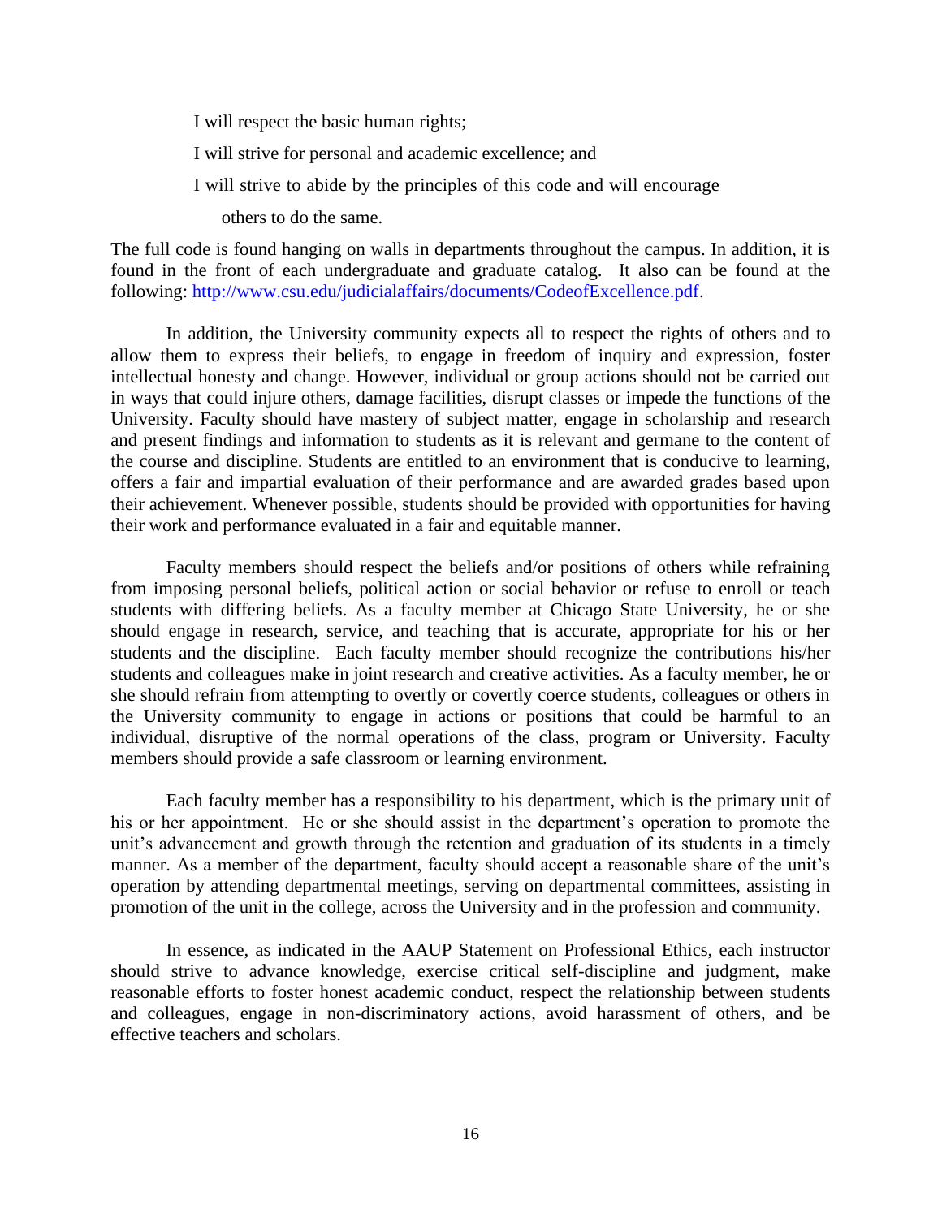I will respect the basic human rights;

I will strive for personal and academic excellence; and

I will strive to abide by the principles of this code and will encourage others to do the same.

The full code is found hanging on walls in departments throughout the campus. In addition, it is found in the front of each undergraduate and graduate catalog. It also can be found at the following: [http://www.csu.edu/judicialaffairs/documents/CodeofExcellence.pdf](http://www.csu.edu/judicialaffairs/documents/CodeofExcellence.pdf).

In addition, the University community expects all to respect the rights of others and to allow them to express their beliefs, to engage in freedom of inquiry and expression, foster intellectual honesty and change. However, individual or group actions should not be carried out in ways that could injure others, damage facilities, disrupt classes or impede the functions of the University. Faculty should have mastery of subject matter, engage in scholarship and research and present findings and information to students as it is relevant and germane to the content of the course and discipline. Students are entitled to an environment that is conducive to learning, offers a fair and impartial evaluation of their performance and are awarded grades based upon their achievement. Whenever possible, students should be provided with opportunities for having their work and performance evaluated in a fair and equitable manner.

Faculty members should respect the beliefs and/or positions of others while refraining from imposing personal beliefs, political action or social behavior or refuse to enroll or teach students with differing beliefs. As a faculty member at Chicago State University, he or she should engage in research, service, and teaching that is accurate, appropriate for his or her students and the discipline. Each faculty member should recognize the contributions his/her students and colleagues make in joint research and creative activities. As a faculty member, he or she should refrain from attempting to overtly or covertly coerce students, colleagues or others in the University community to engage in actions or positions that could be harmful to an individual, disruptive of the normal operations of the class, program or University. Faculty members should provide a safe classroom or learning environment.

Each faculty member has a responsibility to his department, which is the primary unit of his or her appointment. He or she should assist in the department's operation to promote the unit's advancement and growth through the retention and graduation of its students in a timely manner. As a member of the department, faculty should accept a reasonable share of the unit's operation by attending departmental meetings, serving on departmental committees, assisting in promotion of the unit in the college, across the University and in the profession and community.

In essence, as indicated in the AAUP Statement on Professional Ethics, each instructor should strive to advance knowledge, exercise critical self-discipline and judgment, make reasonable efforts to foster honest academic conduct, respect the relationship between students and colleagues, engage in non-discriminatory actions, avoid harassment of others, and be effective teachers and scholars.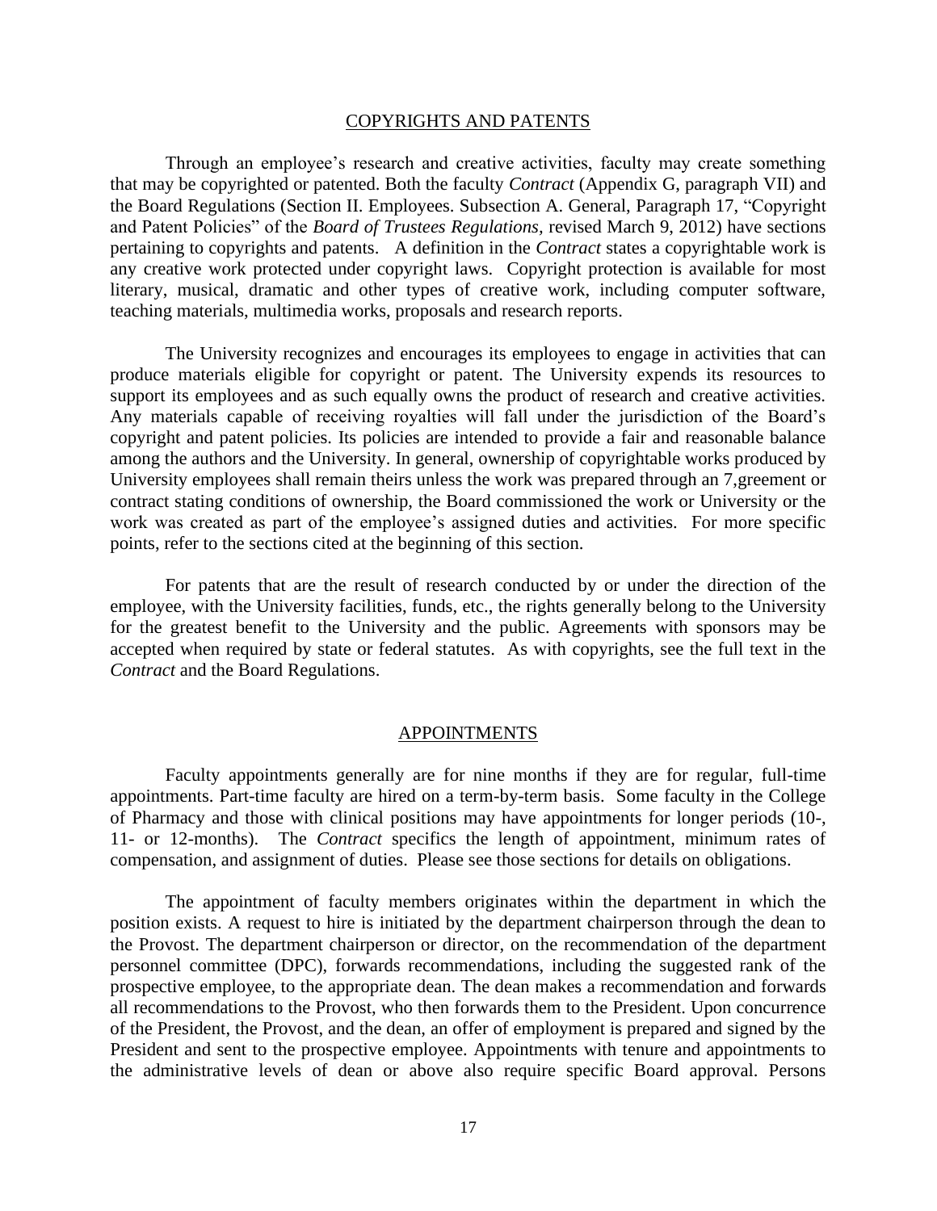## COPYRIGHTS AND PATENTS

Through an employee's research and creative activities, faculty may create something that may be copyrighted or patented. Both the faculty *Contract* (Appendix G, paragraph VII) and the Board Regulations (Section II. Employees. Subsection A. General, Paragraph 17, "Copyright and Patent Policies" of the *Board of Trustees Regulations*, revised March 9, 2012) have sections pertaining to copyrights and patents. A definition in the *Contract* states a copyrightable work is any creative work protected under copyright laws. Copyright protection is available for most literary, musical, dramatic and other types of creative work, including computer software, teaching materials, multimedia works, proposals and research reports.

The University recognizes and encourages its employees to engage in activities that can produce materials eligible for copyright or patent. The University expends its resources to support its employees and as such equally owns the product of research and creative activities. Any materials capable of receiving royalties will fall under the jurisdiction of the Board's copyright and patent policies. Its policies are intended to provide a fair and reasonable balance among the authors and the University. In general, ownership of copyrightable works produced by University employees shall remain theirs unless the work was prepared through an 7,greement or contract stating conditions of ownership, the Board commissioned the work or University or the work was created as part of the employee's assigned duties and activities. For more specific points, refer to the sections cited at the beginning of this section.

For patents that are the result of research conducted by or under the direction of the employee, with the University facilities, funds, etc., the rights generally belong to the University for the greatest benefit to the University and the public. Agreements with sponsors may be accepted when required by state or federal statutes. As with copyrights, see the full text in the *Contract* and the Board Regulations.

## APPOINTMENTS

Faculty appointments generally are for nine months if they are for regular, full-time appointments. Part-time faculty are hired on a term-by-term basis. Some faculty in the College of Pharmacy and those with clinical positions may have appointments for longer periods (10-, 11- or 12-months). The *Contract* specifics the length of appointment, minimum rates of compensation, and assignment of duties. Please see those sections for details on obligations.

The appointment of faculty members originates within the department in which the position exists. A request to hire is initiated by the department chairperson through the dean to the Provost. The department chairperson or director, on the recommendation of the department personnel committee (DPC), forwards recommendations, including the suggested rank of the prospective employee, to the appropriate dean. The dean makes a recommendation and forwards all recommendations to the Provost, who then forwards them to the President. Upon concurrence of the President, the Provost, and the dean, an offer of employment is prepared and signed by the President and sent to the prospective employee. Appointments with tenure and appointments to the administrative levels of dean or above also require specific Board approval. Persons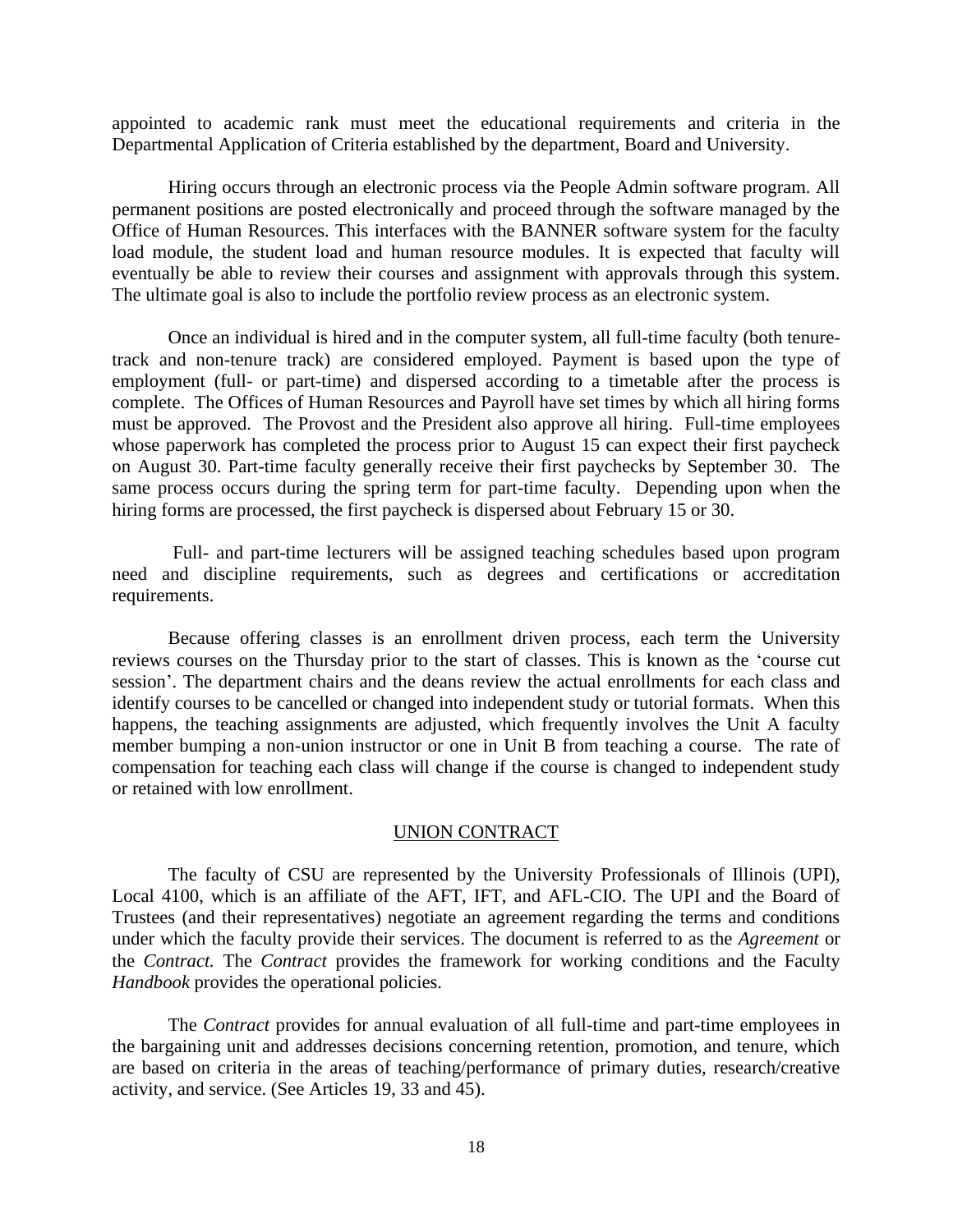appointed to academic rank must meet the educational requirements and criteria in the Departmental Application of Criteria established by the department, Board and University.

Hiring occurs through an electronic process via the People Admin software program. All permanent positions are posted electronically and proceed through the software managed by the Office of Human Resources. This interfaces with the BANNER software system for the faculty load module, the student load and human resource modules. It is expected that faculty will eventually be able to review their courses and assignment with approvals through this system. The ultimate goal is also to include the portfolio review process as an electronic system.

Once an individual is hired and in the computer system, all full-time faculty (both tenure-track and non-tenure track) are considered employed. Payment is based upon the type of employment (full- or part-time) and dispersed according to a timetable after the process is complete. The Offices of Human Resources and Payroll have set times by which all hiring forms must be approved. The Provost and the President also approve all hiring. Full-time employees whose paperwork has completed the process prior to August 15 can expect their first paycheck on August 30. Part-time faculty generally receive their first paychecks by September 30. The same process occurs during the spring term for part-time faculty. Depending upon when the hiring forms are processed, the first paycheck is dispersed about February 15 or 30.

Full- and part-time lecturers will be assigned teaching schedules based upon program need and discipline requirements, such as degrees and certifications or accreditation requirements.

Because offering classes is an enrollment driven process, each term the University reviews courses on the Thursday prior to the start of classes. This is known as the 'course cut session'. The department chairs and the deans review the actual enrollments for each class and identify courses to be cancelled or changed into independent study or tutorial formats. When this happens, the teaching assignments are adjusted, which frequently involves the Unit A faculty member bumping a non-union instructor or one in Unit B from teaching a course. The rate of compensation for teaching each class will change if the course is changed to independent study or retained with low enrollment.

## UNION CONTRACT

The faculty of CSU are represented by the University Professionals of Illinois (UPI), Local 4100, which is an affiliate of the AFT, IFT, and AFL-CIO. The UPI and the Board of Trustees (and their representatives) negotiate an agreement regarding the terms and conditions under which the faculty provide their services. The document is referred to as the *Agreement* or the *Contract.* The *Contract* provides the framework for working conditions and the Faculty *Handbook* provides the operational policies.

The *Contract* provides for annual evaluation of all full-time and part-time employees in the bargaining unit and addresses decisions concerning retention, promotion, and tenure, which are based on criteria in the areas of teaching/performance of primary duties, research/creative activity, and service. (See Articles 19, 33 and 45).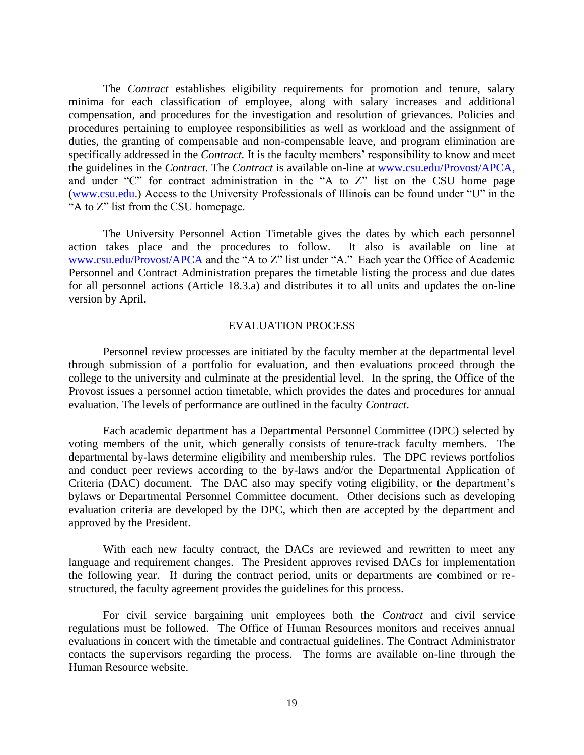The *Contract* establishes eligibility requirements for promotion and tenure, salary minima for each classification of employee, along with salary increases and additional compensation, and procedures for the investigation and resolution of grievances. Policies and procedures pertaining to employee responsibilities as well as workload and the assignment of duties, the granting of compensable and non-compensable leave, and program elimination are specifically addressed in the *Contract.* It is the faculty members' responsibility to know and meet the guidelines in the *Contract.* The *Contract* is available on-line at www.csu.edu/Provost/APCA, and under "C" for contract administration in the "A to Z" list on the CSU home page (www.csu.edu.) Access to the University Professionals of Illinois can be found under "U" in the "A to Z" list from the CSU homepage.

The University Personnel Action Timetable gives the dates by which each personnel action takes place and the procedures to follow. It also is available on line at www.csu.edu/Provost/APCA and the "A to Z" list under "A." Each year the Office of Academic Personnel and Contract Administration prepares the timetable listing the process and due dates for all personnel actions (Article 18.3.a) and distributes it to all units and updates the on-line version by April.

## EVALUATION PROCESS

Personnel review processes are initiated by the faculty member at the departmental level through submission of a portfolio for evaluation, and then evaluations proceed through the college to the university and culminate at the presidential level. In the spring, the Office of the Provost issues a personnel action timetable, which provides the dates and procedures for annual evaluation. The levels of performance are outlined in the faculty *Contract*.

Each academic department has a Departmental Personnel Committee (DPC) selected by voting members of the unit, which generally consists of tenure-track faculty members. The departmental by-laws determine eligibility and membership rules. The DPC reviews portfolios and conduct peer reviews according to the by-laws and/or the Departmental Application of Criteria (DAC) document. The DAC also may specify voting eligibility, or the department's bylaws or Departmental Personnel Committee document. Other decisions such as developing evaluation criteria are developed by the DPC, which then are accepted by the department and approved by the President.

With each new faculty contract, the DACs are reviewed and rewritten to meet any language and requirement changes. The President approves revised DACs for implementation the following year. If during the contract period, units or departments are combined or re-structured, the faculty agreement provides the guidelines for this process.

For civil service bargaining unit employees both the *Contract* and civil service regulations must be followed. The Office of Human Resources monitors and receives annual evaluations in concert with the timetable and contractual guidelines. The Contract Administrator contacts the supervisors regarding the process. The forms are available on-line through the Human Resource website.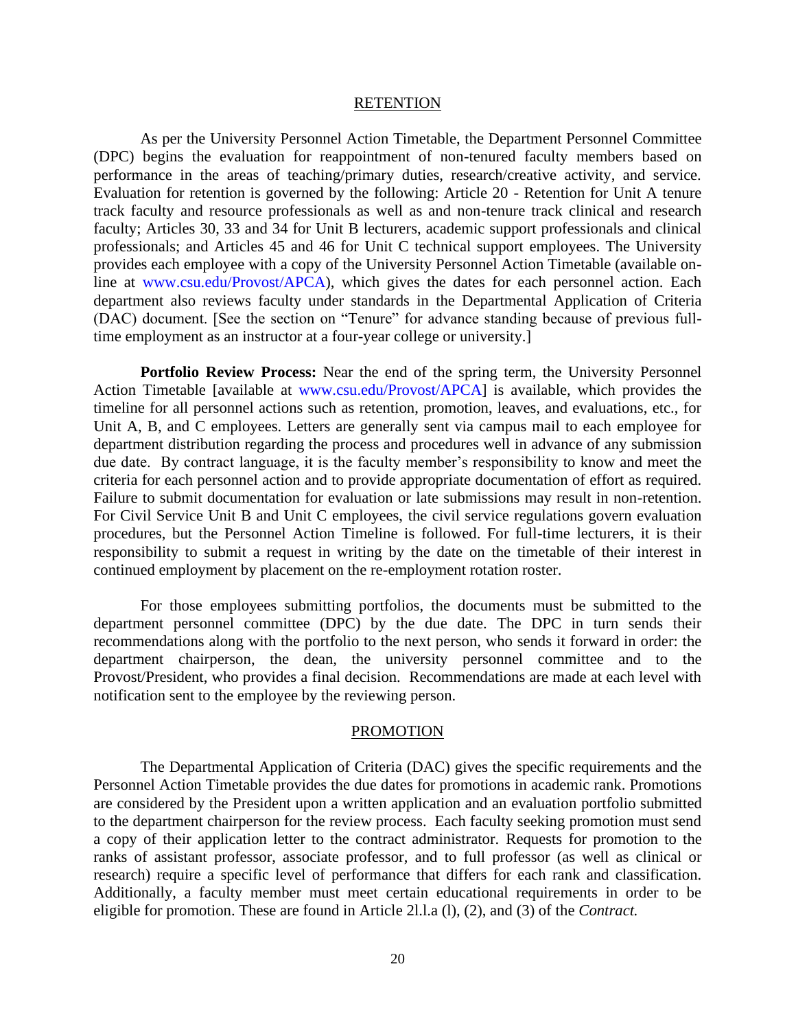## RETENTION

As per the University Personnel Action Timetable, the Department Personnel Committee (DPC) begins the evaluation for reappointment of non-tenured faculty members based on performance in the areas of teaching/primary duties, research/creative activity, and service. Evaluation for retention is governed by the following: Article 20 - Retention for Unit A tenure track faculty and resource professionals as well as and non-tenure track clinical and research faculty; Articles 30, 33 and 34 for Unit B lecturers, academic support professionals and clinical professionals; and Articles 45 and 46 for Unit C technical support employees. The University provides each employee with a copy of the University Personnel Action Timetable (available on-line at www.csu.edu/Provost/APCA), which gives the dates for each personnel action. Each department also reviews faculty under standards in the Departmental Application of Criteria (DAC) document. [See the section on "Tenure" for advance standing because of previous full-time employment as an instructor at a four-year college or university.]

**Portfolio Review Process:** Near the end of the spring term, the University Personnel Action Timetable [available at www.csu.edu/Provost/APCA] is available, which provides the timeline for all personnel actions such as retention, promotion, leaves, and evaluations, etc., for Unit A, B, and C employees. Letters are generally sent via campus mail to each employee for department distribution regarding the process and procedures well in advance of any submission due date. By contract language, it is the faculty member's responsibility to know and meet the criteria for each personnel action and to provide appropriate documentation of effort as required. Failure to submit documentation for evaluation or late submissions may result in non-retention. For Civil Service Unit B and Unit C employees, the civil service regulations govern evaluation procedures, but the Personnel Action Timeline is followed. For full-time lecturers, it is their responsibility to submit a request in writing by the date on the timetable of their interest in continued employment by placement on the re-employment rotation roster.

For those employees submitting portfolios, the documents must be submitted to the department personnel committee (DPC) by the due date. The DPC in turn sends their recommendations along with the portfolio to the next person, who sends it forward in order: the department chairperson, the dean, the university personnel committee and to the Provost/President, who provides a final decision. Recommendations are made at each level with notification sent to the employee by the reviewing person.

## PROMOTION

The Departmental Application of Criteria (DAC) gives the specific requirements and the Personnel Action Timetable provides the due dates for promotions in academic rank. Promotions are considered by the President upon a written application and an evaluation portfolio submitted to the department chairperson for the review process. Each faculty seeking promotion must send a copy of their application letter to the contract administrator. Requests for promotion to the ranks of assistant professor, associate professor, and to full professor (as well as clinical or research) require a specific level of performance that differs for each rank and classification. Additionally, a faculty member must meet certain educational requirements in order to be eligible for promotion. These are found in Article 2l.l.a (l), (2), and (3) of the *Contract.*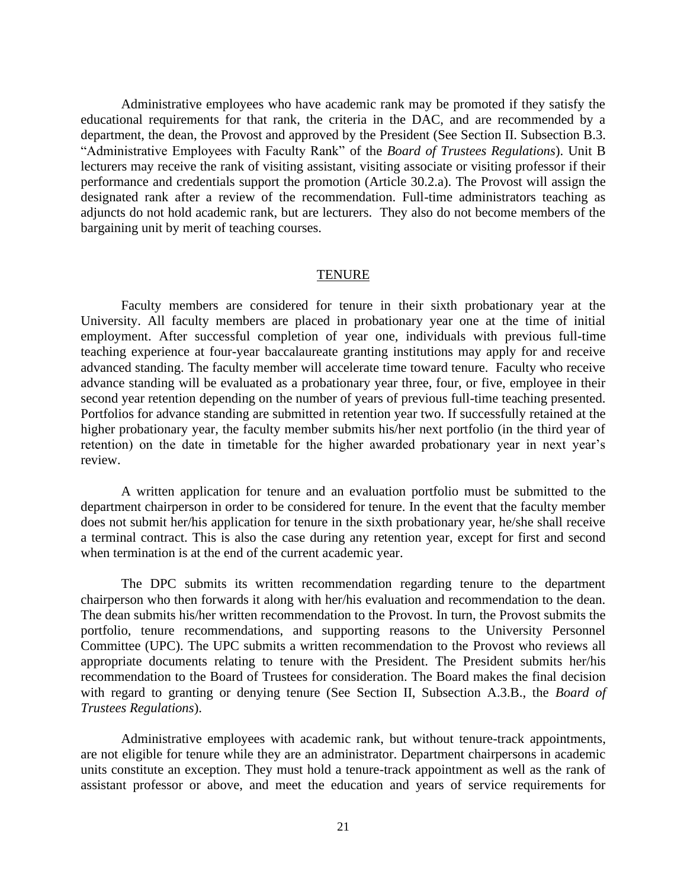Administrative employees who have academic rank may be promoted if they satisfy the educational requirements for that rank, the criteria in the DAC, and are recommended by a department, the dean, the Provost and approved by the President (See Section II. Subsection B.3. "Administrative Employees with Faculty Rank" of the *Board of Trustees Regulations*). Unit B lecturers may receive the rank of visiting assistant, visiting associate or visiting professor if their performance and credentials support the promotion (Article 30.2.a). The Provost will assign the designated rank after a review of the recommendation. Full-time administrators teaching as adjuncts do not hold academic rank, but are lecturers. They also do not become members of the bargaining unit by merit of teaching courses.

## TENURE

Faculty members are considered for tenure in their sixth probationary year at the University. All faculty members are placed in probationary year one at the time of initial employment. After successful completion of year one, individuals with previous full-time teaching experience at four-year baccalaureate granting institutions may apply for and receive advanced standing. The faculty member will accelerate time toward tenure. Faculty who receive advance standing will be evaluated as a probationary year three, four, or five, employee in their second year retention depending on the number of years of previous full-time teaching presented. Portfolios for advance standing are submitted in retention year two. If successfully retained at the higher probationary year, the faculty member submits his/her next portfolio (in the third year of retention) on the date in timetable for the higher awarded probationary year in next year's review.

A written application for tenure and an evaluation portfolio must be submitted to the department chairperson in order to be considered for tenure. In the event that the faculty member does not submit her/his application for tenure in the sixth probationary year, he/she shall receive a terminal contract. This is also the case during any retention year, except for first and second when termination is at the end of the current academic year.

The DPC submits its written recommendation regarding tenure to the department chairperson who then forwards it along with her/his evaluation and recommendation to the dean. The dean submits his/her written recommendation to the Provost. In turn, the Provost submits the portfolio, tenure recommendations, and supporting reasons to the University Personnel Committee (UPC). The UPC submits a written recommendation to the Provost who reviews all appropriate documents relating to tenure with the President. The President submits her/his recommendation to the Board of Trustees for consideration. The Board makes the final decision with regard to granting or denying tenure (See Section II, Subsection A.3.B., the *Board of Trustees Regulations*).

Administrative employees with academic rank, but without tenure-track appointments, are not eligible for tenure while they are an administrator. Department chairpersons in academic units constitute an exception. They must hold a tenure-track appointment as well as the rank of assistant professor or above, and meet the education and years of service requirements for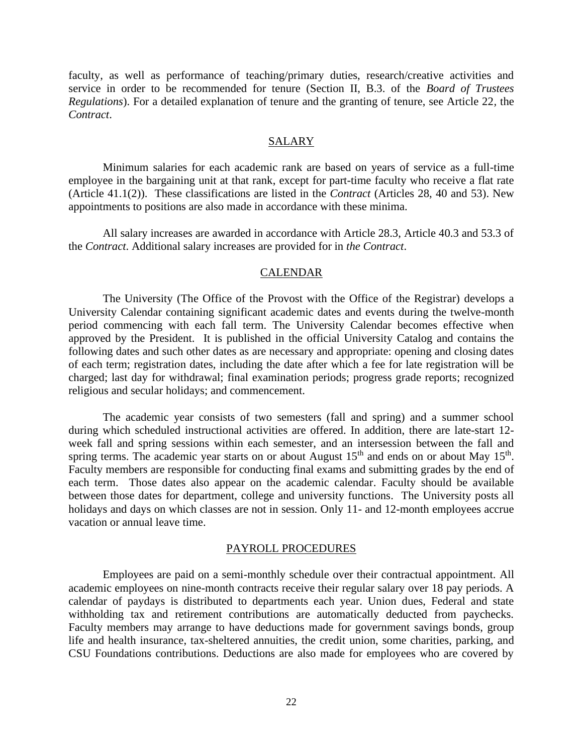faculty, as well as performance of teaching/primary duties, research/creative activities and service in order to be recommended for tenure (Section II, B.3. of the *Board of Trustees Regulations*). For a detailed explanation of tenure and the granting of tenure, see Article 22, the *Contract*.

## SALARY

Minimum salaries for each academic rank are based on years of service as a full-time employee in the bargaining unit at that rank, except for part-time faculty who receive a flat rate (Article 41.1(2)). These classifications are listed in the *Contract* (Articles 28, 40 and 53). New appointments to positions are also made in accordance with these minima.

All salary increases are awarded in accordance with Article 28.3, Article 40.3 and 53.3 of the *Contract*. Additional salary increases are provided for in *the Contract*.

## CALENDAR

The University (The Office of the Provost with the Office of the Registrar) develops a University Calendar containing significant academic dates and events during the twelve-month period commencing with each fall term. The University Calendar becomes effective when approved by the President. It is published in the official University Catalog and contains the following dates and such other dates as are necessary and appropriate: opening and closing dates of each term; registration dates, including the date after which a fee for late registration will be charged; last day for withdrawal; final examination periods; progress grade reports; recognized religious and secular holidays; and commencement.

The academic year consists of two semesters (fall and spring) and a summer school during which scheduled instructional activities are offered. In addition, there are late-start 12-week fall and spring sessions within each semester, and an intersession between the fall and spring terms. The academic year starts on or about August 15th and ends on or about May 15th. Faculty members are responsible for conducting final exams and submitting grades by the end of each term. Those dates also appear on the academic calendar. Faculty should be available between those dates for department, college and university functions. The University posts all holidays and days on which classes are not in session. Only 11- and 12-month employees accrue vacation or annual leave time.

## PAYROLL PROCEDURES

Employees are paid on a semi-monthly schedule over their contractual appointment. All academic employees on nine-month contracts receive their regular salary over 18 pay periods. A calendar of paydays is distributed to departments each year. Union dues, Federal and state withholding tax and retirement contributions are automatically deducted from paychecks. Faculty members may arrange to have deductions made for government savings bonds, group life and health insurance, tax-sheltered annuities, the credit union, some charities, parking, and CSU Foundations contributions. Deductions are also made for employees who are covered by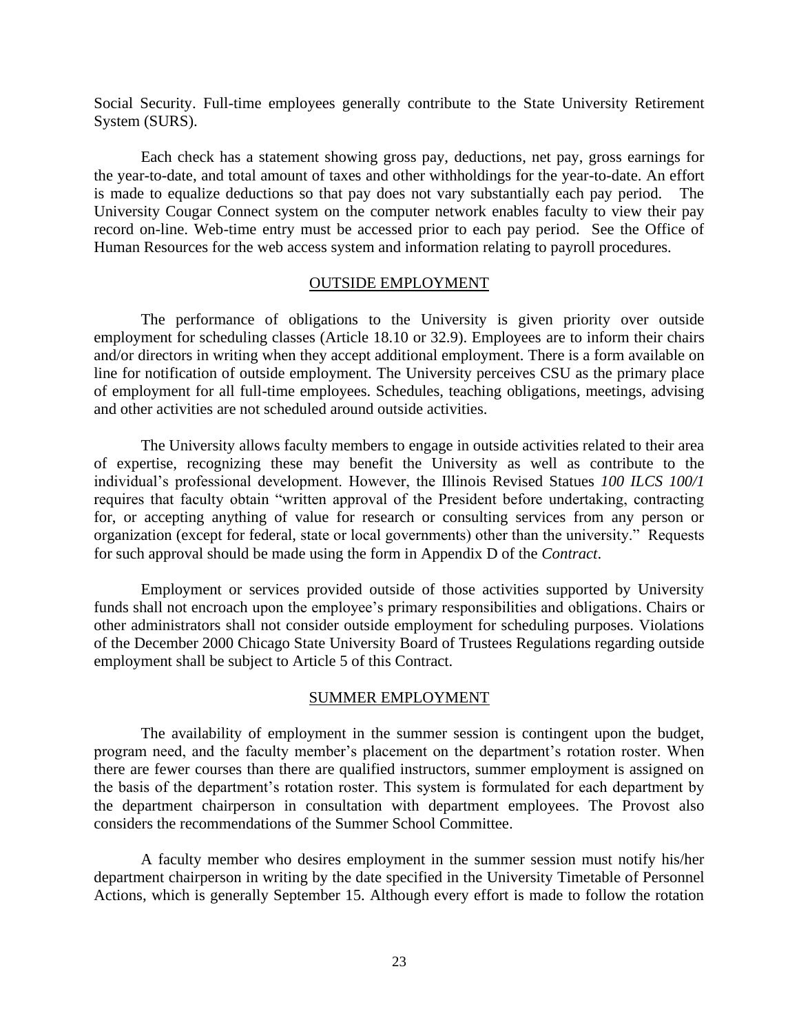Social Security. Full-time employees generally contribute to the State University Retirement System (SURS).

Each check has a statement showing gross pay, deductions, net pay, gross earnings for the year-to-date, and total amount of taxes and other withholdings for the year-to-date. An effort is made to equalize deductions so that pay does not vary substantially each pay period. The University Cougar Connect system on the computer network enables faculty to view their pay record on-line. Web-time entry must be accessed prior to each pay period. See the Office of Human Resources for the web access system and information relating to payroll procedures.

## OUTSIDE EMPLOYMENT

The performance of obligations to the University is given priority over outside employment for scheduling classes (Article 18.10 or 32.9). Employees are to inform their chairs and/or directors in writing when they accept additional employment. There is a form available on line for notification of outside employment. The University perceives CSU as the primary place of employment for all full-time employees. Schedules, teaching obligations, meetings, advising and other activities are not scheduled around outside activities.

The University allows faculty members to engage in outside activities related to their area of expertise, recognizing these may benefit the University as well as contribute to the individual's professional development. However, the Illinois Revised Statues *100 ILCS 100/1* requires that faculty obtain "written approval of the President before undertaking, contracting for, or accepting anything of value for research or consulting services from any person or organization (except for federal, state or local governments) other than the university." Requests for such approval should be made using the form in Appendix D of the *Contract*.

Employment or services provided outside of those activities supported by University funds shall not encroach upon the employee's primary responsibilities and obligations. Chairs or other administrators shall not consider outside employment for scheduling purposes. Violations of the December 2000 Chicago State University Board of Trustees Regulations regarding outside employment shall be subject to Article 5 of this Contract.

## SUMMER EMPLOYMENT

The availability of employment in the summer session is contingent upon the budget, program need, and the faculty member's placement on the department's rotation roster. When there are fewer courses than there are qualified instructors, summer employment is assigned on the basis of the department's rotation roster. This system is formulated for each department by the department chairperson in consultation with department employees. The Provost also considers the recommendations of the Summer School Committee.

A faculty member who desires employment in the summer session must notify his/her department chairperson in writing by the date specified in the University Timetable of Personnel Actions, which is generally September 15. Although every effort is made to follow the rotation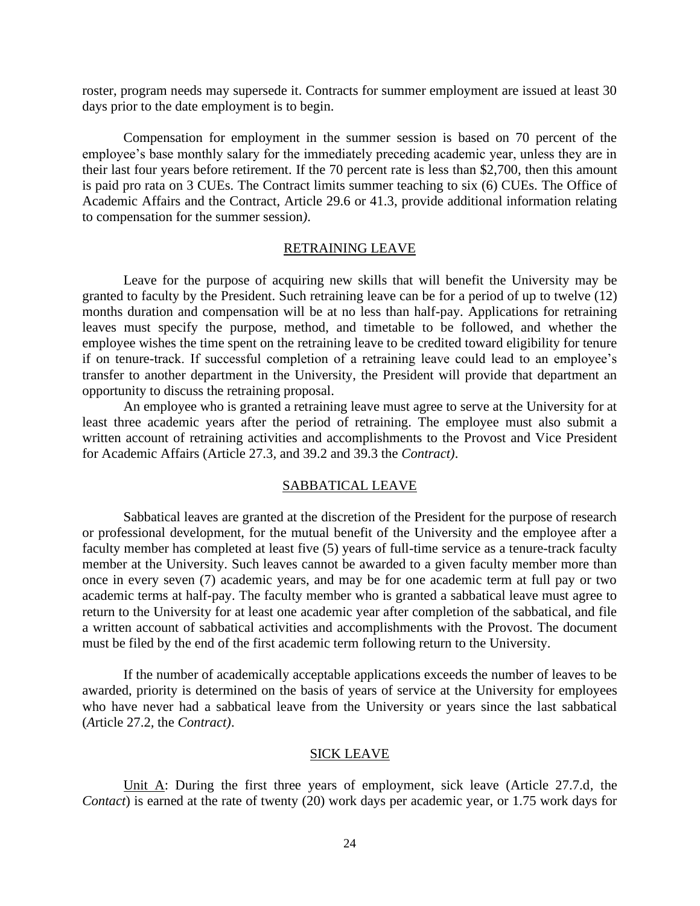roster, program needs may supersede it. Contracts for summer employment are issued at least 30 days prior to the date employment is to begin.

Compensation for employment in the summer session is based on 70 percent of the employee's base monthly salary for the immediately preceding academic year, unless they are in their last four years before retirement. If the 70 percent rate is less than $2,700, then this amount is paid pro rata on 3 CUEs. The Contract limits summer teaching to six (6) CUEs. The Office of Academic Affairs and the Contract, Article 29.6 or 41.3, provide additional information relating to compensation for the summer session*).*

## RETRAINING LEAVE

Leave for the purpose of acquiring new skills that will benefit the University may be granted to faculty by the President. Such retraining leave can be for a period of up to twelve (12) months duration and compensation will be at no less than half-pay. Applications for retraining leaves must specify the purpose, method, and timetable to be followed, and whether the employee wishes the time spent on the retraining leave to be credited toward eligibility for tenure if on tenure-track. If successful completion of a retraining leave could lead to an employee's transfer to another department in the University, the President will provide that department an opportunity to discuss the retraining proposal.

An employee who is granted a retraining leave must agree to serve at the University for at least three academic years after the period of retraining. The employee must also submit a written account of retraining activities and accomplishments to the Provost and Vice President for Academic Affairs (Article 27.3, and 39.2 and 39.3 the *Contract).*

## SABBATICAL LEAVE

Sabbatical leaves are granted at the discretion of the President for the purpose of research or professional development, for the mutual benefit of the University and the employee after a faculty member has completed at least five (5) years of full-time service as a tenure-track faculty member at the University. Such leaves cannot be awarded to a given faculty member more than once in every seven (7) academic years, and may be for one academic term at full pay or two academic terms at half-pay. The faculty member who is granted a sabbatical leave must agree to return to the University for at least one academic year after completion of the sabbatical, and file a written account of sabbatical activities and accomplishments with the Provost. The document must be filed by the end of the first academic term following return to the University.

If the number of academically acceptable applications exceeds the number of leaves to be awarded, priority is determined on the basis of years of service at the University for employees who have never had a sabbatical leave from the University or years since the last sabbatical (*A*rticle 27.2, the *Contract).*

## SICK LEAVE

Unit A: During the first three years of employment, sick leave (Article 27.7.d, the *Contact*) is earned at the rate of twenty (20) work days per academic year, or 1.75 work days for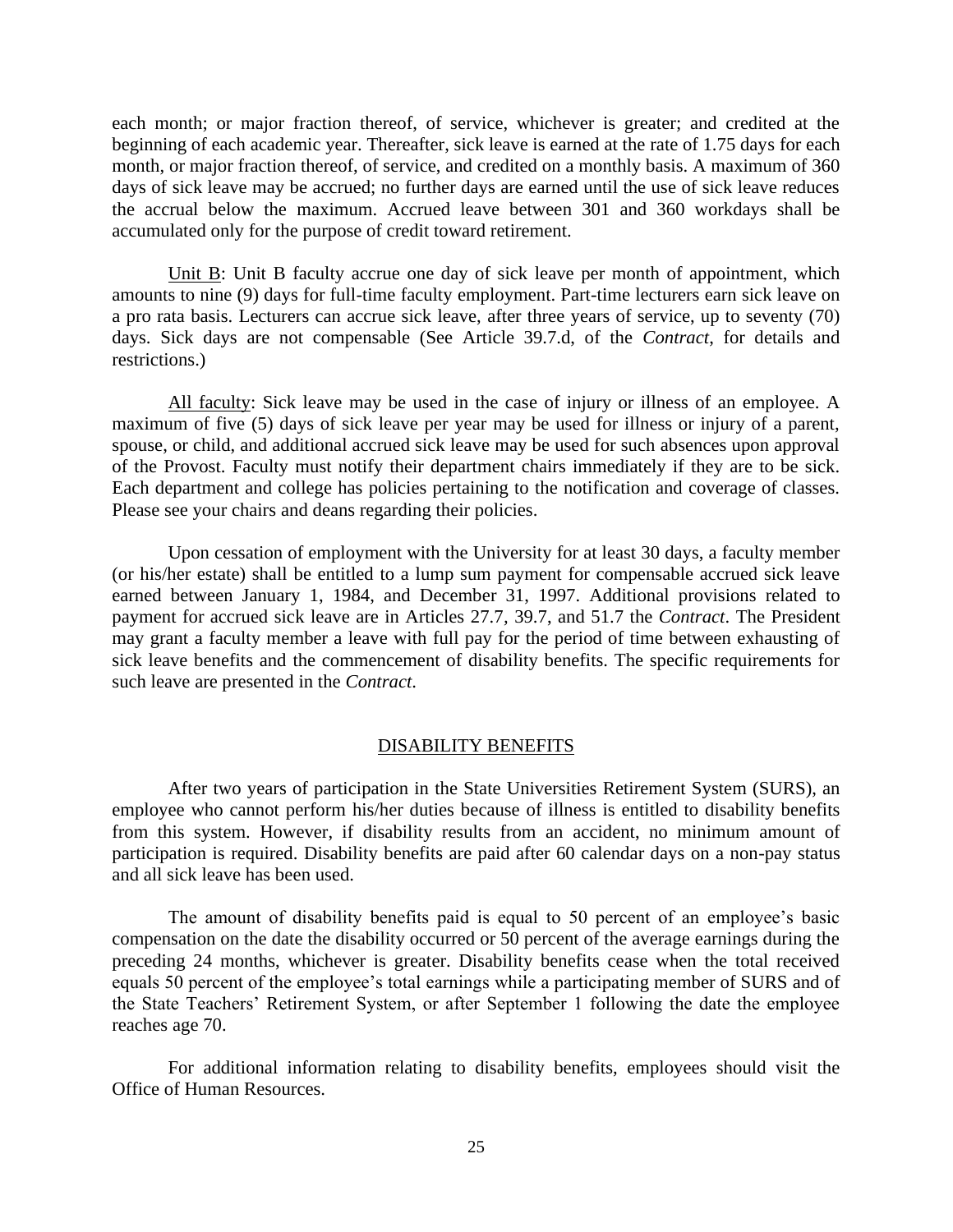each month; or major fraction thereof, of service, whichever is greater; and credited at the beginning of each academic year. Thereafter, sick leave is earned at the rate of 1.75 days for each month, or major fraction thereof, of service, and credited on a monthly basis. A maximum of 360 days of sick leave may be accrued; no further days are earned until the use of sick leave reduces the accrual below the maximum. Accrued leave between 301 and 360 workdays shall be accumulated only for the purpose of credit toward retirement.

Unit B: Unit B faculty accrue one day of sick leave per month of appointment, which amounts to nine (9) days for full-time faculty employment. Part-time lecturers earn sick leave on a pro rata basis. Lecturers can accrue sick leave, after three years of service, up to seventy (70) days. Sick days are not compensable (See Article 39.7.d, of the *Contract*, for details and restrictions.)

All faculty: Sick leave may be used in the case of injury or illness of an employee. A maximum of five (5) days of sick leave per year may be used for illness or injury of a parent, spouse, or child, and additional accrued sick leave may be used for such absences upon approval of the Provost. Faculty must notify their department chairs immediately if they are to be sick. Each department and college has policies pertaining to the notification and coverage of classes. Please see your chairs and deans regarding their policies.

Upon cessation of employment with the University for at least 30 days, a faculty member (or his/her estate) shall be entitled to a lump sum payment for compensable accrued sick leave earned between January 1, 1984, and December 31, 1997. Additional provisions related to payment for accrued sick leave are in Articles 27.7, 39.7, and 51.7 the *Contract*. The President may grant a faculty member a leave with full pay for the period of time between exhausting of sick leave benefits and the commencement of disability benefits. The specific requirements for such leave are presented in the *Contract*.

## DISABILITY BENEFITS

After two years of participation in the State Universities Retirement System (SURS), an employee who cannot perform his/her duties because of illness is entitled to disability benefits from this system. However, if disability results from an accident, no minimum amount of participation is required. Disability benefits are paid after 60 calendar days on a non-pay status and all sick leave has been used.

The amount of disability benefits paid is equal to 50 percent of an employee's basic compensation on the date the disability occurred or 50 percent of the average earnings during the preceding 24 months, whichever is greater. Disability benefits cease when the total received equals 50 percent of the employee's total earnings while a participating member of SURS and of the State Teachers' Retirement System, or after September 1 following the date the employee reaches age 70.

For additional information relating to disability benefits, employees should visit the Office of Human Resources.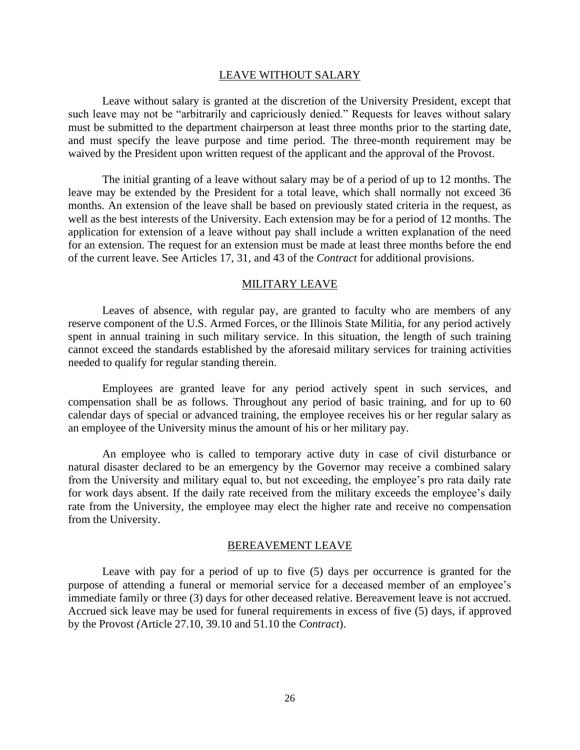## LEAVE WITHOUT SALARY

Leave without salary is granted at the discretion of the University President, except that such leave may not be "arbitrarily and capriciously denied." Requests for leaves without salary must be submitted to the department chairperson at least three months prior to the starting date, and must specify the leave purpose and time period. The three-month requirement may be waived by the President upon written request of the applicant and the approval of the Provost.

The initial granting of a leave without salary may be of a period of up to 12 months. The leave may be extended by the President for a total leave, which shall normally not exceed 36 months. An extension of the leave shall be based on previously stated criteria in the request, as well as the best interests of the University. Each extension may be for a period of 12 months. The application for extension of a leave without pay shall include a written explanation of the need for an extension. The request for an extension must be made at least three months before the end of the current leave. See Articles 17, 31, and 43 of the *Contract* for additional provisions.

## MILITARY LEAVE

Leaves of absence, with regular pay, are granted to faculty who are members of any reserve component of the U.S. Armed Forces, or the Illinois State Militia, for any period actively spent in annual training in such military service. In this situation, the length of such training cannot exceed the standards established by the aforesaid military services for training activities needed to qualify for regular standing therein.

Employees are granted leave for any period actively spent in such services, and compensation shall be as follows. Throughout any period of basic training, and for up to 60 calendar days of special or advanced training, the employee receives his or her regular salary as an employee of the University minus the amount of his or her military pay.

An employee who is called to temporary active duty in case of civil disturbance or natural disaster declared to be an emergency by the Governor may receive a combined salary from the University and military equal to, but not exceeding, the employee's pro rata daily rate for work days absent. If the daily rate received from the military exceeds the employee's daily rate from the University, the employee may elect the higher rate and receive no compensation from the University.

## BEREAVEMENT LEAVE

Leave with pay for a period of up to five (5) days per occurrence is granted for the purpose of attending a funeral or memorial service for a deceased member of an employee's immediate family or three (3) days for other deceased relative. Bereavement leave is not accrued. Accrued sick leave may be used for funeral requirements in excess of five (5) days, if approved by the Provost *(*Article 27.10, 39.10 and 51.10 the *Contract*).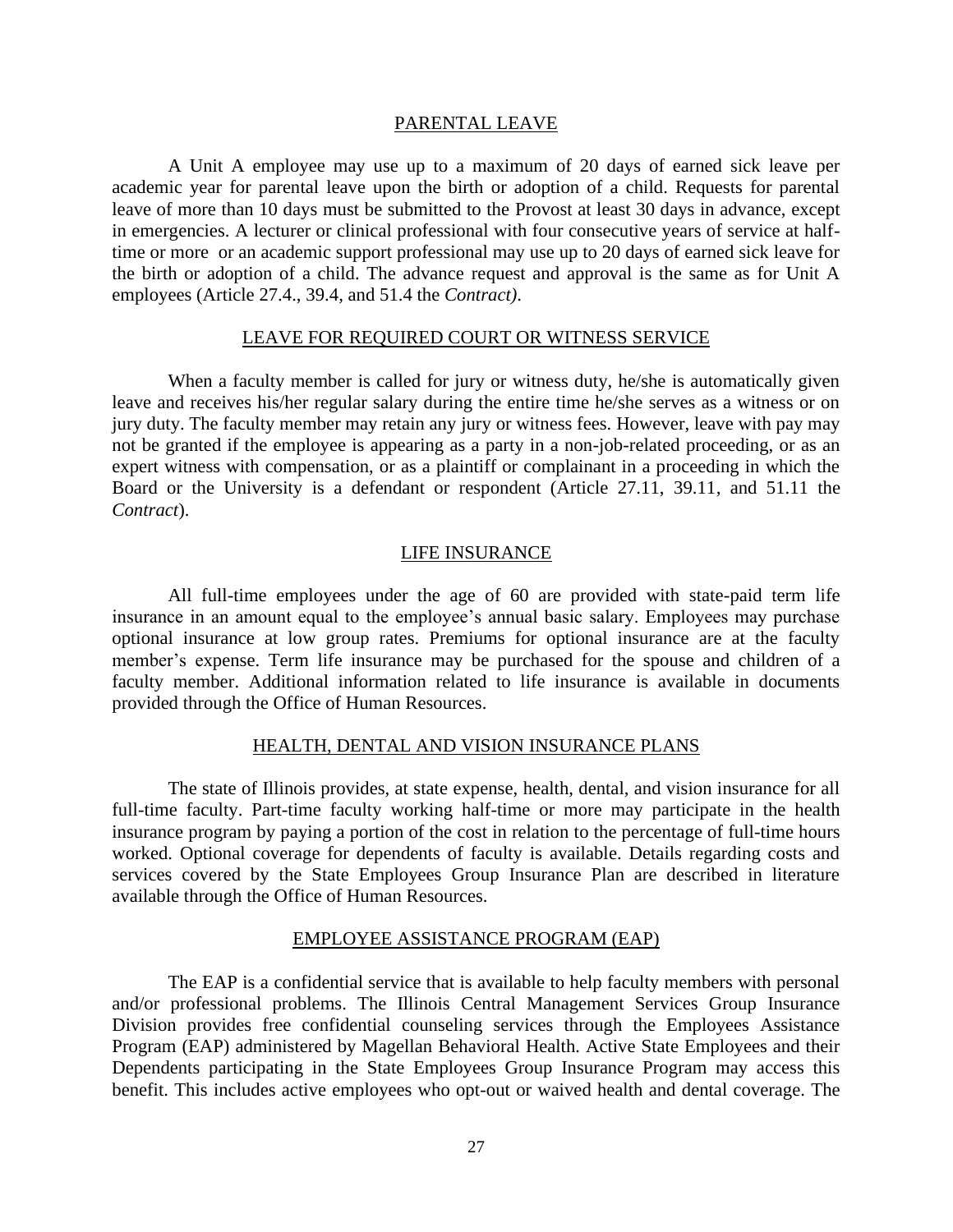## PARENTAL LEAVE

A Unit A employee may use up to a maximum of 20 days of earned sick leave per academic year for parental leave upon the birth or adoption of a child. Requests for parental leave of more than 10 days must be submitted to the Provost at least 30 days in advance, except in emergencies. A lecturer or clinical professional with four consecutive years of service at half-time or more or an academic support professional may use up to 20 days of earned sick leave for the birth or adoption of a child. The advance request and approval is the same as for Unit A employees (Article 27.4., 39.4, and 51.4 the *Contract)*.

## LEAVE FOR REQUIRED COURT OR WITNESS SERVICE

When a faculty member is called for jury or witness duty, he/she is automatically given leave and receives his/her regular salary during the entire time he/she serves as a witness or on jury duty. The faculty member may retain any jury or witness fees. However, leave with pay may not be granted if the employee is appearing as a party in a non-job-related proceeding, or as an expert witness with compensation, or as a plaintiff or complainant in a proceeding in which the Board or the University is a defendant or respondent (Article 27.11, 39.11, and 51.11 the *Contract*).

## LIFE INSURANCE

All full-time employees under the age of 60 are provided with state-paid term life insurance in an amount equal to the employee's annual basic salary. Employees may purchase optional insurance at low group rates. Premiums for optional insurance are at the faculty member's expense. Term life insurance may be purchased for the spouse and children of a faculty member. Additional information related to life insurance is available in documents provided through the Office of Human Resources.

## HEALTH, DENTAL AND VISION INSURANCE PLANS

The state of Illinois provides, at state expense, health, dental, and vision insurance for all full-time faculty. Part-time faculty working half-time or more may participate in the health insurance program by paying a portion of the cost in relation to the percentage of full-time hours worked. Optional coverage for dependents of faculty is available. Details regarding costs and services covered by the State Employees Group Insurance Plan are described in literature available through the Office of Human Resources.

## EMPLOYEE ASSISTANCE PROGRAM (EAP)

The EAP is a confidential service that is available to help faculty members with personal and/or professional problems. The Illinois Central Management Services Group Insurance Division provides free confidential counseling services through the Employees Assistance Program (EAP) administered by Magellan Behavioral Health. Active State Employees and their Dependents participating in the State Employees Group Insurance Program may access this benefit. This includes active employees who opt-out or waived health and dental coverage. The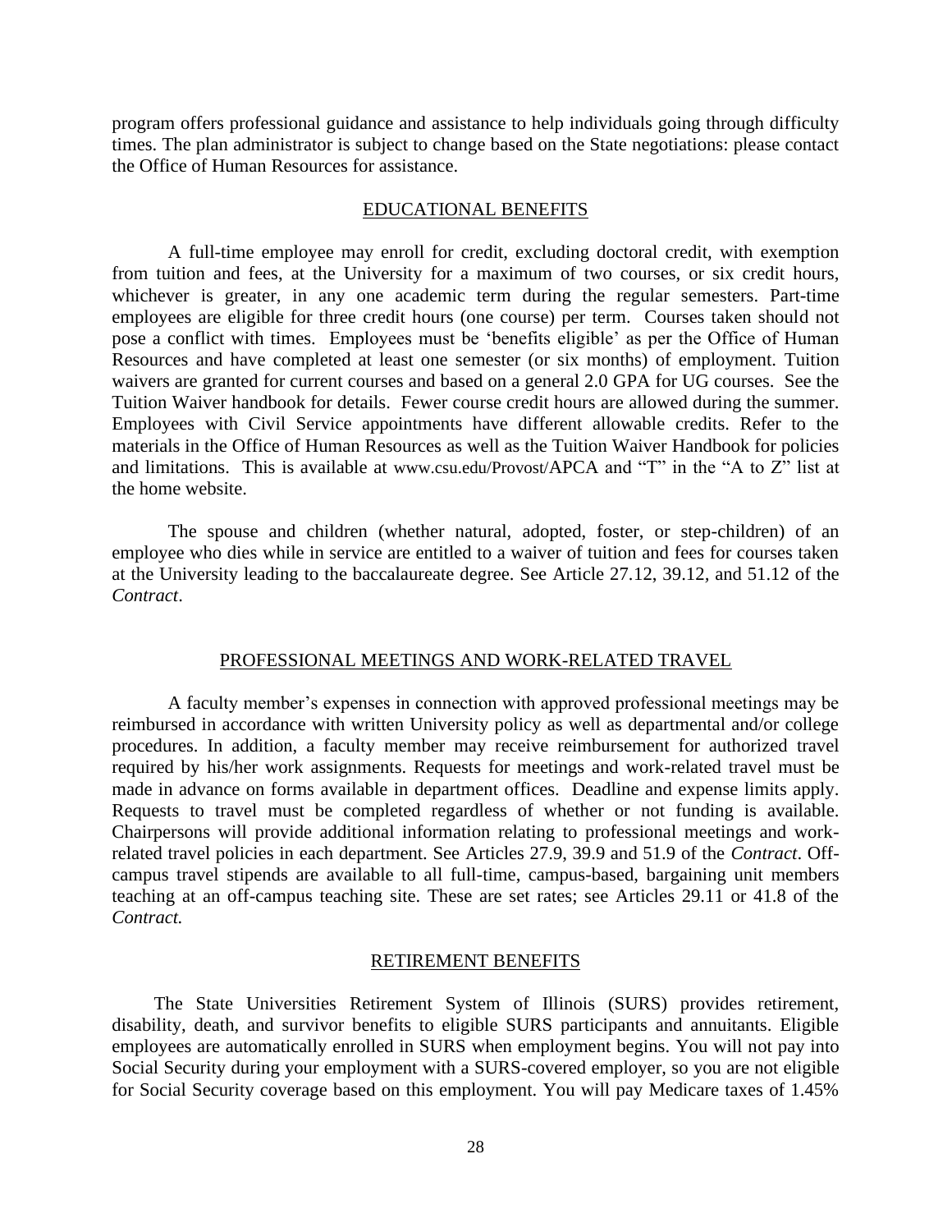program offers professional guidance and assistance to help individuals going through difficulty times. The plan administrator is subject to change based on the State negotiations: please contact the Office of Human Resources for assistance.

## EDUCATIONAL BENEFITS

A full-time employee may enroll for credit, excluding doctoral credit, with exemption from tuition and fees, at the University for a maximum of two courses, or six credit hours, whichever is greater, in any one academic term during the regular semesters. Part-time employees are eligible for three credit hours (one course) per term. Courses taken should not pose a conflict with times. Employees must be 'benefits eligible' as per the Office of Human Resources and have completed at least one semester (or six months) of employment. Tuition waivers are granted for current courses and based on a general 2.0 GPA for UG courses. See the Tuition Waiver handbook for details. Fewer course credit hours are allowed during the summer. Employees with Civil Service appointments have different allowable credits. Refer to the materials in the Office of Human Resources as well as the Tuition Waiver Handbook for policies and limitations. This is available at www.csu.edu/Provost/APCA and "T" in the "A to Z" list at the home website.

The spouse and children (whether natural, adopted, foster, or step-children) of an employee who dies while in service are entitled to a waiver of tuition and fees for courses taken at the University leading to the baccalaureate degree. See Article 27.12, 39.12, and 51.12 of the *Contract*.

## PROFESSIONAL MEETINGS AND WORK-RELATED TRAVEL

A faculty member's expenses in connection with approved professional meetings may be reimbursed in accordance with written University policy as well as departmental and/or college procedures. In addition, a faculty member may receive reimbursement for authorized travel required by his/her work assignments. Requests for meetings and work-related travel must be made in advance on forms available in department offices. Deadline and expense limits apply. Requests to travel must be completed regardless of whether or not funding is available. Chairpersons will provide additional information relating to professional meetings and work-related travel policies in each department. See Articles 27.9, 39.9 and 51.9 of the *Contract*. Off-campus travel stipends are available to all full-time, campus-based, bargaining unit members teaching at an off-campus teaching site. These are set rates; see Articles 29.11 or 41.8 of the *Contract.*

## RETIREMENT BENEFITS

The State Universities Retirement System of Illinois (SURS) provides retirement, disability, death, and survivor benefits to eligible SURS participants and annuitants. Eligible employees are automatically enrolled in SURS when employment begins. You will not pay into Social Security during your employment with a SURS-covered employer, so you are not eligible for Social Security coverage based on this employment. You will pay Medicare taxes of 1.45%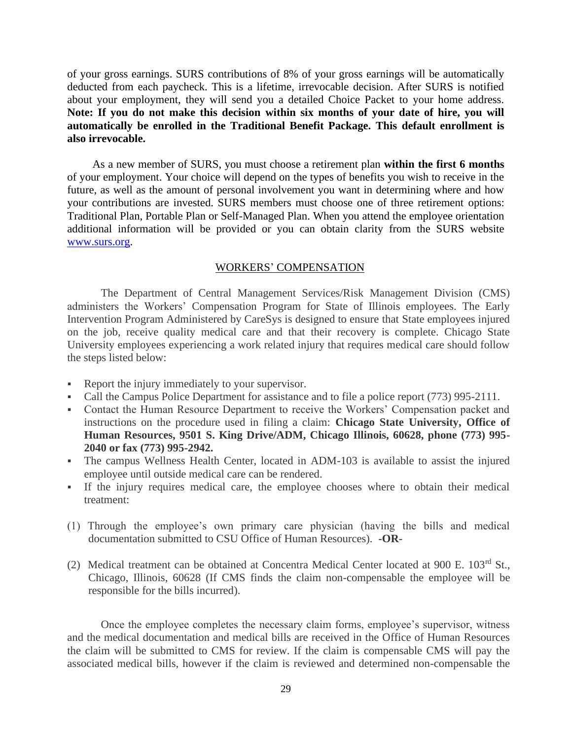of your gross earnings. SURS contributions of 8% of your gross earnings will be automatically deducted from each paycheck. This is a lifetime, irrevocable decision. After SURS is notified about your employment, they will send you a detailed Choice Packet to your home address. **Note: If you do not make this decision within six months of your date of hire, you will automatically be enrolled in the Traditional Benefit Package. This default enrollment is also irrevocable.**

As a new member of SURS, you must choose a retirement plan **within the first 6 months** of your employment. Your choice will depend on the types of benefits you wish to receive in the future, as well as the amount of personal involvement you want in determining where and how your contributions are invested. SURS members must choose one of three retirement options: Traditional Plan, Portable Plan or Self-Managed Plan. When you attend the employee orientation additional information will be provided or you can obtain clarity from the SURS website [www.surs.org](http://www.surs.org).

## WORKERS' COMPENSATION

The Department of Central Management Services/Risk Management Division (CMS) administers the Workers' Compensation Program for State of Illinois employees. The Early Intervention Program Administered by CareSys is designed to ensure that State employees injured on the job, receive quality medical care and that their recovery is complete. Chicago State University employees experiencing a work related injury that requires medical care should follow the steps listed below:

- Report the injury immediately to your supervisor.
- Call the Campus Police Department for assistance and to file a police report (773) 995-2111.
- Contact the Human Resource Department to receive the Workers' Compensation packet and instructions on the procedure used in filing a claim: **Chicago State University, Office of Human Resources, 9501 S. King Drive/ADM, Chicago Illinois, 60628, phone (773) 995-2040 or fax (773) 995-2942.**
- The campus Wellness Health Center, located in ADM-103 is available to assist the injured employee until outside medical care can be rendered.
- If the injury requires medical care, the employee chooses where to obtain their medical treatment:

(1) Through the employee's own primary care physician (having the bills and medical documentation submitted to CSU Office of Human Resources). **-OR-**

(2) Medical treatment can be obtained at Concentra Medical Center located at 900 E. 103rd St., Chicago, Illinois, 60628 (If CMS finds the claim non-compensable the employee will be responsible for the bills incurred).

Once the employee completes the necessary claim forms, employee's supervisor, witness and the medical documentation and medical bills are received in the Office of Human Resources the claim will be submitted to CMS for review. If the claim is compensable CMS will pay the associated medical bills, however if the claim is reviewed and determined non-compensable the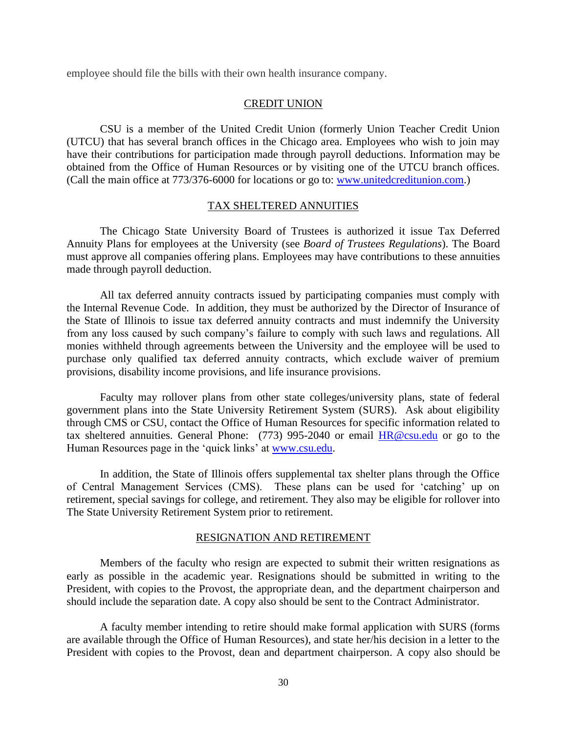employee should file the bills with their own health insurance company.

## CREDIT UNION

CSU is a member of the United Credit Union (formerly Union Teacher Credit Union (UTCU) that has several branch offices in the Chicago area. Employees who wish to join may have their contributions for participation made through payroll deductions. Information may be obtained from the Office of Human Resources or by visiting one of the UTCU branch offices. (Call the main office at 773/376-6000 for locations or go to: [www.unitedcreditunion.com](http://www.unitedcreditunion.com).)

## TAX SHELTERED ANNUITIES

The Chicago State University Board of Trustees is authorized it issue Tax Deferred Annuity Plans for employees at the University (see *Board of Trustees Regulations*). The Board must approve all companies offering plans. Employees may have contributions to these annuities made through payroll deduction.

All tax deferred annuity contracts issued by participating companies must comply with the Internal Revenue Code. In addition, they must be authorized by the Director of Insurance of the State of Illinois to issue tax deferred annuity contracts and must indemnify the University from any loss caused by such company's failure to comply with such laws and regulations. All monies withheld through agreements between the University and the employee will be used to purchase only qualified tax deferred annuity contracts, which exclude waiver of premium provisions, disability income provisions, and life insurance provisions.

Faculty may rollover plans from other state colleges/university plans, state of federal government plans into the State University Retirement System (SURS). Ask about eligibility through CMS or CSU, contact the Office of Human Resources for specific information related to tax sheltered annuities. General Phone: (773) 995-2040 or email [HR@csu.edu](mailto:HR@csu.edu) or go to the Human Resources page in the 'quick links' at [www.csu.edu](http://www.csu.edu).

In addition, the State of Illinois offers supplemental tax shelter plans through the Office of Central Management Services (CMS). These plans can be used for 'catching' up on retirement, special savings for college, and retirement. They also may be eligible for rollover into The State University Retirement System prior to retirement.

## RESIGNATION AND RETIREMENT

Members of the faculty who resign are expected to submit their written resignations as early as possible in the academic year. Resignations should be submitted in writing to the President, with copies to the Provost, the appropriate dean, and the department chairperson and should include the separation date. A copy also should be sent to the Contract Administrator.

A faculty member intending to retire should make formal application with SURS (forms are available through the Office of Human Resources), and state her/his decision in a letter to the President with copies to the Provost, dean and department chairperson. A copy also should be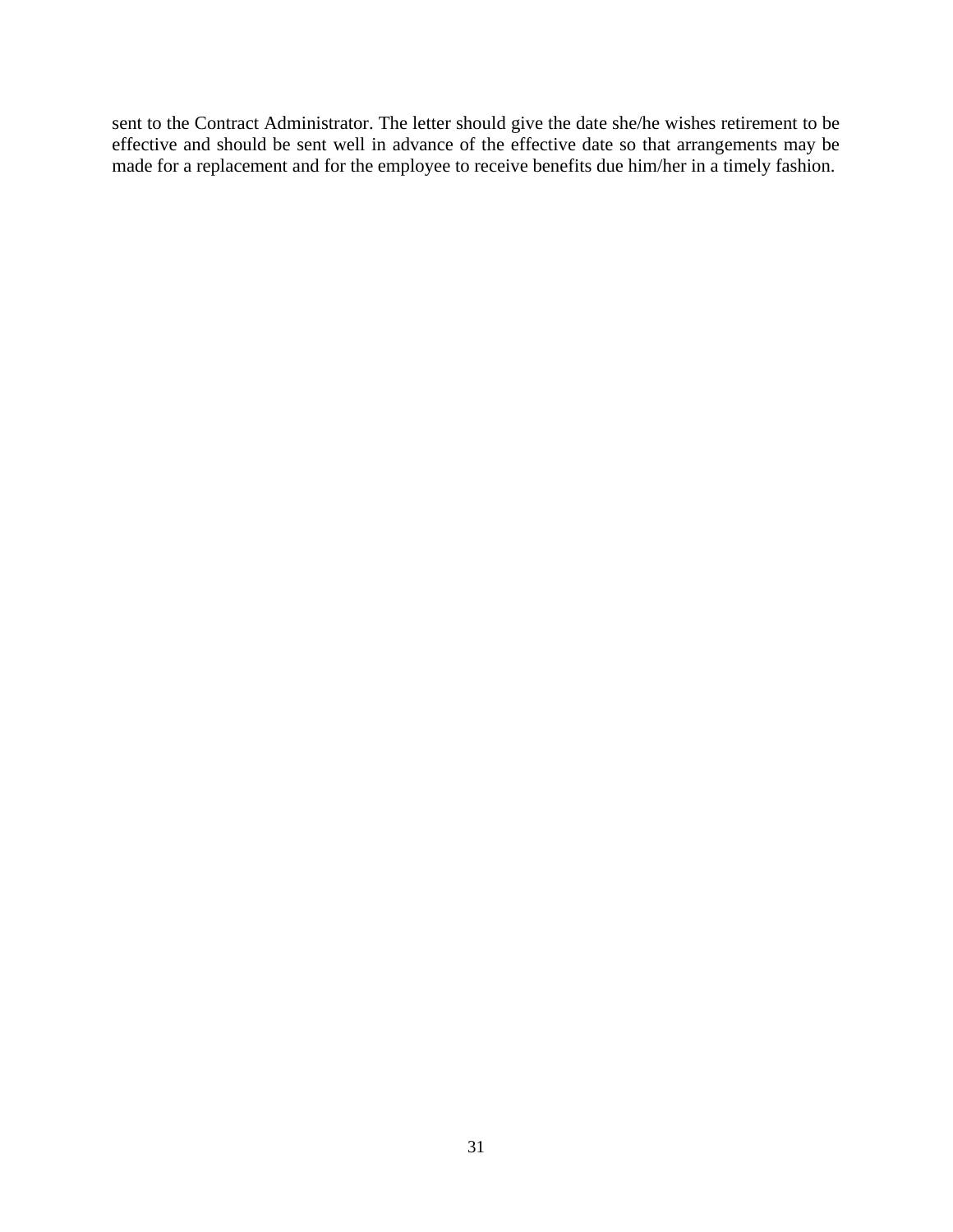sent to the Contract Administrator. The letter should give the date she/he wishes retirement to be effective and should be sent well in advance of the effective date so that arrangements may be made for a replacement and for the employee to receive benefits due him/her in a timely fashion.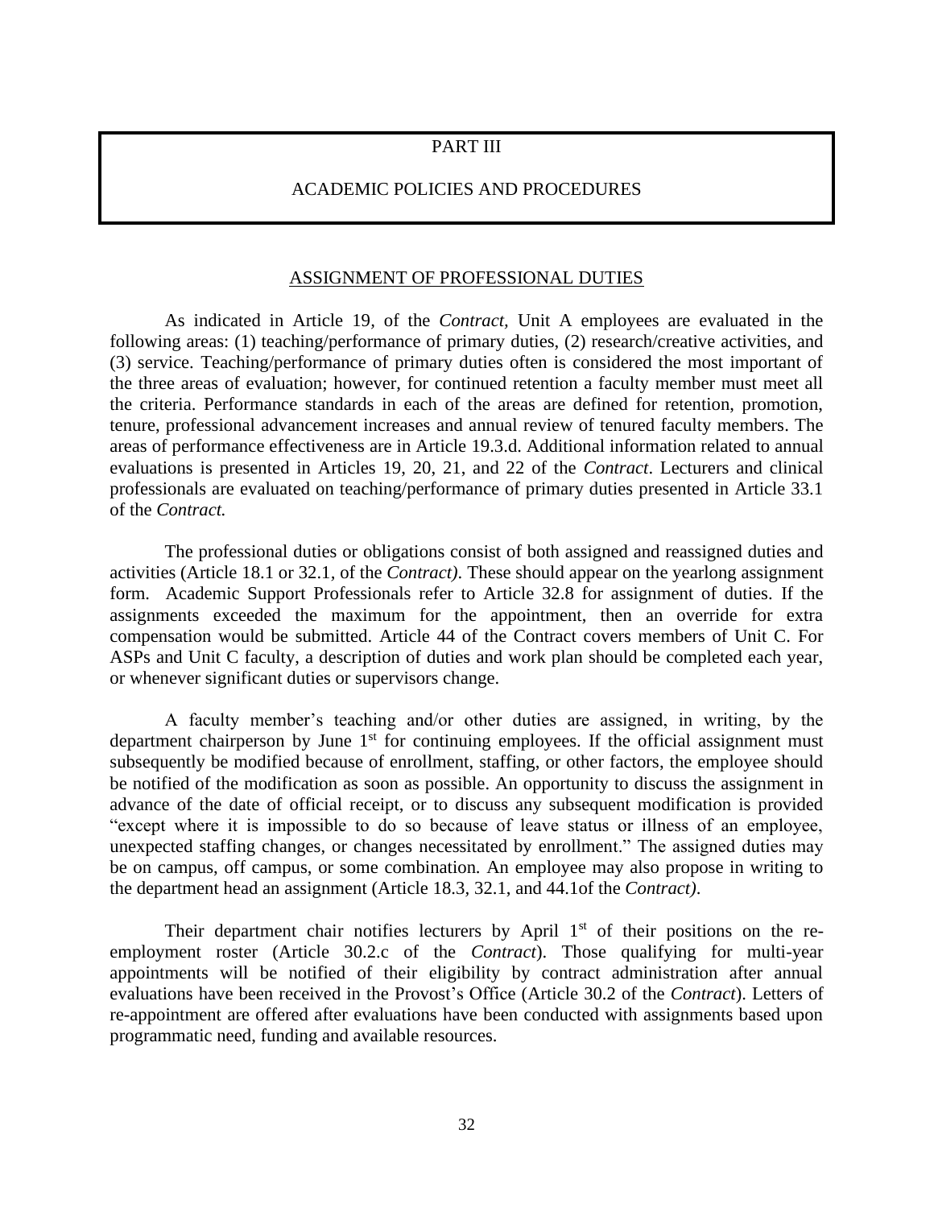# PART III

# ACADEMIC POLICIES AND PROCEDURES

## ASSIGNMENT OF PROFESSIONAL DUTIES

As indicated in Article 19, of the *Contract*, Unit A employees are evaluated in the following areas: (1) teaching/performance of primary duties, (2) research/creative activities, and (3) service. Teaching/performance of primary duties often is considered the most important of the three areas of evaluation; however, for continued retention a faculty member must meet all the criteria. Performance standards in each of the areas are defined for retention, promotion, tenure, professional advancement increases and annual review of tenured faculty members. The areas of performance effectiveness are in Article 19.3.d. Additional information related to annual evaluations is presented in Articles 19, 20, 21, and 22 of the *Contract*. Lecturers and clinical professionals are evaluated on teaching/performance of primary duties presented in Article 33.1 of the *Contract.*

The professional duties or obligations consist of both assigned and reassigned duties and activities (Article 18.1 or 32.1, of the *Contract)*. These should appear on the yearlong assignment form. Academic Support Professionals refer to Article 32.8 for assignment of duties. If the assignments exceeded the maximum for the appointment, then an override for extra compensation would be submitted. Article 44 of the Contract covers members of Unit C. For ASPs and Unit C faculty, a description of duties and work plan should be completed each year, or whenever significant duties or supervisors change.

A faculty member's teaching and/or other duties are assigned, in writing, by the department chairperson by June 1st for continuing employees. If the official assignment must subsequently be modified because of enrollment, staffing, or other factors, the employee should be notified of the modification as soon as possible. An opportunity to discuss the assignment in advance of the date of official receipt, or to discuss any subsequent modification is provided "except where it is impossible to do so because of leave status or illness of an employee, unexpected staffing changes, or changes necessitated by enrollment." The assigned duties may be on campus, off campus, or some combination. An employee may also propose in writing to the department head an assignment (Article 18.3, 32.1, and 44.1of the *Contract)*.

Their department chair notifies lecturers by April 1st of their positions on the re-employment roster (Article 30.2.c of the *Contract*). Those qualifying for multi-year appointments will be notified of their eligibility by contract administration after annual evaluations have been received in the Provost's Office (Article 30.2 of the *Contract*). Letters of re-appointment are offered after evaluations have been conducted with assignments based upon programmatic need, funding and available resources.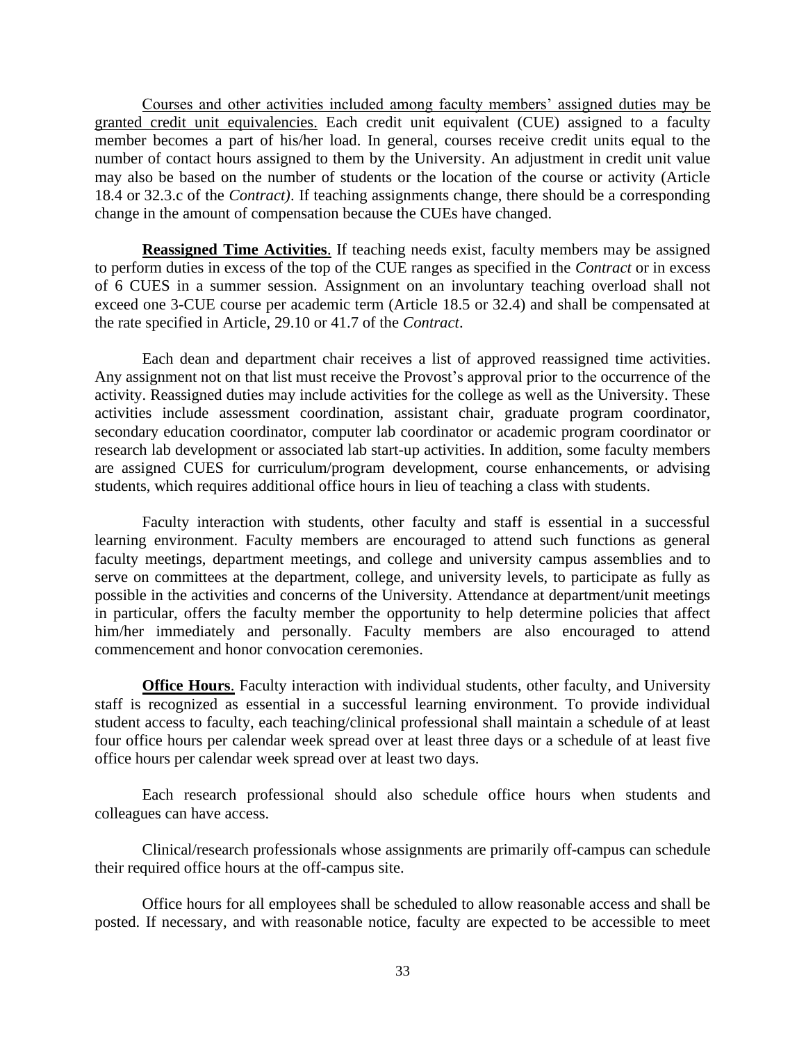Courses and other activities included among faculty members' assigned duties may be granted credit unit equivalencies. Each credit unit equivalent (CUE) assigned to a faculty member becomes a part of his/her load. In general, courses receive credit units equal to the number of contact hours assigned to them by the University. An adjustment in credit unit value may also be based on the number of students or the location of the course or activity (Article 18.4 or 32.3.c of the *Contract)*. If teaching assignments change, there should be a corresponding change in the amount of compensation because the CUEs have changed.

**Reassigned Time Activities**. If teaching needs exist, faculty members may be assigned to perform duties in excess of the top of the CUE ranges as specified in the *Contract* or in excess of 6 CUES in a summer session. Assignment on an involuntary teaching overload shall not exceed one 3-CUE course per academic term (Article 18.5 or 32.4) and shall be compensated at the rate specified in Article, 29.10 or 41.7 of the *Contract*.

Each dean and department chair receives a list of approved reassigned time activities. Any assignment not on that list must receive the Provost's approval prior to the occurrence of the activity. Reassigned duties may include activities for the college as well as the University. These activities include assessment coordination, assistant chair, graduate program coordinator, secondary education coordinator, computer lab coordinator or academic program coordinator or research lab development or associated lab start-up activities. In addition, some faculty members are assigned CUES for curriculum/program development, course enhancements, or advising students, which requires additional office hours in lieu of teaching a class with students.

Faculty interaction with students, other faculty and staff is essential in a successful learning environment. Faculty members are encouraged to attend such functions as general faculty meetings, department meetings, and college and university campus assemblies and to serve on committees at the department, college, and university levels, to participate as fully as possible in the activities and concerns of the University. Attendance at department/unit meetings in particular, offers the faculty member the opportunity to help determine policies that affect him/her immediately and personally. Faculty members are also encouraged to attend commencement and honor convocation ceremonies.

**Office Hours**. Faculty interaction with individual students, other faculty, and University staff is recognized as essential in a successful learning environment. To provide individual student access to faculty, each teaching/clinical professional shall maintain a schedule of at least four office hours per calendar week spread over at least three days or a schedule of at least five office hours per calendar week spread over at least two days.

Each research professional should also schedule office hours when students and colleagues can have access.

Clinical/research professionals whose assignments are primarily off-campus can schedule their required office hours at the off-campus site.

Office hours for all employees shall be scheduled to allow reasonable access and shall be posted. If necessary, and with reasonable notice, faculty are expected to be accessible to meet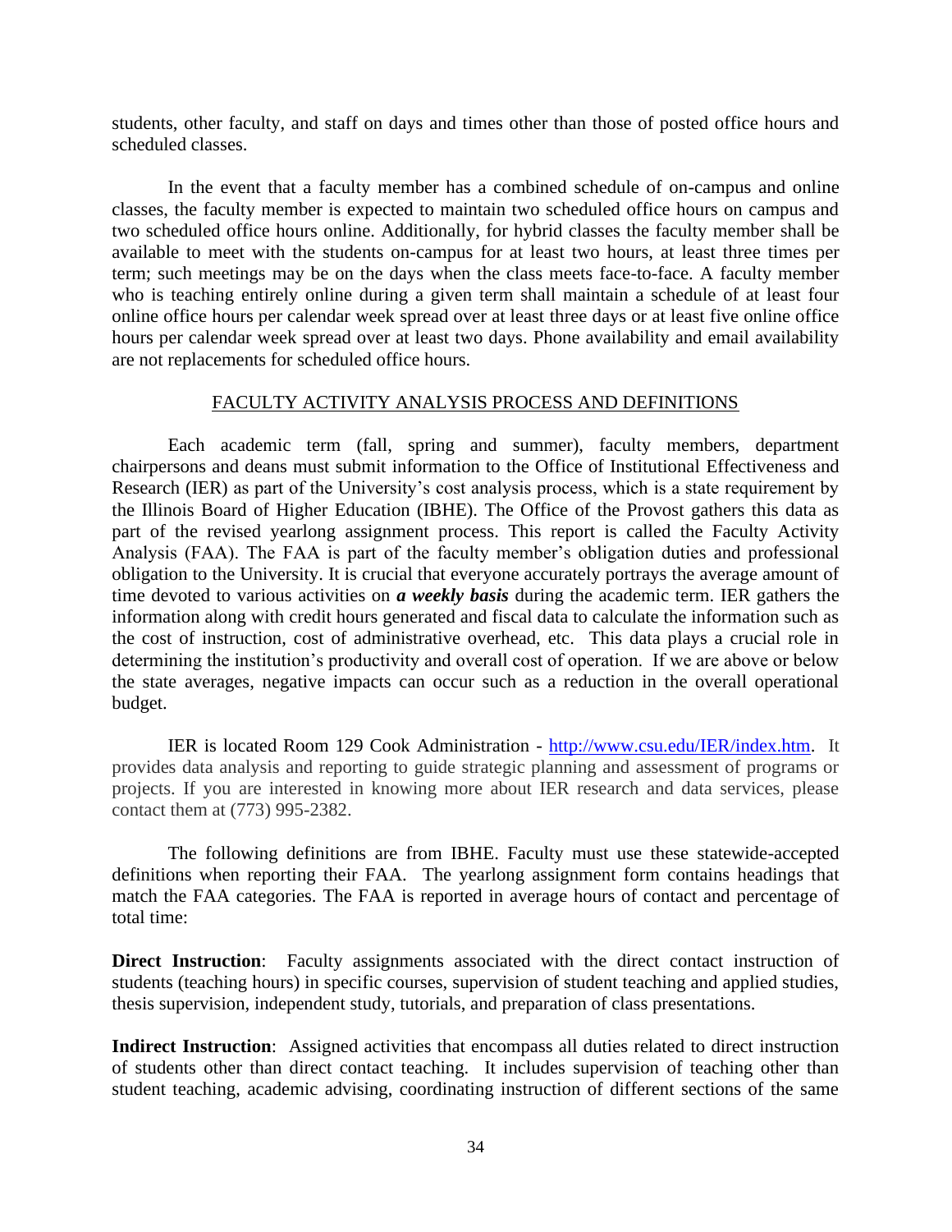students, other faculty, and staff on days and times other than those of posted office hours and scheduled classes.

In the event that a faculty member has a combined schedule of on-campus and online classes, the faculty member is expected to maintain two scheduled office hours on campus and two scheduled office hours online. Additionally, for hybrid classes the faculty member shall be available to meet with the students on-campus for at least two hours, at least three times per term; such meetings may be on the days when the class meets face-to-face. A faculty member who is teaching entirely online during a given term shall maintain a schedule of at least four online office hours per calendar week spread over at least three days or at least five online office hours per calendar week spread over at least two days. Phone availability and email availability are not replacements for scheduled office hours.

## FACULTY ACTIVITY ANALYSIS PROCESS AND DEFINITIONS

Each academic term (fall, spring and summer), faculty members, department chairpersons and deans must submit information to the Office of Institutional Effectiveness and Research (IER) as part of the University's cost analysis process, which is a state requirement by the Illinois Board of Higher Education (IBHE). The Office of the Provost gathers this data as part of the revised yearlong assignment process. This report is called the Faculty Activity Analysis (FAA). The FAA is part of the faculty member's obligation duties and professional obligation to the University. It is crucial that everyone accurately portrays the average amount of time devoted to various activities on ***a weekly basis*** during the academic term. IER gathers the information along with credit hours generated and fiscal data to calculate the information such as the cost of instruction, cost of administrative overhead, etc. This data plays a crucial role in determining the institution's productivity and overall cost of operation. If we are above or below the state averages, negative impacts can occur such as a reduction in the overall operational budget.

IER is located Room 129 Cook Administration - [http://www.csu.edu/IER/index.htm](http://www.csu.edu/IER/index.htm). It provides data analysis and reporting to guide strategic planning and assessment of programs or projects. If you are interested in knowing more about IER research and data services, please contact them at (773) 995-2382.

The following definitions are from IBHE. Faculty must use these statewide-accepted definitions when reporting their FAA. The yearlong assignment form contains headings that match the FAA categories. The FAA is reported in average hours of contact and percentage of total time:

**Direct Instruction**: Faculty assignments associated with the direct contact instruction of students (teaching hours) in specific courses, supervision of student teaching and applied studies, thesis supervision, independent study, tutorials, and preparation of class presentations.

**Indirect Instruction**: Assigned activities that encompass all duties related to direct instruction of students other than direct contact teaching. It includes supervision of teaching other than student teaching, academic advising, coordinating instruction of different sections of the same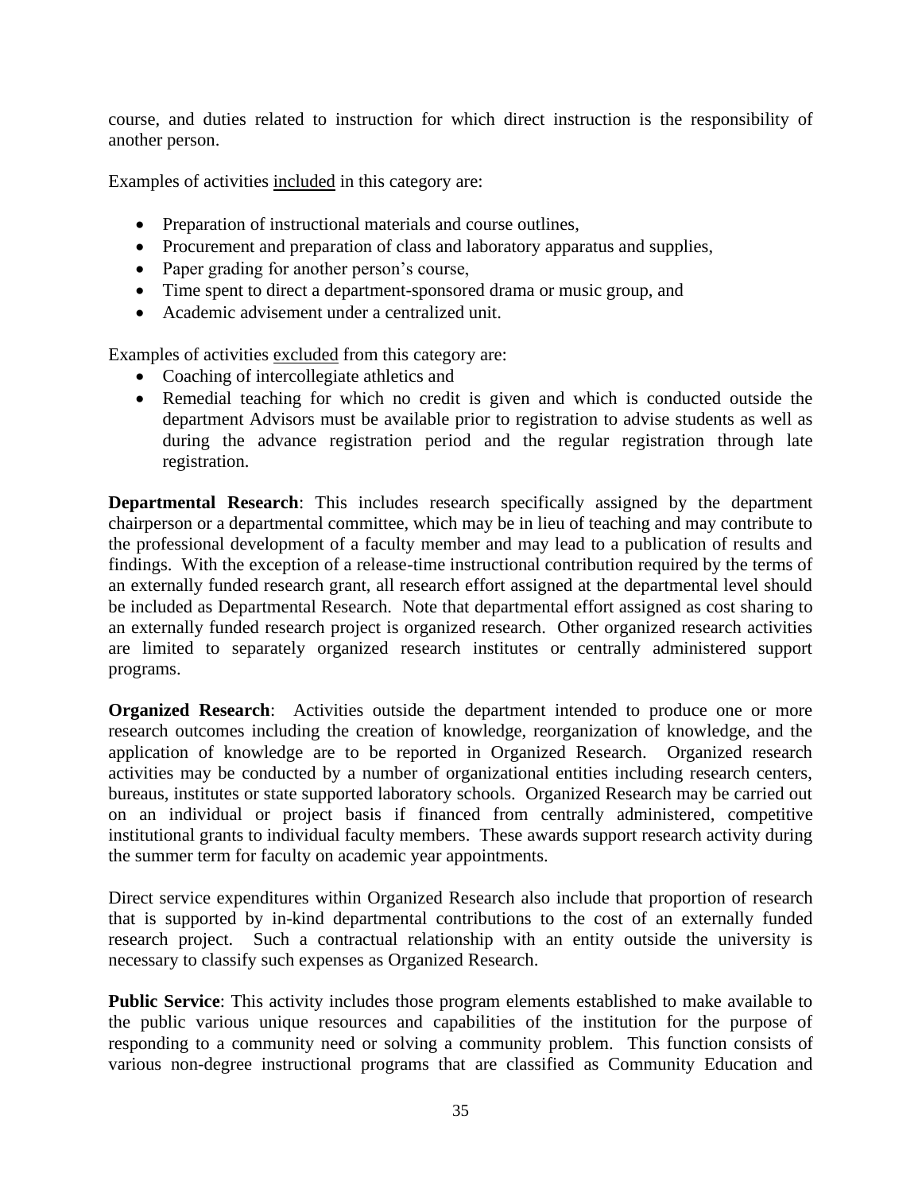course, and duties related to instruction for which direct instruction is the responsibility of another person.

Examples of activities included in this category are:

- Preparation of instructional materials and course outlines,
- Procurement and preparation of class and laboratory apparatus and supplies,
- Paper grading for another person's course,
- Time spent to direct a department-sponsored drama or music group, and
- Academic advisement under a centralized unit.

Examples of activities excluded from this category are:

- Coaching of intercollegiate athletics and
- Remedial teaching for which no credit is given and which is conducted outside the department Advisors must be available prior to registration to advise students as well as during the advance registration period and the regular registration through late registration.

**Departmental Research**: This includes research specifically assigned by the department chairperson or a departmental committee, which may be in lieu of teaching and may contribute to the professional development of a faculty member and may lead to a publication of results and findings. With the exception of a release-time instructional contribution required by the terms of an externally funded research grant, all research effort assigned at the departmental level should be included as Departmental Research. Note that departmental effort assigned as cost sharing to an externally funded research project is organized research. Other organized research activities are limited to separately organized research institutes or centrally administered support programs.

**Organized Research**: Activities outside the department intended to produce one or more research outcomes including the creation of knowledge, reorganization of knowledge, and the application of knowledge are to be reported in Organized Research. Organized research activities may be conducted by a number of organizational entities including research centers, bureaus, institutes or state supported laboratory schools. Organized Research may be carried out on an individual or project basis if financed from centrally administered, competitive institutional grants to individual faculty members. These awards support research activity during the summer term for faculty on academic year appointments.

Direct service expenditures within Organized Research also include that proportion of research that is supported by in-kind departmental contributions to the cost of an externally funded research project. Such a contractual relationship with an entity outside the university is necessary to classify such expenses as Organized Research.

**Public Service**: This activity includes those program elements established to make available to the public various unique resources and capabilities of the institution for the purpose of responding to a community need or solving a community problem. This function consists of various non-degree instructional programs that are classified as Community Education and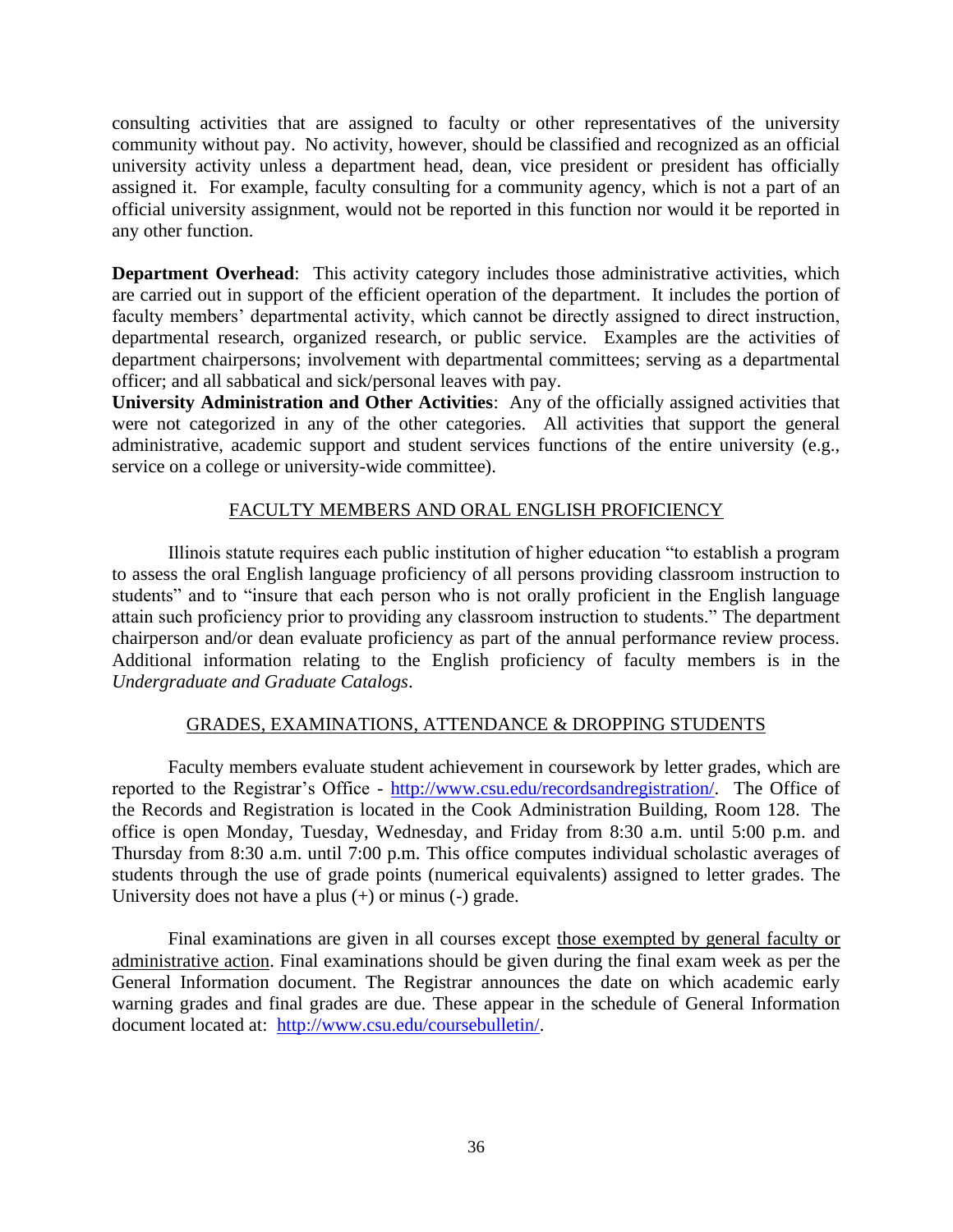consulting activities that are assigned to faculty or other representatives of the university community without pay. No activity, however, should be classified and recognized as an official university activity unless a department head, dean, vice president or president has officially assigned it. For example, faculty consulting for a community agency, which is not a part of an official university assignment, would not be reported in this function nor would it be reported in any other function.

**Department Overhead**: This activity category includes those administrative activities, which are carried out in support of the efficient operation of the department. It includes the portion of faculty members' departmental activity, which cannot be directly assigned to direct instruction, departmental research, organized research, or public service. Examples are the activities of department chairpersons; involvement with departmental committees; serving as a departmental officer; and all sabbatical and sick/personal leaves with pay.

**University Administration and Other Activities**: Any of the officially assigned activities that were not categorized in any of the other categories. All activities that support the general administrative, academic support and student services functions of the entire university (e.g., service on a college or university-wide committee).

## FACULTY MEMBERS AND ORAL ENGLISH PROFICIENCY

Illinois statute requires each public institution of higher education "to establish a program to assess the oral English language proficiency of all persons providing classroom instruction to students" and to "insure that each person who is not orally proficient in the English language attain such proficiency prior to providing any classroom instruction to students." The department chairperson and/or dean evaluate proficiency as part of the annual performance review process. Additional information relating to the English proficiency of faculty members is in the *Undergraduate and Graduate Catalogs*.

## GRADES, EXAMINATIONS, ATTENDANCE & DROPPING STUDENTS

Faculty members evaluate student achievement in coursework by letter grades, which are reported to the Registrar's Office - http://www.csu.edu/recordsandregistration/. The Office of the Records and Registration is located in the Cook Administration Building, Room 128. The office is open Monday, Tuesday, Wednesday, and Friday from 8:30 a.m. until 5:00 p.m. and Thursday from 8:30 a.m. until 7:00 p.m. This office computes individual scholastic averages of students through the use of grade points (numerical equivalents) assigned to letter grades. The University does not have a plus (+) or minus (-) grade.

Final examinations are given in all courses except those exempted by general faculty or administrative action. Final examinations should be given during the final exam week as per the General Information document. The Registrar announces the date on which academic early warning grades and final grades are due. These appear in the schedule of General Information document located at: http://www.csu.edu/coursebulletin/.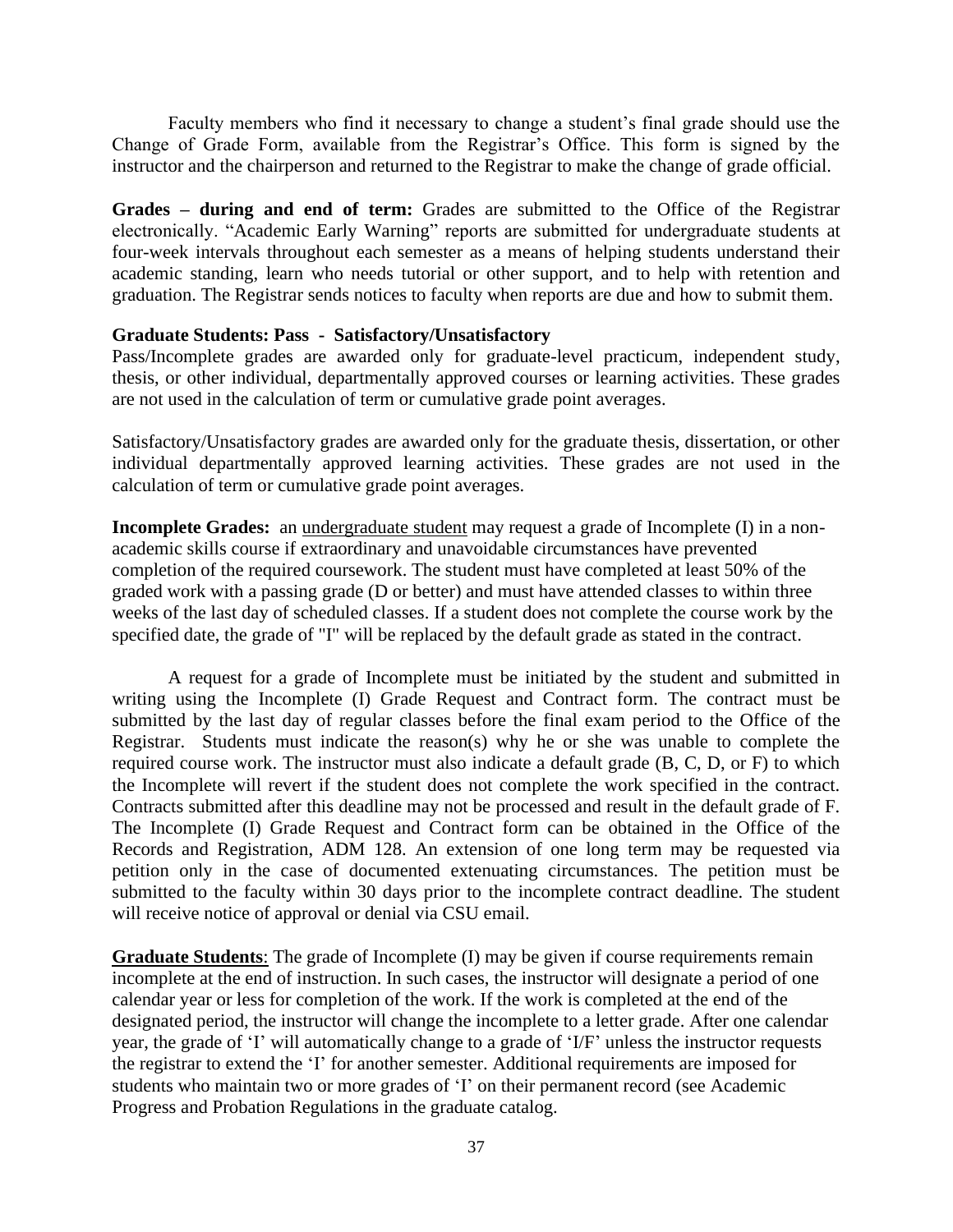Faculty members who find it necessary to change a student's final grade should use the Change of Grade Form, available from the Registrar's Office. This form is signed by the instructor and the chairperson and returned to the Registrar to make the change of grade official.

**Grades – during and end of term:** Grades are submitted to the Office of the Registrar electronically. "Academic Early Warning" reports are submitted for undergraduate students at four-week intervals throughout each semester as a means of helping students understand their academic standing, learn who needs tutorial or other support, and to help with retention and graduation. The Registrar sends notices to faculty when reports are due and how to submit them.

**Graduate Students: Pass - Satisfactory/Unsatisfactory**

Pass/Incomplete grades are awarded only for graduate-level practicum, independent study, thesis, or other individual, departmentally approved courses or learning activities. These grades are not used in the calculation of term or cumulative grade point averages.

Satisfactory/Unsatisfactory grades are awarded only for the graduate thesis, dissertation, or other individual departmentally approved learning activities. These grades are not used in the calculation of term or cumulative grade point averages.

**Incomplete Grades:** an undergraduate student may request a grade of Incomplete (I) in a non-academic skills course if extraordinary and unavoidable circumstances have prevented completion of the required coursework. The student must have completed at least 50% of the graded work with a passing grade (D or better) and must have attended classes to within three weeks of the last day of scheduled classes. If a student does not complete the course work by the specified date, the grade of "I" will be replaced by the default grade as stated in the contract.

A request for a grade of Incomplete must be initiated by the student and submitted in writing using the Incomplete (I) Grade Request and Contract form. The contract must be submitted by the last day of regular classes before the final exam period to the Office of the Registrar. Students must indicate the reason(s) why he or she was unable to complete the required course work. The instructor must also indicate a default grade (B, C, D, or F) to which the Incomplete will revert if the student does not complete the work specified in the contract. Contracts submitted after this deadline may not be processed and result in the default grade of F. The Incomplete (I) Grade Request and Contract form can be obtained in the Office of the Records and Registration, ADM 128. An extension of one long term may be requested via petition only in the case of documented extenuating circumstances. The petition must be submitted to the faculty within 30 days prior to the incomplete contract deadline. The student will receive notice of approval or denial via CSU email.

**Graduate Students**: The grade of Incomplete (I) may be given if course requirements remain incomplete at the end of instruction. In such cases, the instructor will designate a period of one calendar year or less for completion of the work. If the work is completed at the end of the designated period, the instructor will change the incomplete to a letter grade. After one calendar year, the grade of 'I' will automatically change to a grade of 'I/F' unless the instructor requests the registrar to extend the 'I' for another semester. Additional requirements are imposed for students who maintain two or more grades of 'I' on their permanent record (see Academic Progress and Probation Regulations in the graduate catalog.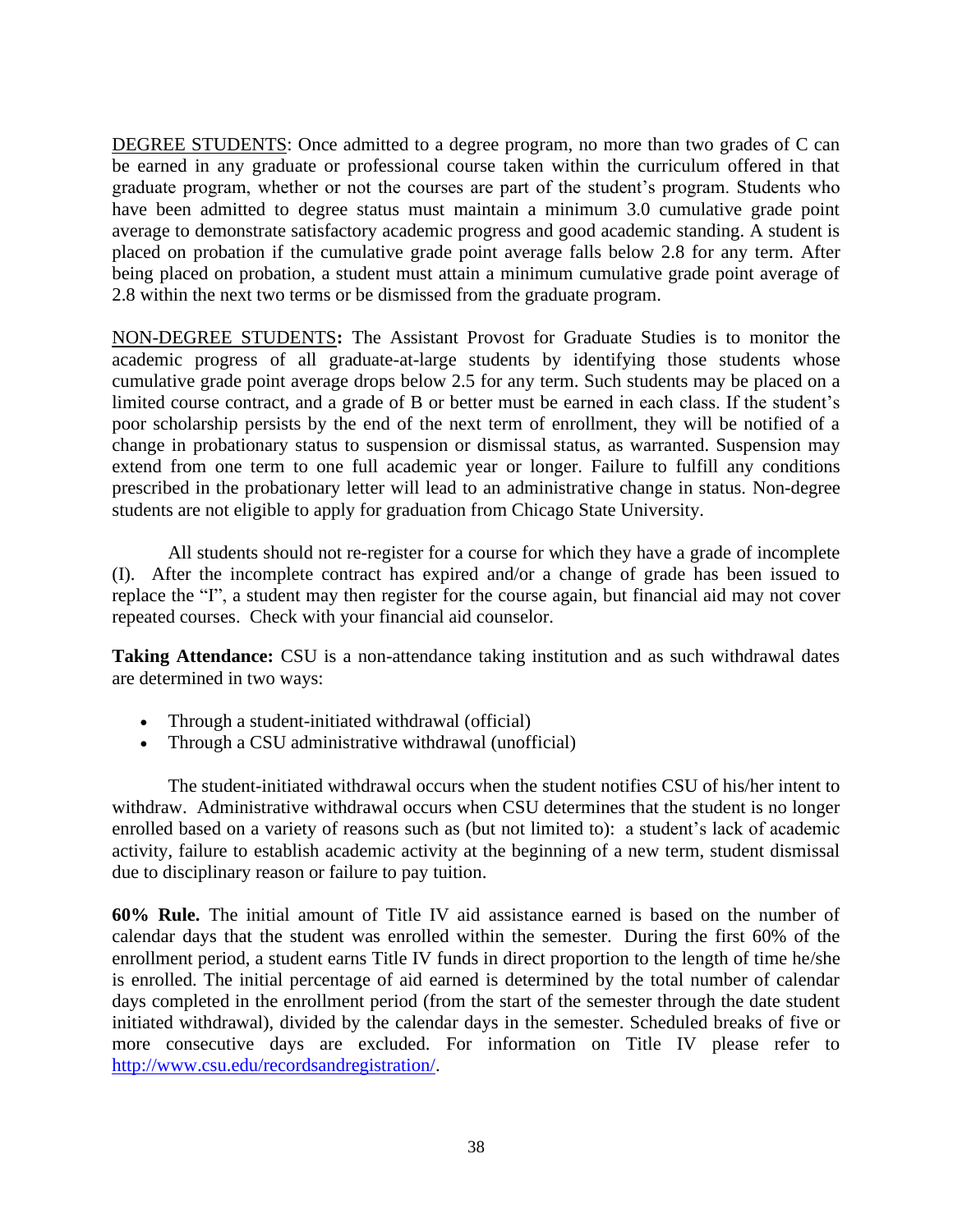<u>DEGREE STUDENTS</u>: Once admitted to a degree program, no more than two grades of C can be earned in any graduate or professional course taken within the curriculum offered in that graduate program, whether or not the courses are part of the student's program. Students who have been admitted to degree status must maintain a minimum 3.0 cumulative grade point average to demonstrate satisfactory academic progress and good academic standing. A student is placed on probation if the cumulative grade point average falls below 2.8 for any term. After being placed on probation, a student must attain a minimum cumulative grade point average of 2.8 within the next two terms or be dismissed from the graduate program.

<u>NON-DEGREE STUDENTS</u>**:** The Assistant Provost for Graduate Studies is to monitor the academic progress of all graduate-at-large students by identifying those students whose cumulative grade point average drops below 2.5 for any term. Such students may be placed on a limited course contract, and a grade of B or better must be earned in each class. If the student's poor scholarship persists by the end of the next term of enrollment, they will be notified of a change in probationary status to suspension or dismissal status, as warranted. Suspension may extend from one term to one full academic year or longer. Failure to fulfill any conditions prescribed in the probationary letter will lead to an administrative change in status. Non-degree students are not eligible to apply for graduation from Chicago State University.

All students should not re-register for a course for which they have a grade of incomplete (I). After the incomplete contract has expired and/or a change of grade has been issued to replace the "I", a student may then register for the course again, but financial aid may not cover repeated courses. Check with your financial aid counselor.

**Taking Attendance:** CSU is a non-attendance taking institution and as such withdrawal dates are determined in two ways:

- Through a student-initiated withdrawal (official)
- Through a CSU administrative withdrawal (unofficial)

The student-initiated withdrawal occurs when the student notifies CSU of his/her intent to withdraw. Administrative withdrawal occurs when CSU determines that the student is no longer enrolled based on a variety of reasons such as (but not limited to): a student's lack of academic activity, failure to establish academic activity at the beginning of a new term, student dismissal due to disciplinary reason or failure to pay tuition.

**60% Rule.** The initial amount of Title IV aid assistance earned is based on the number of calendar days that the student was enrolled within the semester. During the first 60% of the enrollment period, a student earns Title IV funds in direct proportion to the length of time he/she is enrolled. The initial percentage of aid earned is determined by the total number of calendar days completed in the enrollment period (from the start of the semester through the date student initiated withdrawal), divided by the calendar days in the semester. Scheduled breaks of five or more consecutive days are excluded. For information on Title IV please refer to http://www.csu.edu/recordsandregistration/.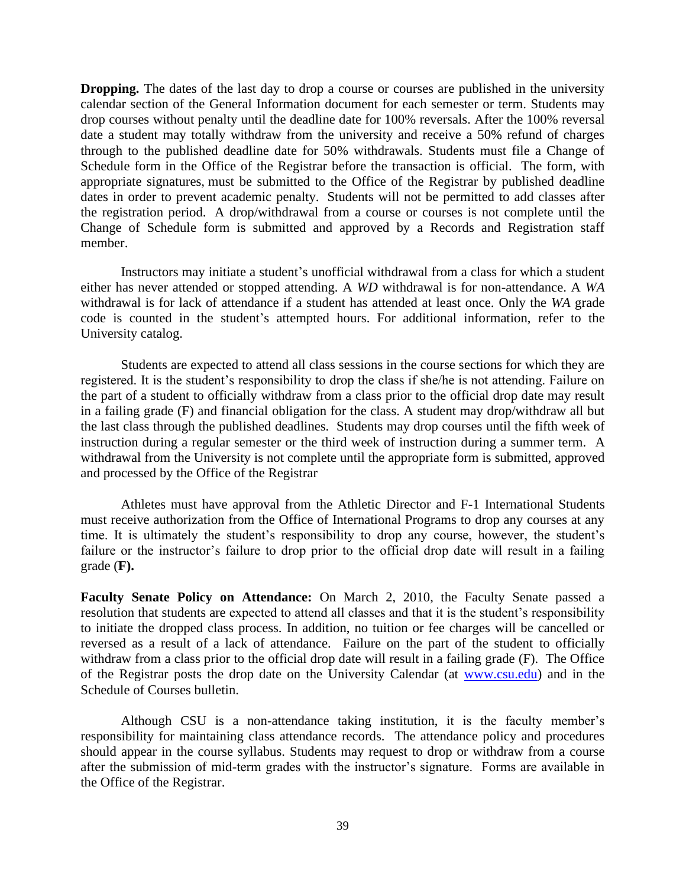**Dropping.** The dates of the last day to drop a course or courses are published in the university calendar section of the General Information document for each semester or term. Students may drop courses without penalty until the deadline date for 100% reversals. After the 100% reversal date a student may totally withdraw from the university and receive a 50% refund of charges through to the published deadline date for 50% withdrawals. Students must file a Change of Schedule form in the Office of the Registrar before the transaction is official. The form, with appropriate signatures, must be submitted to the Office of the Registrar by published deadline dates in order to prevent academic penalty. Students will not be permitted to add classes after the registration period. A drop/withdrawal from a course or courses is not complete until the Change of Schedule form is submitted and approved by a Records and Registration staff member.

Instructors may initiate a student's unofficial withdrawal from a class for which a student either has never attended or stopped attending. A *WD* withdrawal is for non-attendance. A *WA* withdrawal is for lack of attendance if a student has attended at least once. Only the *WA* grade code is counted in the student's attempted hours. For additional information, refer to the University catalog.

Students are expected to attend all class sessions in the course sections for which they are registered. It is the student's responsibility to drop the class if she/he is not attending. Failure on the part of a student to officially withdraw from a class prior to the official drop date may result in a failing grade (F) and financial obligation for the class. A student may drop/withdraw all but the last class through the published deadlines. Students may drop courses until the fifth week of instruction during a regular semester or the third week of instruction during a summer term. A withdrawal from the University is not complete until the appropriate form is submitted, approved and processed by the Office of the Registrar

Athletes must have approval from the Athletic Director and F-1 International Students must receive authorization from the Office of International Programs to drop any courses at any time. It is ultimately the student's responsibility to drop any course, however, the student's failure or the instructor's failure to drop prior to the official drop date will result in a failing grade (**F).**

**Faculty Senate Policy on Attendance:** On March 2, 2010, the Faculty Senate passed a resolution that students are expected to attend all classes and that it is the student's responsibility to initiate the dropped class process. In addition, no tuition or fee charges will be cancelled or reversed as a result of a lack of attendance. Failure on the part of the student to officially withdraw from a class prior to the official drop date will result in a failing grade (F). The Office of the Registrar posts the drop date on the University Calendar (at www.csu.edu) and in the Schedule of Courses bulletin.

Although CSU is a non-attendance taking institution, it is the faculty member's responsibility for maintaining class attendance records. The attendance policy and procedures should appear in the course syllabus. Students may request to drop or withdraw from a course after the submission of mid-term grades with the instructor's signature. Forms are available in the Office of the Registrar.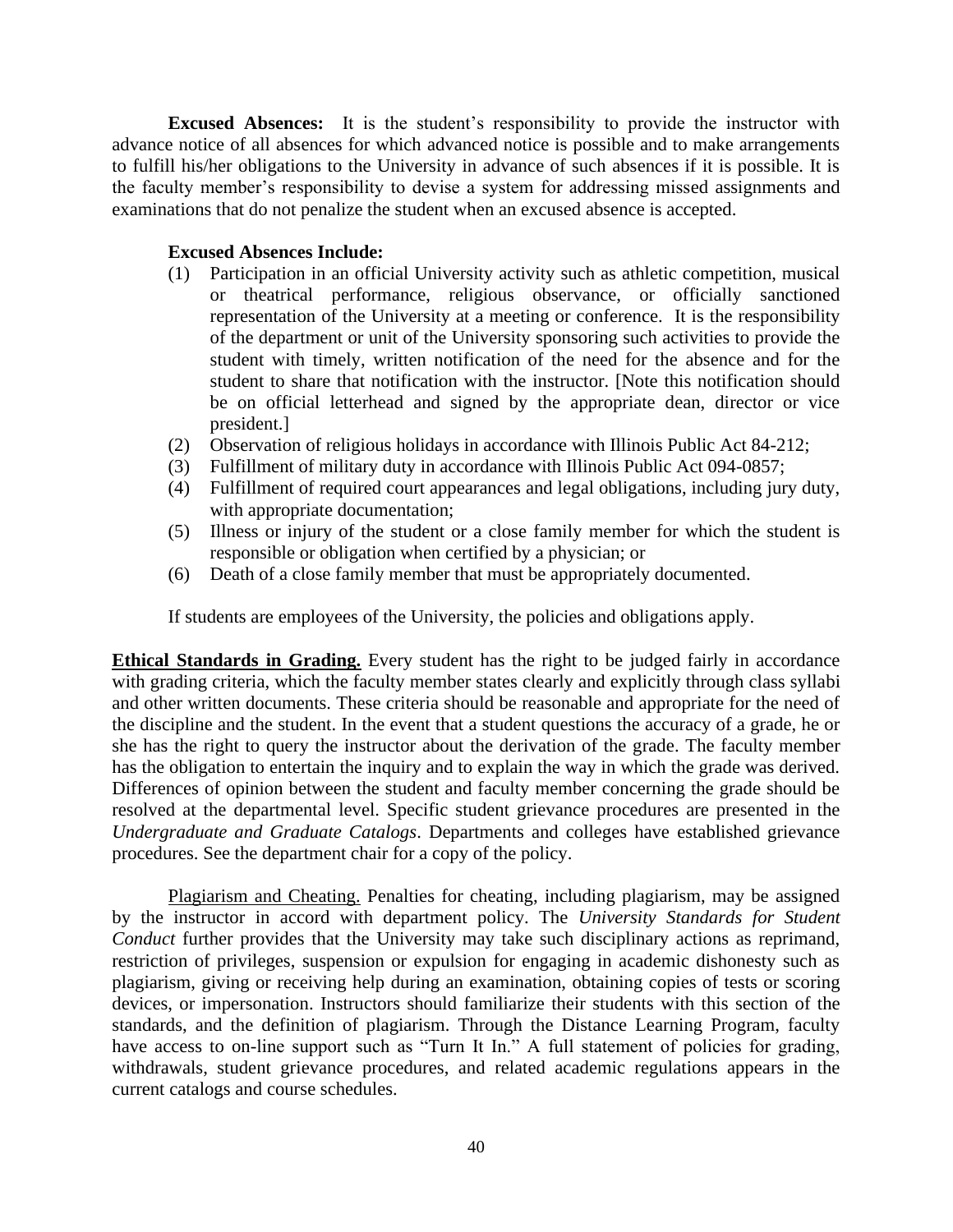**Excused Absences:** It is the student's responsibility to provide the instructor with advance notice of all absences for which advanced notice is possible and to make arrangements to fulfill his/her obligations to the University in advance of such absences if it is possible. It is the faculty member's responsibility to devise a system for addressing missed assignments and examinations that do not penalize the student when an excused absence is accepted.

**Excused Absences Include:**

(1) Participation in an official University activity such as athletic competition, musical or theatrical performance, religious observance, or officially sanctioned representation of the University at a meeting or conference. It is the responsibility of the department or unit of the University sponsoring such activities to provide the student with timely, written notification of the need for the absence and for the student to share that notification with the instructor. [Note this notification should be on official letterhead and signed by the appropriate dean, director or vice president.]

(2) Observation of religious holidays in accordance with Illinois Public Act 84-212;

(3) Fulfillment of military duty in accordance with Illinois Public Act 094-0857;

(4) Fulfillment of required court appearances and legal obligations, including jury duty, with appropriate documentation;

(5) Illness or injury of the student or a close family member for which the student is responsible or obligation when certified by a physician; or

(6) Death of a close family member that must be appropriately documented.

If students are employees of the University, the policies and obligations apply.

**Ethical Standards in Grading.** Every student has the right to be judged fairly in accordance with grading criteria, which the faculty member states clearly and explicitly through class syllabi and other written documents. These criteria should be reasonable and appropriate for the need of the discipline and the student. In the event that a student questions the accuracy of a grade, he or she has the right to query the instructor about the derivation of the grade. The faculty member has the obligation to entertain the inquiry and to explain the way in which the grade was derived. Differences of opinion between the student and faculty member concerning the grade should be resolved at the departmental level. Specific student grievance procedures are presented in the *Undergraduate and Graduate Catalogs*. Departments and colleges have established grievance procedures. See the department chair for a copy of the policy.

Plagiarism and Cheating. Penalties for cheating, including plagiarism, may be assigned by the instructor in accord with department policy. The *University Standards for Student Conduct* further provides that the University may take such disciplinary actions as reprimand, restriction of privileges, suspension or expulsion for engaging in academic dishonesty such as plagiarism, giving or receiving help during an examination, obtaining copies of tests or scoring devices, or impersonation. Instructors should familiarize their students with this section of the standards, and the definition of plagiarism. Through the Distance Learning Program, faculty have access to on-line support such as "Turn It In." A full statement of policies for grading, withdrawals, student grievance procedures, and related academic regulations appears in the current catalogs and course schedules.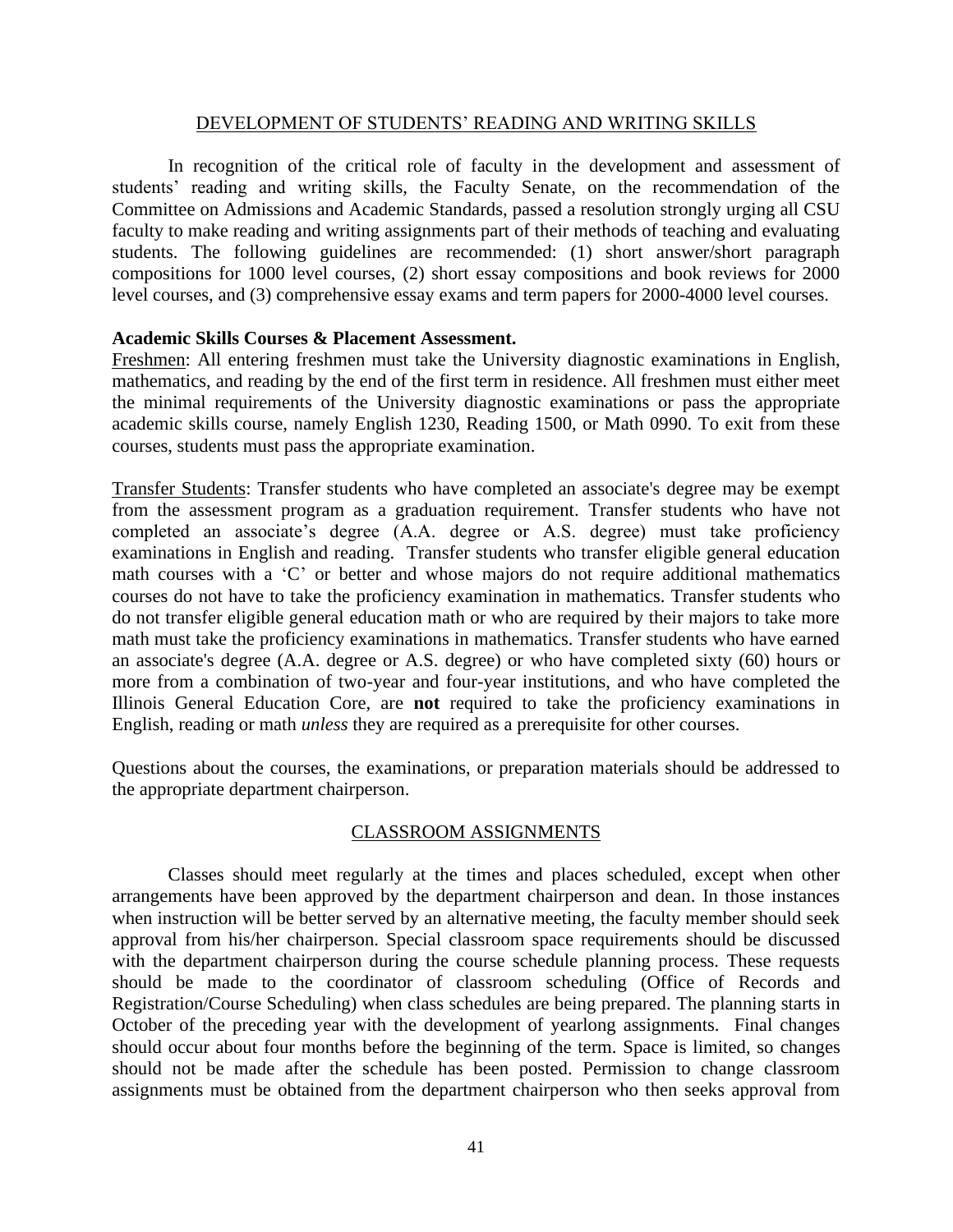## DEVELOPMENT OF STUDENTS' READING AND WRITING SKILLS

In recognition of the critical role of faculty in the development and assessment of students' reading and writing skills, the Faculty Senate, on the recommendation of the Committee on Admissions and Academic Standards, passed a resolution strongly urging all CSU faculty to make reading and writing assignments part of their methods of teaching and evaluating students. The following guidelines are recommended: (1) short answer/short paragraph compositions for 1000 level courses, (2) short essay compositions and book reviews for 2000 level courses, and (3) comprehensive essay exams and term papers for 2000-4000 level courses.

**Academic Skills Courses & Placement Assessment.**

Freshmen: All entering freshmen must take the University diagnostic examinations in English, mathematics, and reading by the end of the first term in residence. All freshmen must either meet the minimal requirements of the University diagnostic examinations or pass the appropriate academic skills course, namely English 1230, Reading 1500, or Math 0990. To exit from these courses, students must pass the appropriate examination.

Transfer Students: Transfer students who have completed an associate's degree may be exempt from the assessment program as a graduation requirement. Transfer students who have not completed an associate's degree (A.A. degree or A.S. degree) must take proficiency examinations in English and reading. Transfer students who transfer eligible general education math courses with a 'C' or better and whose majors do not require additional mathematics courses do not have to take the proficiency examination in mathematics. Transfer students who do not transfer eligible general education math or who are required by their majors to take more math must take the proficiency examinations in mathematics. Transfer students who have earned an associate's degree (A.A. degree or A.S. degree) or who have completed sixty (60) hours or more from a combination of two-year and four-year institutions, and who have completed the Illinois General Education Core, are **not** required to take the proficiency examinations in English, reading or math *unless* they are required as a prerequisite for other courses.

Questions about the courses, the examinations, or preparation materials should be addressed to the appropriate department chairperson.

## CLASSROOM ASSIGNMENTS

Classes should meet regularly at the times and places scheduled, except when other arrangements have been approved by the department chairperson and dean. In those instances when instruction will be better served by an alternative meeting, the faculty member should seek approval from his/her chairperson. Special classroom space requirements should be discussed with the department chairperson during the course schedule planning process. These requests should be made to the coordinator of classroom scheduling (Office of Records and Registration/Course Scheduling) when class schedules are being prepared. The planning starts in October of the preceding year with the development of yearlong assignments. Final changes should occur about four months before the beginning of the term. Space is limited, so changes should not be made after the schedule has been posted. Permission to change classroom assignments must be obtained from the department chairperson who then seeks approval from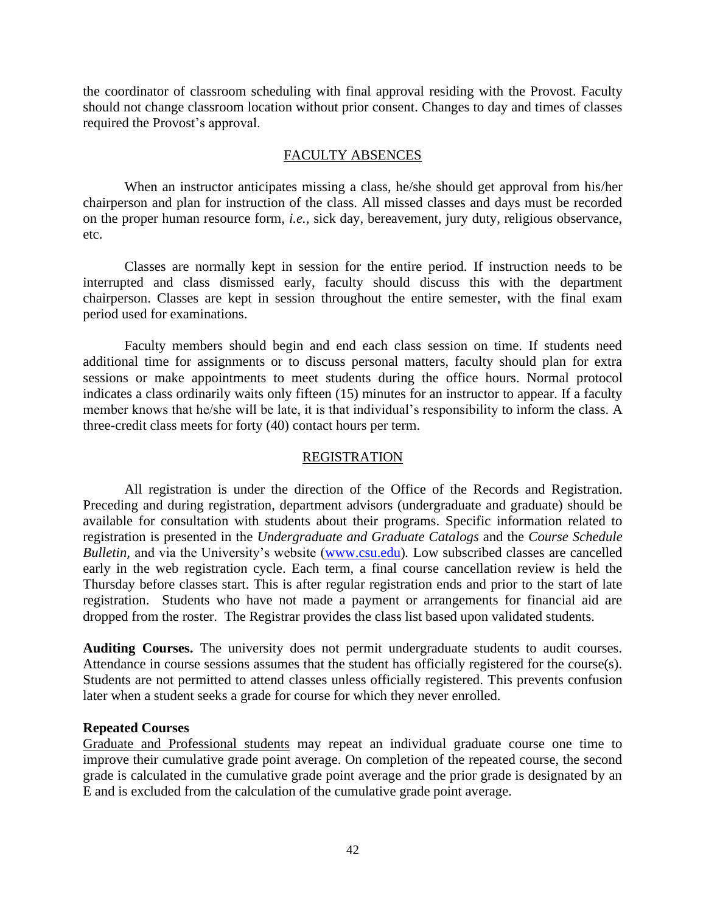the coordinator of classroom scheduling with final approval residing with the Provost. Faculty should not change classroom location without prior consent. Changes to day and times of classes required the Provost's approval.

## FACULTY ABSENCES

When an instructor anticipates missing a class, he/she should get approval from his/her chairperson and plan for instruction of the class. All missed classes and days must be recorded on the proper human resource form, *i.e.,* sick day, bereavement, jury duty, religious observance, etc.

Classes are normally kept in session for the entire period. If instruction needs to be interrupted and class dismissed early, faculty should discuss this with the department chairperson. Classes are kept in session throughout the entire semester, with the final exam period used for examinations.

Faculty members should begin and end each class session on time. If students need additional time for assignments or to discuss personal matters, faculty should plan for extra sessions or make appointments to meet students during the office hours. Normal protocol indicates a class ordinarily waits only fifteen (15) minutes for an instructor to appear. If a faculty member knows that he/she will be late, it is that individual's responsibility to inform the class. A three-credit class meets for forty (40) contact hours per term.

## REGISTRATION

All registration is under the direction of the Office of the Records and Registration. Preceding and during registration, department advisors (undergraduate and graduate) should be available for consultation with students about their programs. Specific information related to registration is presented in the *Undergraduate and Graduate Catalogs* and the *Course Schedule Bulletin,* and via the University's website (www.csu.edu). Low subscribed classes are cancelled early in the web registration cycle. Each term, a final course cancellation review is held the Thursday before classes start. This is after regular registration ends and prior to the start of late registration. Students who have not made a payment or arrangements for financial aid are dropped from the roster. The Registrar provides the class list based upon validated students.

**Auditing Courses.** The university does not permit undergraduate students to audit courses. Attendance in course sessions assumes that the student has officially registered for the course(s). Students are not permitted to attend classes unless officially registered. This prevents confusion later when a student seeks a grade for course for which they never enrolled.

**Repeated Courses**

Graduate and Professional students may repeat an individual graduate course one time to improve their cumulative grade point average. On completion of the repeated course, the second grade is calculated in the cumulative grade point average and the prior grade is designated by an E and is excluded from the calculation of the cumulative grade point average.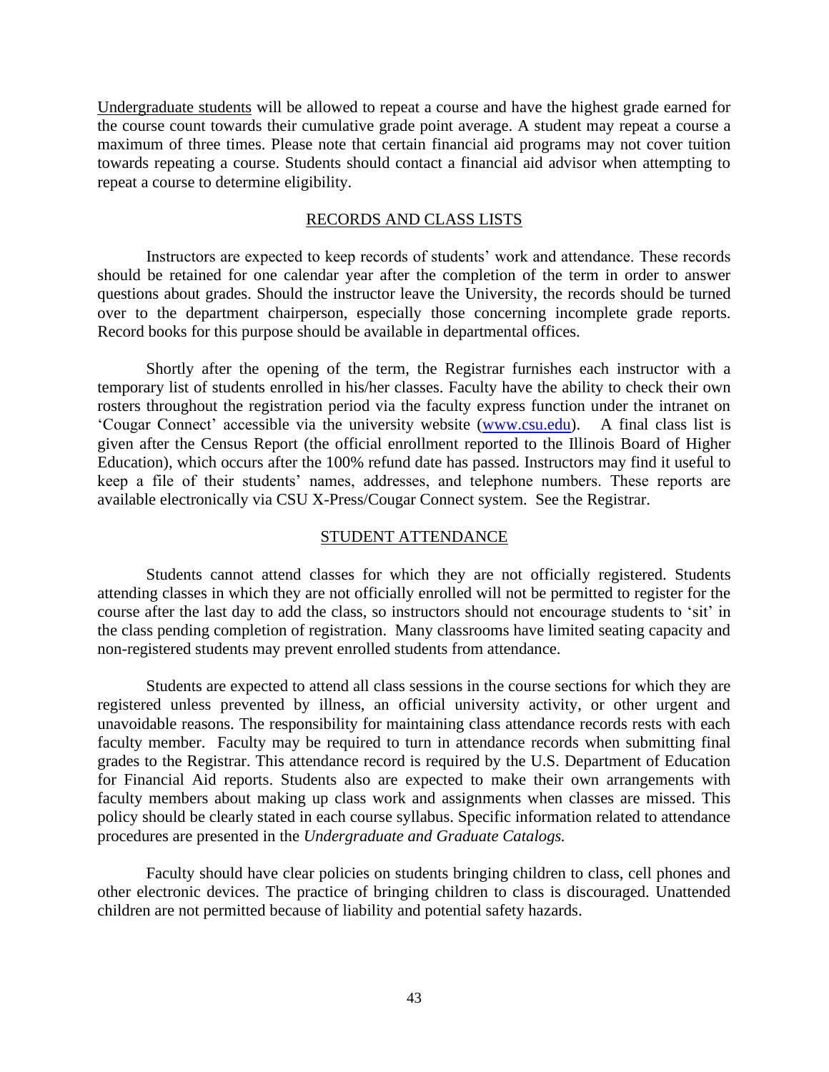<u>Undergraduate students</u> will be allowed to repeat a course and have the highest grade earned for the course count towards their cumulative grade point average. A student may repeat a course a maximum of three times. Please note that certain financial aid programs may not cover tuition towards repeating a course. Students should contact a financial aid advisor when attempting to repeat a course to determine eligibility.

## RECORDS AND CLASS LISTS

Instructors are expected to keep records of students' work and attendance. These records should be retained for one calendar year after the completion of the term in order to answer questions about grades. Should the instructor leave the University, the records should be turned over to the department chairperson, especially those concerning incomplete grade reports. Record books for this purpose should be available in departmental offices.

Shortly after the opening of the term, the Registrar furnishes each instructor with a temporary list of students enrolled in his/her classes. Faculty have the ability to check their own rosters throughout the registration period via the faculty express function under the intranet on 'Cougar Connect' accessible via the university website (www.csu.edu). A final class list is given after the Census Report (the official enrollment reported to the Illinois Board of Higher Education), which occurs after the 100% refund date has passed. Instructors may find it useful to keep a file of their students' names, addresses, and telephone numbers. These reports are available electronically via CSU X-Press/Cougar Connect system. See the Registrar.

## STUDENT ATTENDANCE

Students cannot attend classes for which they are not officially registered. Students attending classes in which they are not officially enrolled will not be permitted to register for the course after the last day to add the class, so instructors should not encourage students to 'sit' in the class pending completion of registration. Many classrooms have limited seating capacity and non-registered students may prevent enrolled students from attendance.

Students are expected to attend all class sessions in the course sections for which they are registered unless prevented by illness, an official university activity, or other urgent and unavoidable reasons. The responsibility for maintaining class attendance records rests with each faculty member. Faculty may be required to turn in attendance records when submitting final grades to the Registrar. This attendance record is required by the U.S. Department of Education for Financial Aid reports. Students also are expected to make their own arrangements with faculty members about making up class work and assignments when classes are missed. This policy should be clearly stated in each course syllabus. Specific information related to attendance procedures are presented in the *Undergraduate and Graduate Catalogs.*

Faculty should have clear policies on students bringing children to class, cell phones and other electronic devices. The practice of bringing children to class is discouraged. Unattended children are not permitted because of liability and potential safety hazards.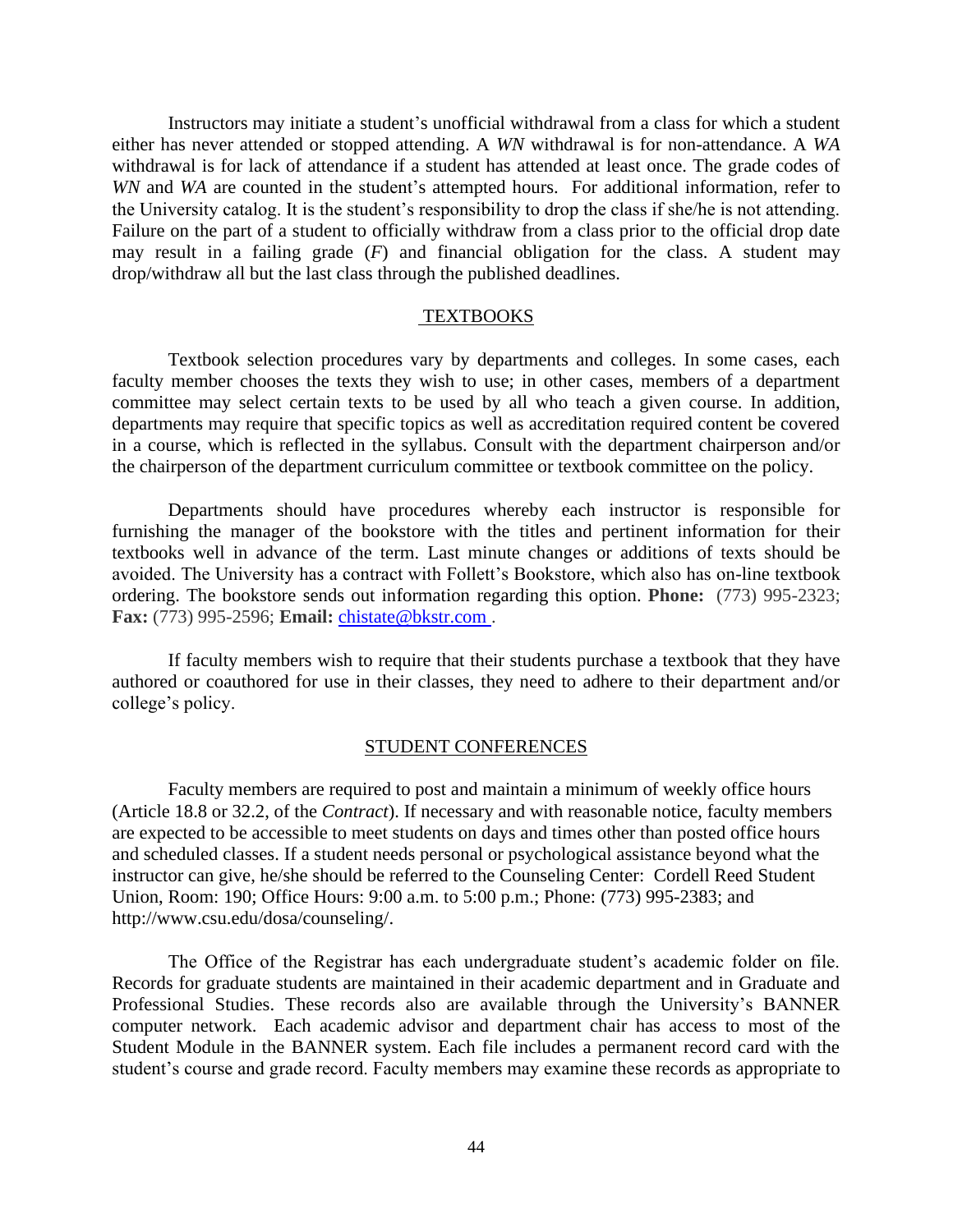Instructors may initiate a student's unofficial withdrawal from a class for which a student either has never attended or stopped attending. A *WN* withdrawal is for non-attendance. A *WA* withdrawal is for lack of attendance if a student has attended at least once. The grade codes of *WN* and *WA* are counted in the student's attempted hours. For additional information, refer to the University catalog. It is the student's responsibility to drop the class if she/he is not attending. Failure on the part of a student to officially withdraw from a class prior to the official drop date may result in a failing grade (*F*) and financial obligation for the class. A student may drop/withdraw all but the last class through the published deadlines.

## TEXTBOOKS

Textbook selection procedures vary by departments and colleges. In some cases, each faculty member chooses the texts they wish to use; in other cases, members of a department committee may select certain texts to be used by all who teach a given course. In addition, departments may require that specific topics as well as accreditation required content be covered in a course, which is reflected in the syllabus. Consult with the department chairperson and/or the chairperson of the department curriculum committee or textbook committee on the policy.

Departments should have procedures whereby each instructor is responsible for furnishing the manager of the bookstore with the titles and pertinent information for their textbooks well in advance of the term. Last minute changes or additions of texts should be avoided. The University has a contract with Follett's Bookstore, which also has on-line textbook ordering. The bookstore sends out information regarding this option. **Phone:** (773) 995-2323; **Fax:** (773) 995-2596; **Email:** chistate@bkstr.com .

If faculty members wish to require that their students purchase a textbook that they have authored or coauthored for use in their classes, they need to adhere to their department and/or college's policy.

## STUDENT CONFERENCES

Faculty members are required to post and maintain a minimum of weekly office hours (Article 18.8 or 32.2, of the *Contract*). If necessary and with reasonable notice, faculty members are expected to be accessible to meet students on days and times other than posted office hours and scheduled classes. If a student needs personal or psychological assistance beyond what the instructor can give, he/she should be referred to the Counseling Center: Cordell Reed Student Union, Room: 190; Office Hours: 9:00 a.m. to 5:00 p.m.; Phone: (773) 995-2383; and http://www.csu.edu/dosa/counseling/.

The Office of the Registrar has each undergraduate student's academic folder on file. Records for graduate students are maintained in their academic department and in Graduate and Professional Studies. These records also are available through the University's BANNER computer network. Each academic advisor and department chair has access to most of the Student Module in the BANNER system. Each file includes a permanent record card with the student's course and grade record. Faculty members may examine these records as appropriate to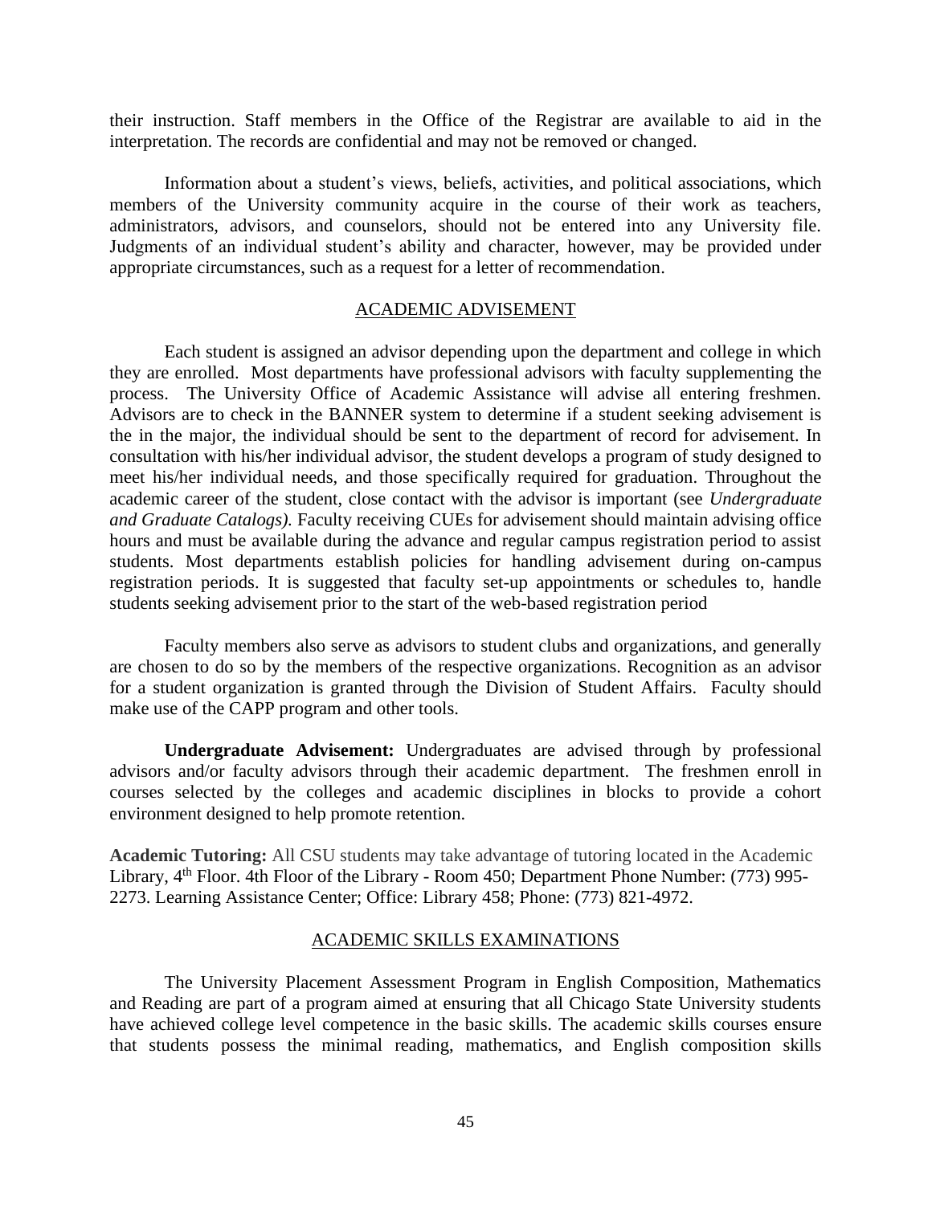their instruction. Staff members in the Office of the Registrar are available to aid in the interpretation. The records are confidential and may not be removed or changed.

Information about a student's views, beliefs, activities, and political associations, which members of the University community acquire in the course of their work as teachers, administrators, advisors, and counselors, should not be entered into any University file. Judgments of an individual student's ability and character, however, may be provided under appropriate circumstances, such as a request for a letter of recommendation.

## ACADEMIC ADVISEMENT

Each student is assigned an advisor depending upon the department and college in which they are enrolled. Most departments have professional advisors with faculty supplementing the process. The University Office of Academic Assistance will advise all entering freshmen. Advisors are to check in the BANNER system to determine if a student seeking advisement is the in the major, the individual should be sent to the department of record for advisement. In consultation with his/her individual advisor, the student develops a program of study designed to meet his/her individual needs, and those specifically required for graduation. Throughout the academic career of the student, close contact with the advisor is important (see *Undergraduate and Graduate Catalogs).* Faculty receiving CUEs for advisement should maintain advising office hours and must be available during the advance and regular campus registration period to assist students. Most departments establish policies for handling advisement during on-campus registration periods. It is suggested that faculty set-up appointments or schedules to, handle students seeking advisement prior to the start of the web-based registration period

Faculty members also serve as advisors to student clubs and organizations, and generally are chosen to do so by the members of the respective organizations. Recognition as an advisor for a student organization is granted through the Division of Student Affairs. Faculty should make use of the CAPP program and other tools.

**Undergraduate Advisement:** Undergraduates are advised through by professional advisors and/or faculty advisors through their academic department. The freshmen enroll in courses selected by the colleges and academic disciplines in blocks to provide a cohort environment designed to help promote retention.

**Academic Tutoring:** All CSU students may take advantage of tutoring located in the Academic Library, 4th Floor. 4th Floor of the Library - Room 450; Department Phone Number: (773) 995-2273. Learning Assistance Center; Office: Library 458; Phone: (773) 821-4972.

## ACADEMIC SKILLS EXAMINATIONS

The University Placement Assessment Program in English Composition, Mathematics and Reading are part of a program aimed at ensuring that all Chicago State University students have achieved college level competence in the basic skills. The academic skills courses ensure that students possess the minimal reading, mathematics, and English composition skills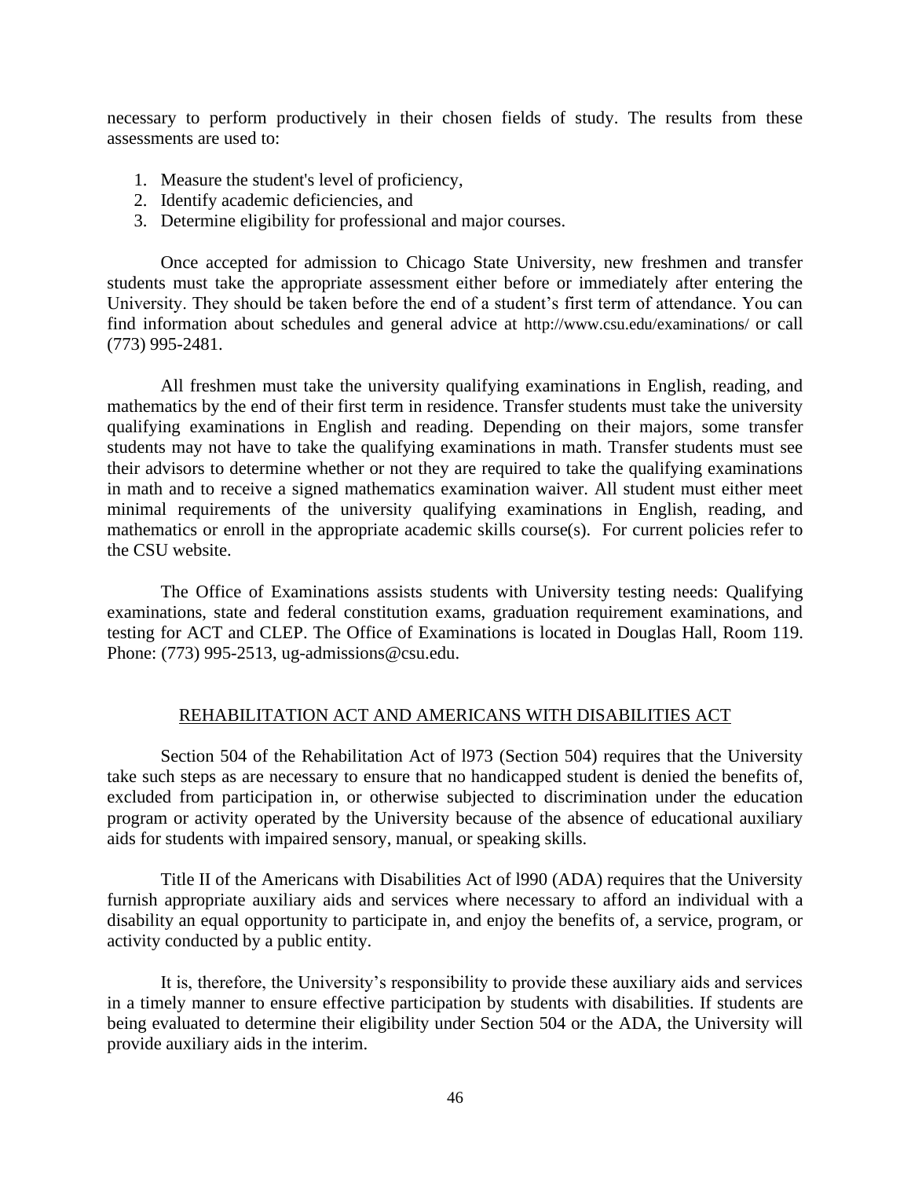necessary to perform productively in their chosen fields of study. The results from these assessments are used to:

1. Measure the student's level of proficiency,
2. Identify academic deficiencies, and
3. Determine eligibility for professional and major courses.

Once accepted for admission to Chicago State University, new freshmen and transfer students must take the appropriate assessment either before or immediately after entering the University. They should be taken before the end of a student's first term of attendance. You can find information about schedules and general advice at http://www.csu.edu/examinations/ or call (773) 995-2481.

All freshmen must take the university qualifying examinations in English, reading, and mathematics by the end of their first term in residence. Transfer students must take the university qualifying examinations in English and reading. Depending on their majors, some transfer students may not have to take the qualifying examinations in math. Transfer students must see their advisors to determine whether or not they are required to take the qualifying examinations in math and to receive a signed mathematics examination waiver. All student must either meet minimal requirements of the university qualifying examinations in English, reading, and mathematics or enroll in the appropriate academic skills course(s). For current policies refer to the CSU website.

The Office of Examinations assists students with University testing needs: Qualifying examinations, state and federal constitution exams, graduation requirement examinations, and testing for ACT and CLEP. The Office of Examinations is located in Douglas Hall, Room 119. Phone: (773) 995-2513, ug-admissions@csu.edu.

## REHABILITATION ACT AND AMERICANS WITH DISABILITIES ACT

Section 504 of the Rehabilitation Act of l973 (Section 504) requires that the University take such steps as are necessary to ensure that no handicapped student is denied the benefits of, excluded from participation in, or otherwise subjected to discrimination under the education program or activity operated by the University because of the absence of educational auxiliary aids for students with impaired sensory, manual, or speaking skills.

Title II of the Americans with Disabilities Act of l990 (ADA) requires that the University furnish appropriate auxiliary aids and services where necessary to afford an individual with a disability an equal opportunity to participate in, and enjoy the benefits of, a service, program, or activity conducted by a public entity.

It is, therefore, the University's responsibility to provide these auxiliary aids and services in a timely manner to ensure effective participation by students with disabilities. If students are being evaluated to determine their eligibility under Section 504 or the ADA, the University will provide auxiliary aids in the interim.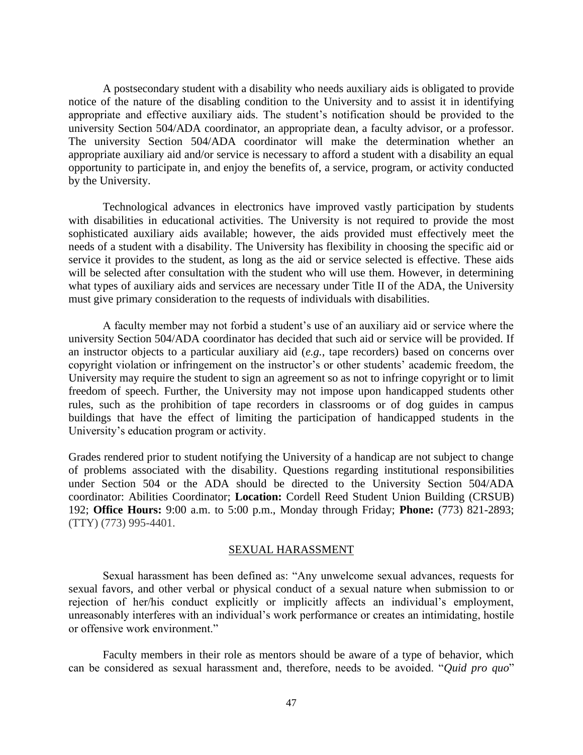A postsecondary student with a disability who needs auxiliary aids is obligated to provide notice of the nature of the disabling condition to the University and to assist it in identifying appropriate and effective auxiliary aids. The student's notification should be provided to the university Section 504/ADA coordinator, an appropriate dean, a faculty advisor, or a professor. The university Section 504/ADA coordinator will make the determination whether an appropriate auxiliary aid and/or service is necessary to afford a student with a disability an equal opportunity to participate in, and enjoy the benefits of, a service, program, or activity conducted by the University.

Technological advances in electronics have improved vastly participation by students with disabilities in educational activities. The University is not required to provide the most sophisticated auxiliary aids available; however, the aids provided must effectively meet the needs of a student with a disability. The University has flexibility in choosing the specific aid or service it provides to the student, as long as the aid or service selected is effective. These aids will be selected after consultation with the student who will use them. However, in determining what types of auxiliary aids and services are necessary under Title II of the ADA, the University must give primary consideration to the requests of individuals with disabilities.

A faculty member may not forbid a student's use of an auxiliary aid or service where the university Section 504/ADA coordinator has decided that such aid or service will be provided. If an instructor objects to a particular auxiliary aid (*e.g.*, tape recorders) based on concerns over copyright violation or infringement on the instructor's or other students' academic freedom, the University may require the student to sign an agreement so as not to infringe copyright or to limit freedom of speech. Further, the University may not impose upon handicapped students other rules, such as the prohibition of tape recorders in classrooms or of dog guides in campus buildings that have the effect of limiting the participation of handicapped students in the University's education program or activity.

Grades rendered prior to student notifying the University of a handicap are not subject to change of problems associated with the disability. Questions regarding institutional responsibilities under Section 504 or the ADA should be directed to the University Section 504/ADA coordinator: Abilities Coordinator; **Location:** Cordell Reed Student Union Building (CRSUB) 192; **Office Hours:** 9:00 a.m. to 5:00 p.m., Monday through Friday; **Phone:** (773) 821-2893; (TTY) (773) 995-4401.

## SEXUAL HARASSMENT

Sexual harassment has been defined as: "Any unwelcome sexual advances, requests for sexual favors, and other verbal or physical conduct of a sexual nature when submission to or rejection of her/his conduct explicitly or implicitly affects an individual's employment, unreasonably interferes with an individual's work performance or creates an intimidating, hostile or offensive work environment."

Faculty members in their role as mentors should be aware of a type of behavior, which can be considered as sexual harassment and, therefore, needs to be avoided. "*Quid pro quo*"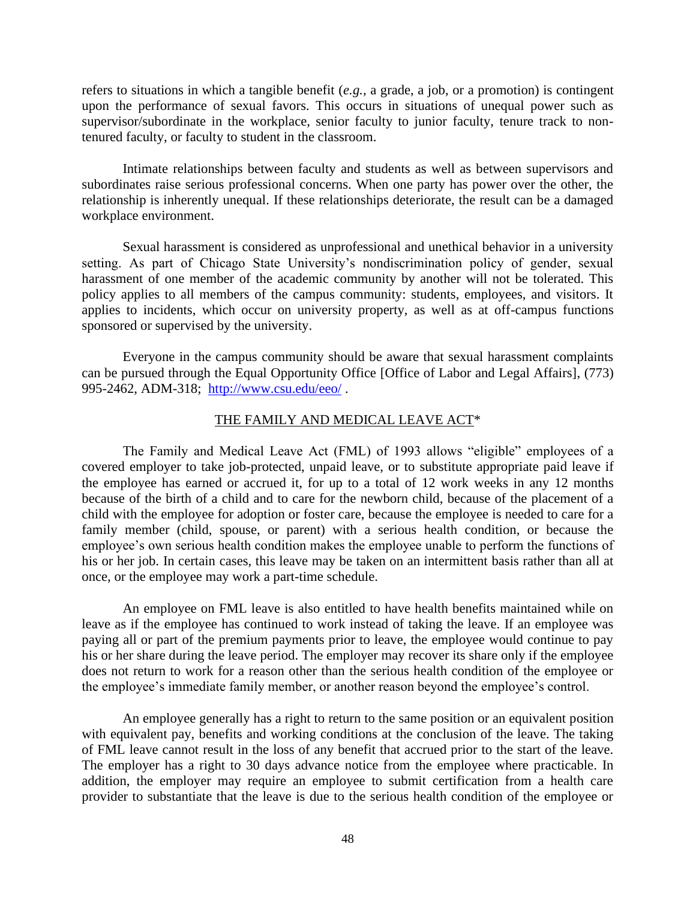refers to situations in which a tangible benefit (*e.g.,* a grade, a job, or a promotion) is contingent upon the performance of sexual favors. This occurs in situations of unequal power such as supervisor/subordinate in the workplace, senior faculty to junior faculty, tenure track to non-tenured faculty, or faculty to student in the classroom.

Intimate relationships between faculty and students as well as between supervisors and subordinates raise serious professional concerns. When one party has power over the other, the relationship is inherently unequal. If these relationships deteriorate, the result can be a damaged workplace environment.

Sexual harassment is considered as unprofessional and unethical behavior in a university setting. As part of Chicago State University's nondiscrimination policy of gender, sexual harassment of one member of the academic community by another will not be tolerated. This policy applies to all members of the campus community: students, employees, and visitors. It applies to incidents, which occur on university property, as well as at off-campus functions sponsored or supervised by the university.

Everyone in the campus community should be aware that sexual harassment complaints can be pursued through the Equal Opportunity Office [Office of Labor and Legal Affairs], (773) 995-2462, ADM-318; [http://www.csu.edu/eeo/](http://www.csu.edu/eeo/) .

## THE FAMILY AND MEDICAL LEAVE ACT*

The Family and Medical Leave Act (FML) of 1993 allows "eligible" employees of a covered employer to take job-protected, unpaid leave, or to substitute appropriate paid leave if the employee has earned or accrued it, for up to a total of 12 work weeks in any 12 months because of the birth of a child and to care for the newborn child, because of the placement of a child with the employee for adoption or foster care, because the employee is needed to care for a family member (child, spouse, or parent) with a serious health condition, or because the employee's own serious health condition makes the employee unable to perform the functions of his or her job. In certain cases, this leave may be taken on an intermittent basis rather than all at once, or the employee may work a part-time schedule.

An employee on FML leave is also entitled to have health benefits maintained while on leave as if the employee has continued to work instead of taking the leave. If an employee was paying all or part of the premium payments prior to leave, the employee would continue to pay his or her share during the leave period. The employer may recover its share only if the employee does not return to work for a reason other than the serious health condition of the employee or the employee's immediate family member, or another reason beyond the employee's control.

An employee generally has a right to return to the same position or an equivalent position with equivalent pay, benefits and working conditions at the conclusion of the leave. The taking of FML leave cannot result in the loss of any benefit that accrued prior to the start of the leave. The employer has a right to 30 days advance notice from the employee where practicable. In addition, the employer may require an employee to submit certification from a health care provider to substantiate that the leave is due to the serious health condition of the employee or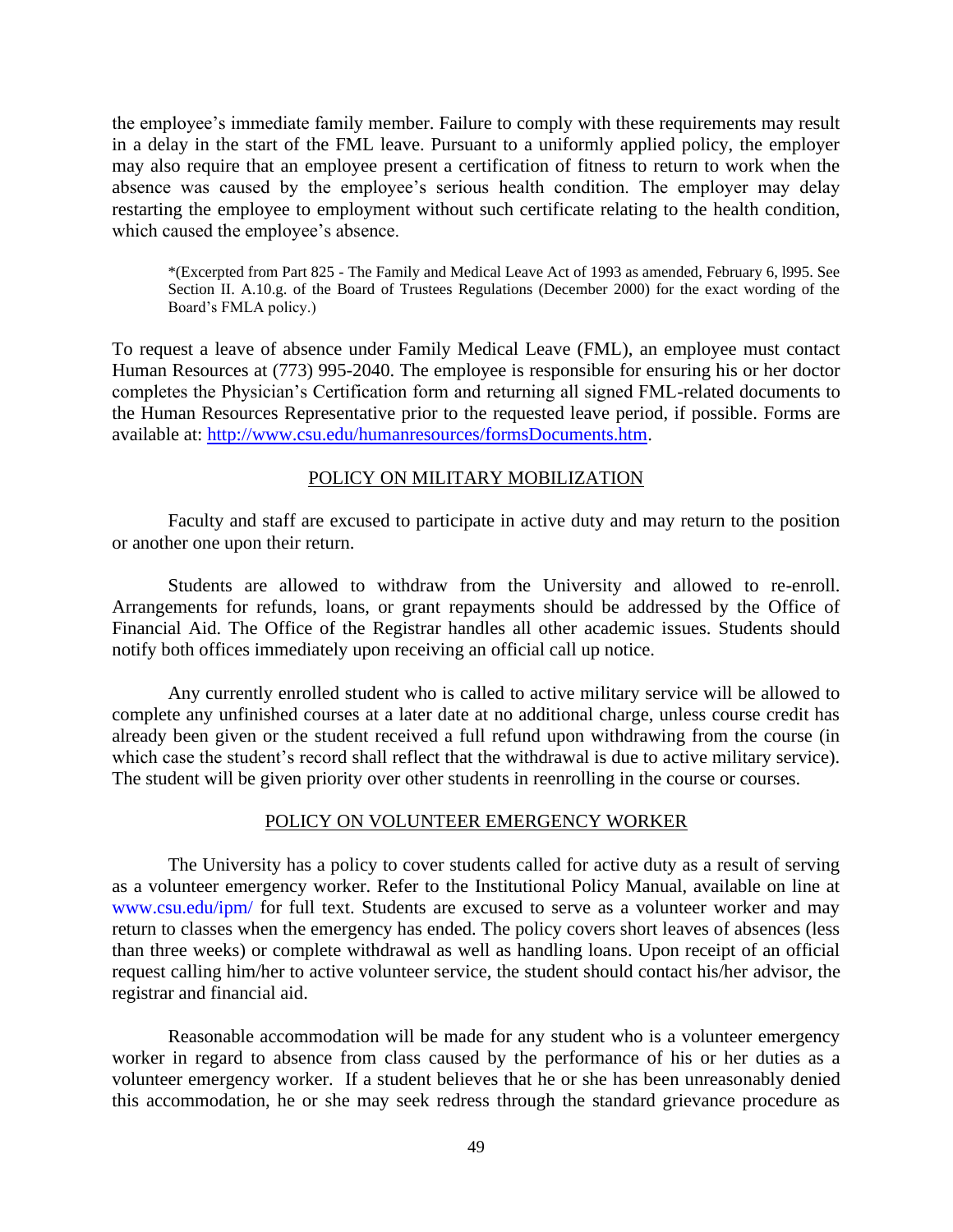the employee's immediate family member. Failure to comply with these requirements may result in a delay in the start of the FML leave. Pursuant to a uniformly applied policy, the employer may also require that an employee present a certification of fitness to return to work when the absence was caused by the employee's serious health condition. The employer may delay restarting the employee to employment without such certificate relating to the health condition, which caused the employee's absence.

> *(Excerpted from Part 825 - The Family and Medical Leave Act of 1993 as amended, February 6, l995. See Section II. A.10.g. of the Board of Trustees Regulations (December 2000) for the exact wording of the Board's FMLA policy.)

To request a leave of absence under Family Medical Leave (FML), an employee must contact Human Resources at (773) 995-2040. The employee is responsible for ensuring his or her doctor completes the Physician's Certification form and returning all signed FML-related documents to the Human Resources Representative prior to the requested leave period, if possible. Forms are available at: [http://www.csu.edu/humanresources/formsDocuments.htm](http://www.csu.edu/humanresources/formsDocuments.htm).

## POLICY ON MILITARY MOBILIZATION

Faculty and staff are excused to participate in active duty and may return to the position or another one upon their return.

Students are allowed to withdraw from the University and allowed to re-enroll. Arrangements for refunds, loans, or grant repayments should be addressed by the Office of Financial Aid. The Office of the Registrar handles all other academic issues. Students should notify both offices immediately upon receiving an official call up notice.

Any currently enrolled student who is called to active military service will be allowed to complete any unfinished courses at a later date at no additional charge, unless course credit has already been given or the student received a full refund upon withdrawing from the course (in which case the student's record shall reflect that the withdrawal is due to active military service). The student will be given priority over other students in reenrolling in the course or courses.

## POLICY ON VOLUNTEER EMERGENCY WORKER

The University has a policy to cover students called for active duty as a result of serving as a volunteer emergency worker. Refer to the Institutional Policy Manual, available on line at www.csu.edu/ipm/ for full text. Students are excused to serve as a volunteer worker and may return to classes when the emergency has ended. The policy covers short leaves of absences (less than three weeks) or complete withdrawal as well as handling loans. Upon receipt of an official request calling him/her to active volunteer service, the student should contact his/her advisor, the registrar and financial aid.

Reasonable accommodation will be made for any student who is a volunteer emergency worker in regard to absence from class caused by the performance of his or her duties as a volunteer emergency worker. If a student believes that he or she has been unreasonably denied this accommodation, he or she may seek redress through the standard grievance procedure as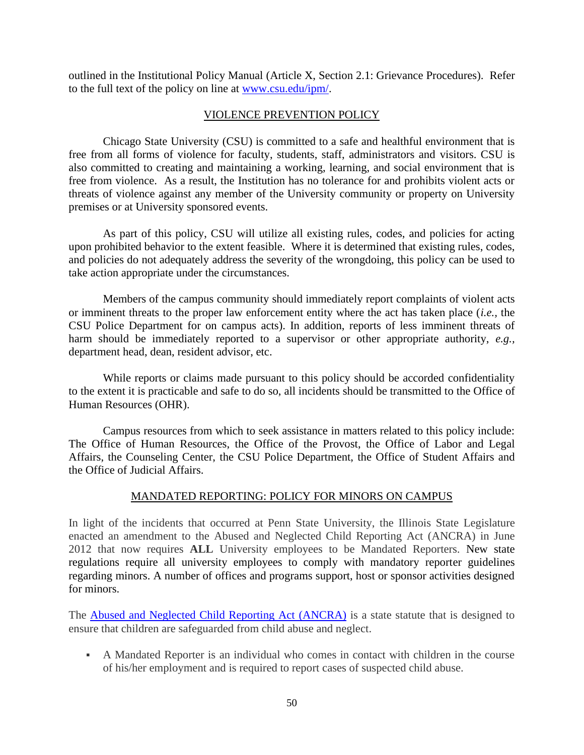outlined in the Institutional Policy Manual (Article X, Section 2.1: Grievance Procedures). Refer to the full text of the policy on line at [www.csu.edu/ipm/](http://www.csu.edu/ipm/).

## VIOLENCE PREVENTION POLICY

Chicago State University (CSU) is committed to a safe and healthful environment that is free from all forms of violence for faculty, students, staff, administrators and visitors. CSU is also committed to creating and maintaining a working, learning, and social environment that is free from violence. As a result, the Institution has no tolerance for and prohibits violent acts or threats of violence against any member of the University community or property on University premises or at University sponsored events.

As part of this policy, CSU will utilize all existing rules, codes, and policies for acting upon prohibited behavior to the extent feasible. Where it is determined that existing rules, codes, and policies do not adequately address the severity of the wrongdoing, this policy can be used to take action appropriate under the circumstances.

Members of the campus community should immediately report complaints of violent acts or imminent threats to the proper law enforcement entity where the act has taken place (*i.e.*, the CSU Police Department for on campus acts). In addition, reports of less imminent threats of harm should be immediately reported to a supervisor or other appropriate authority, *e.g.*, department head, dean, resident advisor, etc.

While reports or claims made pursuant to this policy should be accorded confidentiality to the extent it is practicable and safe to do so, all incidents should be transmitted to the Office of Human Resources (OHR).

Campus resources from which to seek assistance in matters related to this policy include: The Office of Human Resources, the Office of the Provost, the Office of Labor and Legal Affairs, the Counseling Center, the CSU Police Department, the Office of Student Affairs and the Office of Judicial Affairs.

## MANDATED REPORTING: POLICY FOR MINORS ON CAMPUS

In light of the incidents that occurred at Penn State University, the Illinois State Legislature enacted an amendment to the Abused and Neglected Child Reporting Act (ANCRA) in June 2012 that now requires **ALL** University employees to be Mandated Reporters. New state regulations require all university employees to comply with mandatory reporter guidelines regarding minors. A number of offices and programs support, host or sponsor activities designed for minors.

The Abused and Neglected Child Reporting Act (ANCRA) is a state statute that is designed to ensure that children are safeguarded from child abuse and neglect.

- A Mandated Reporter is an individual who comes in contact with children in the course of his/her employment and is required to report cases of suspected child abuse.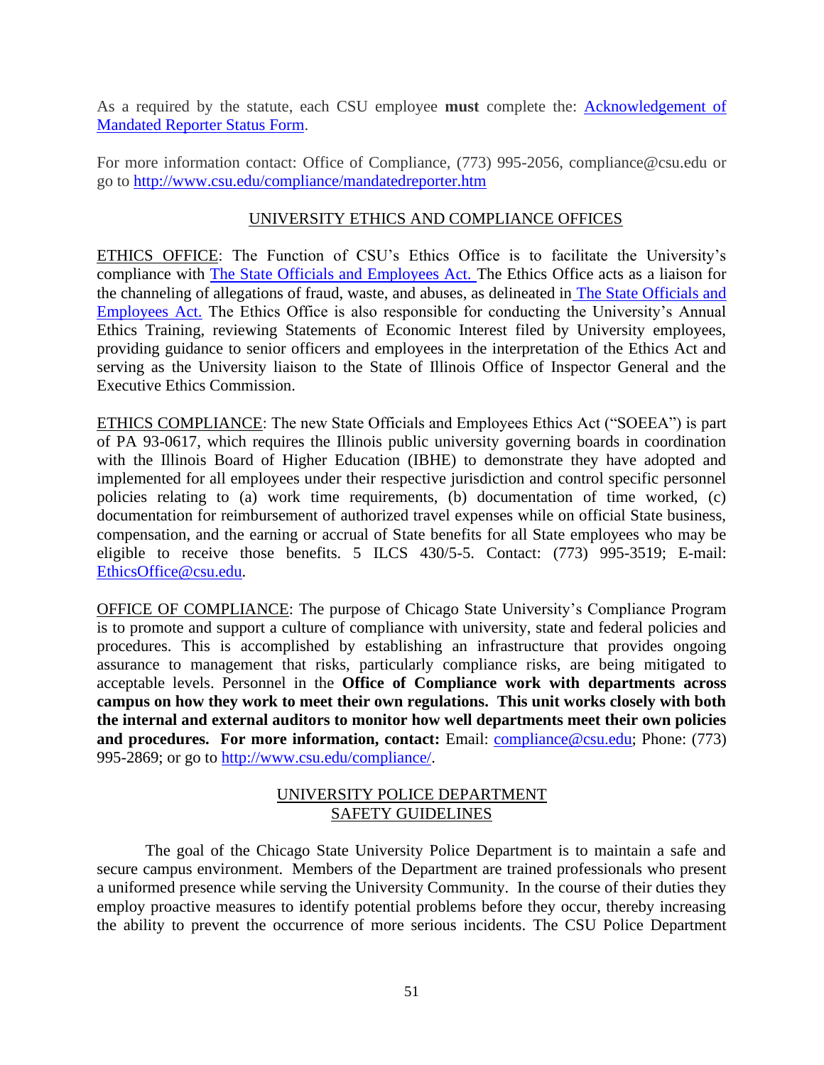As a required by the statute, each CSU employee **must** complete the: [Acknowledgement of Mandated Reporter Status Form](#).

For more information contact: Office of Compliance, (773) 995-2056, compliance@csu.edu or go to [http://www.csu.edu/compliance/mandatedreporter.htm](http://www.csu.edu/compliance/mandatedreporter.htm)

## UNIVERSITY ETHICS AND COMPLIANCE OFFICES

ETHICS OFFICE: The Function of CSU's Ethics Office is to facilitate the University's compliance with [The State Officials and Employees Act.](#) The Ethics Office acts as a liaison for the channeling of allegations of fraud, waste, and abuses, as delineated in [The State Officials and Employees Act.](#) The Ethics Office is also responsible for conducting the University's Annual Ethics Training, reviewing Statements of Economic Interest filed by University employees, providing guidance to senior officers and employees in the interpretation of the Ethics Act and serving as the University liaison to the State of Illinois Office of Inspector General and the Executive Ethics Commission.

ETHICS COMPLIANCE: The new State Officials and Employees Ethics Act ("SOEEA") is part of PA 93-0617, which requires the Illinois public university governing boards in coordination with the Illinois Board of Higher Education (IBHE) to demonstrate they have adopted and implemented for all employees under their respective jurisdiction and control specific personnel policies relating to (a) work time requirements, (b) documentation of time worked, (c) documentation for reimbursement of authorized travel expenses while on official State business, compensation, and the earning or accrual of State benefits for all State employees who may be eligible to receive those benefits. 5 ILCS 430/5-5. Contact: (773) 995-3519; E-mail: [EthicsOffice@csu.edu](mailto:EthicsOffice@csu.edu).

OFFICE OF COMPLIANCE: The purpose of Chicago State University's Compliance Program is to promote and support a culture of compliance with university, state and federal policies and procedures. This is accomplished by establishing an infrastructure that provides ongoing assurance to management that risks, particularly compliance risks, are being mitigated to acceptable levels. Personnel in the **Office of Compliance work with departments across campus on how they work to meet their own regulations. This unit works closely with both the internal and external auditors to monitor how well departments meet their own policies and procedures. For more information, contact:** Email: [compliance@csu.edu](mailto:compliance@csu.edu); Phone: (773) 995-2869; or go to [http://www.csu.edu/compliance/](http://www.csu.edu/compliance/).

## UNIVERSITY POLICE DEPARTMENT SAFETY GUIDELINES

The goal of the Chicago State University Police Department is to maintain a safe and secure campus environment. Members of the Department are trained professionals who present a uniformed presence while serving the University Community. In the course of their duties they employ proactive measures to identify potential problems before they occur, thereby increasing the ability to prevent the occurrence of more serious incidents. The CSU Police Department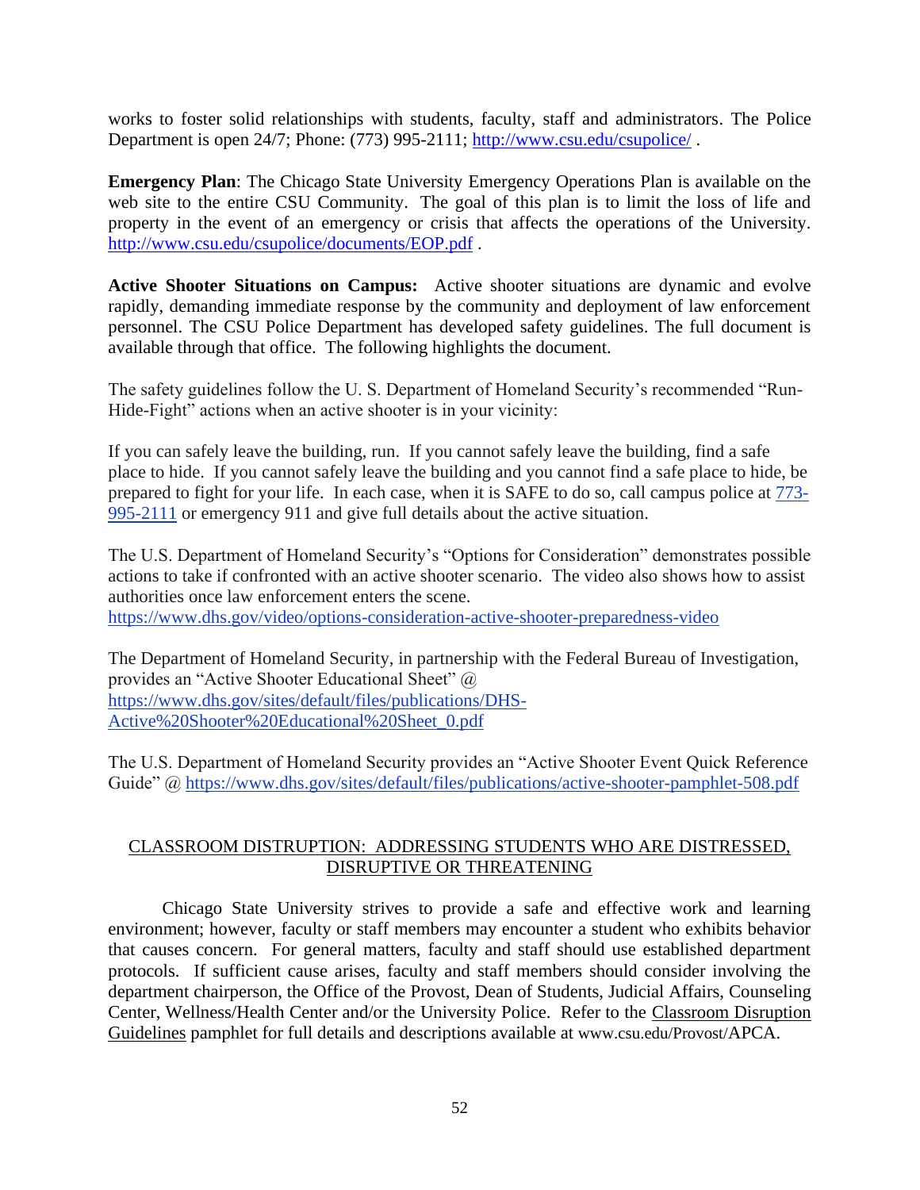works to foster solid relationships with students, faculty, staff and administrators. The Police Department is open 24/7; Phone: (773) 995-2111; http://www.csu.edu/csupolice/ .

**Emergency Plan**: The Chicago State University Emergency Operations Plan is available on the web site to the entire CSU Community. The goal of this plan is to limit the loss of life and property in the event of an emergency or crisis that affects the operations of the University. http://www.csu.edu/csupolice/documents/EOP.pdf .

**Active Shooter Situations on Campus:** Active shooter situations are dynamic and evolve rapidly, demanding immediate response by the community and deployment of law enforcement personnel. The CSU Police Department has developed safety guidelines. The full document is available through that office. The following highlights the document.

The safety guidelines follow the U. S. Department of Homeland Security's recommended "Run-Hide-Fight" actions when an active shooter is in your vicinity:

If you can safely leave the building, run. If you cannot safely leave the building, find a safe place to hide. If you cannot safely leave the building and you cannot find a safe place to hide, be prepared to fight for your life. In each case, when it is SAFE to do so, call campus police at 773-995-2111 or emergency 911 and give full details about the active situation.

The U.S. Department of Homeland Security's "Options for Consideration" demonstrates possible actions to take if confronted with an active shooter scenario. The video also shows how to assist authorities once law enforcement enters the scene.
https://www.dhs.gov/video/options-consideration-active-shooter-preparedness-video

The Department of Homeland Security, in partnership with the Federal Bureau of Investigation, provides an "Active Shooter Educational Sheet" @ https://www.dhs.gov/sites/default/files/publications/DHS-Active%20Shooter%20Educational%20Sheet_0.pdf

The U.S. Department of Homeland Security provides an "Active Shooter Event Quick Reference Guide" @ https://www.dhs.gov/sites/default/files/publications/active-shooter-pamphlet-508.pdf

## CLASSROOM DISTRUPTION: ADDRESSING STUDENTS WHO ARE DISTRESSED, DISRUPTIVE OR THREATENING

Chicago State University strives to provide a safe and effective work and learning environment; however, faculty or staff members may encounter a student who exhibits behavior that causes concern. For general matters, faculty and staff should use established department protocols. If sufficient cause arises, faculty and staff members should consider involving the department chairperson, the Office of the Provost, Dean of Students, Judicial Affairs, Counseling Center, Wellness/Health Center and/or the University Police. Refer to the Classroom Disruption Guidelines pamphlet for full details and descriptions available at www.csu.edu/Provost/APCA.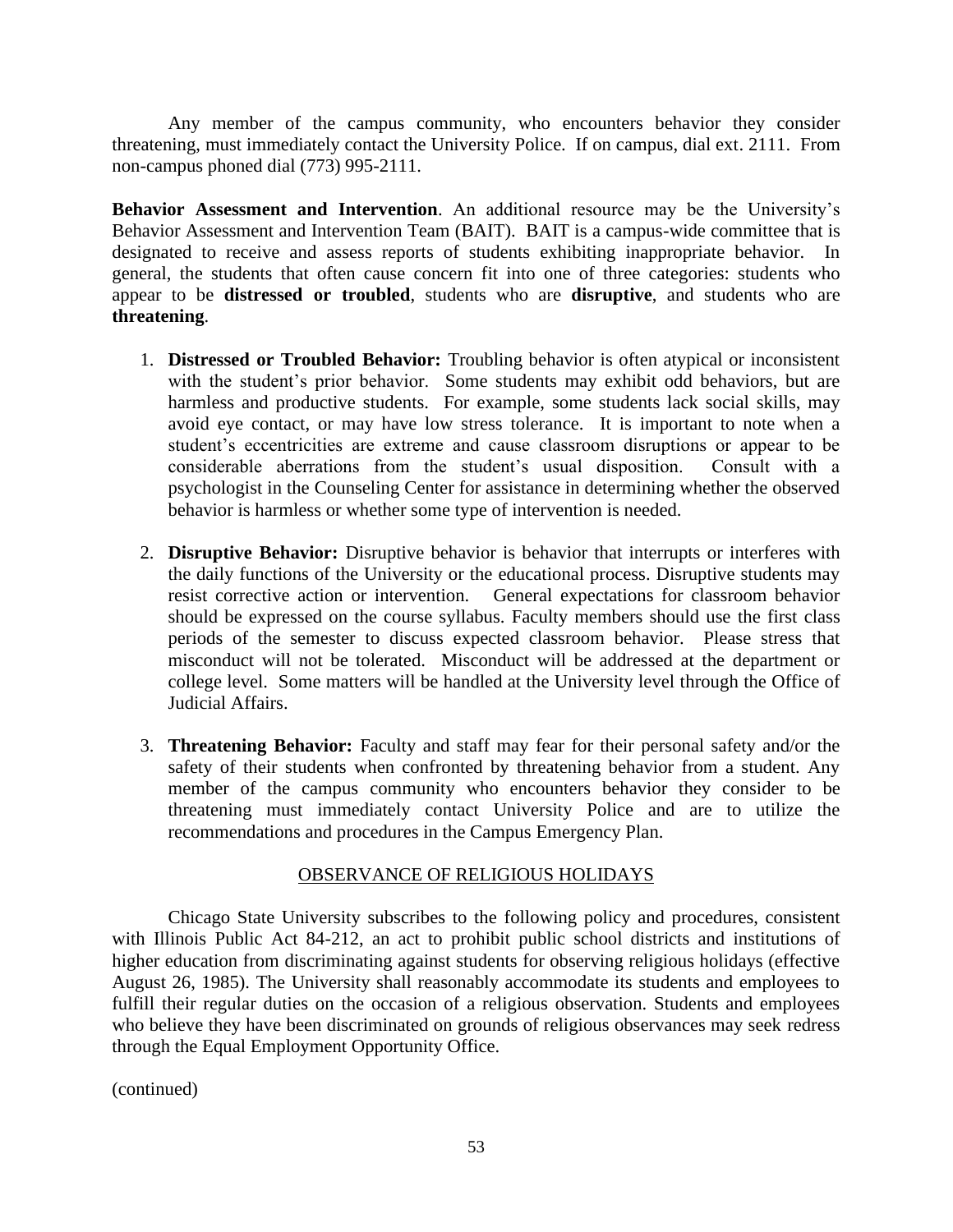Any member of the campus community, who encounters behavior they consider threatening, must immediately contact the University Police. If on campus, dial ext. 2111. From non-campus phoned dial (773) 995-2111.

**Behavior Assessment and Intervention**. An additional resource may be the University's Behavior Assessment and Intervention Team (BAIT). BAIT is a campus-wide committee that is designated to receive and assess reports of students exhibiting inappropriate behavior. In general, the students that often cause concern fit into one of three categories: students who appear to be **distressed or troubled**, students who are **disruptive**, and students who are **threatening**.

1. **Distressed or Troubled Behavior:** Troubling behavior is often atypical or inconsistent with the student's prior behavior. Some students may exhibit odd behaviors, but are harmless and productive students. For example, some students lack social skills, may avoid eye contact, or may have low stress tolerance. It is important to note when a student's eccentricities are extreme and cause classroom disruptions or appear to be considerable aberrations from the student's usual disposition. Consult with a psychologist in the Counseling Center for assistance in determining whether the observed behavior is harmless or whether some type of intervention is needed.

2. **Disruptive Behavior:** Disruptive behavior is behavior that interrupts or interferes with the daily functions of the University or the educational process. Disruptive students may resist corrective action or intervention. General expectations for classroom behavior should be expressed on the course syllabus. Faculty members should use the first class periods of the semester to discuss expected classroom behavior. Please stress that misconduct will not be tolerated. Misconduct will be addressed at the department or college level. Some matters will be handled at the University level through the Office of Judicial Affairs.

3. **Threatening Behavior:** Faculty and staff may fear for their personal safety and/or the safety of their students when confronted by threatening behavior from a student. Any member of the campus community who encounters behavior they consider to be threatening must immediately contact University Police and are to utilize the recommendations and procedures in the Campus Emergency Plan.

## OBSERVANCE OF RELIGIOUS HOLIDAYS

Chicago State University subscribes to the following policy and procedures, consistent with Illinois Public Act 84-212, an act to prohibit public school districts and institutions of higher education from discriminating against students for observing religious holidays (effective August 26, 1985). The University shall reasonably accommodate its students and employees to fulfill their regular duties on the occasion of a religious observation. Students and employees who believe they have been discriminated on grounds of religious observances may seek redress through the Equal Employment Opportunity Office.

(continued)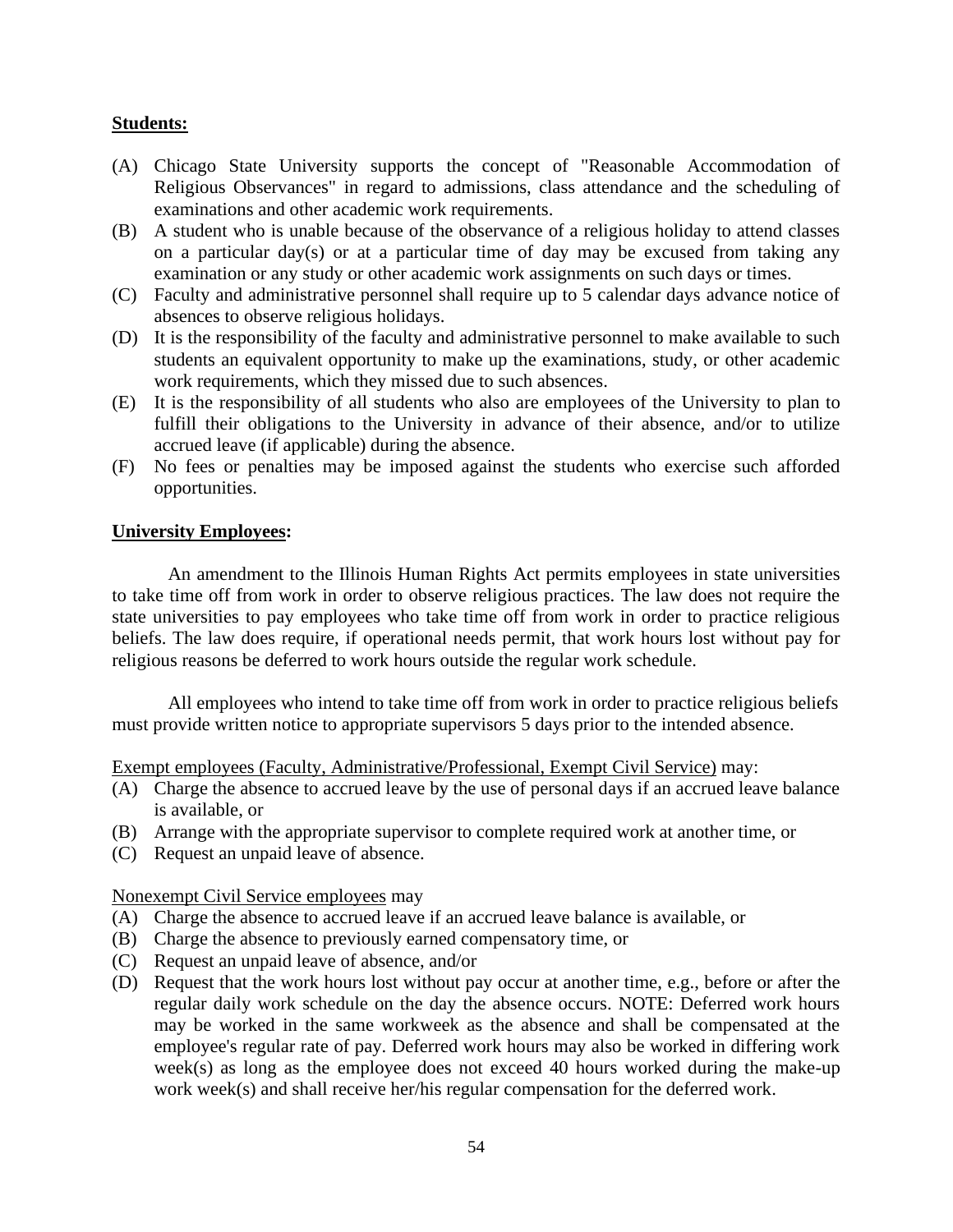**Students:**

(A) Chicago State University supports the concept of "Reasonable Accommodation of Religious Observances" in regard to admissions, class attendance and the scheduling of examinations and other academic work requirements.
(B) A student who is unable because of the observance of a religious holiday to attend classes on a particular day(s) or at a particular time of day may be excused from taking any examination or any study or other academic work assignments on such days or times.
(C) Faculty and administrative personnel shall require up to 5 calendar days advance notice of absences to observe religious holidays.
(D) It is the responsibility of the faculty and administrative personnel to make available to such students an equivalent opportunity to make up the examinations, study, or other academic work requirements, which they missed due to such absences.
(E) It is the responsibility of all students who also are employees of the University to plan to fulfill their obligations to the University in advance of their absence, and/or to utilize accrued leave (if applicable) during the absence.
(F) No fees or penalties may be imposed against the students who exercise such afforded opportunities.

**University Employees:**

An amendment to the Illinois Human Rights Act permits employees in state universities to take time off from work in order to observe religious practices. The law does not require the state universities to pay employees who take time off from work in order to practice religious beliefs. The law does require, if operational needs permit, that work hours lost without pay for religious reasons be deferred to work hours outside the regular work schedule.

All employees who intend to take time off from work in order to practice religious beliefs must provide written notice to appropriate supervisors 5 days prior to the intended absence.

Exempt employees (Faculty, Administrative/Professional, Exempt Civil Service) may:
(A) Charge the absence to accrued leave by the use of personal days if an accrued leave balance is available, or
(B) Arrange with the appropriate supervisor to complete required work at another time, or
(C) Request an unpaid leave of absence.

Nonexempt Civil Service employees may
(A) Charge the absence to accrued leave if an accrued leave balance is available, or
(B) Charge the absence to previously earned compensatory time, or
(C) Request an unpaid leave of absence, and/or
(D) Request that the work hours lost without pay occur at another time, e.g., before or after the regular daily work schedule on the day the absence occurs. NOTE: Deferred work hours may be worked in the same workweek as the absence and shall be compensated at the employee's regular rate of pay. Deferred work hours may also be worked in differing work week(s) as long as the employee does not exceed 40 hours worked during the make-up work week(s) and shall receive her/his regular compensation for the deferred work.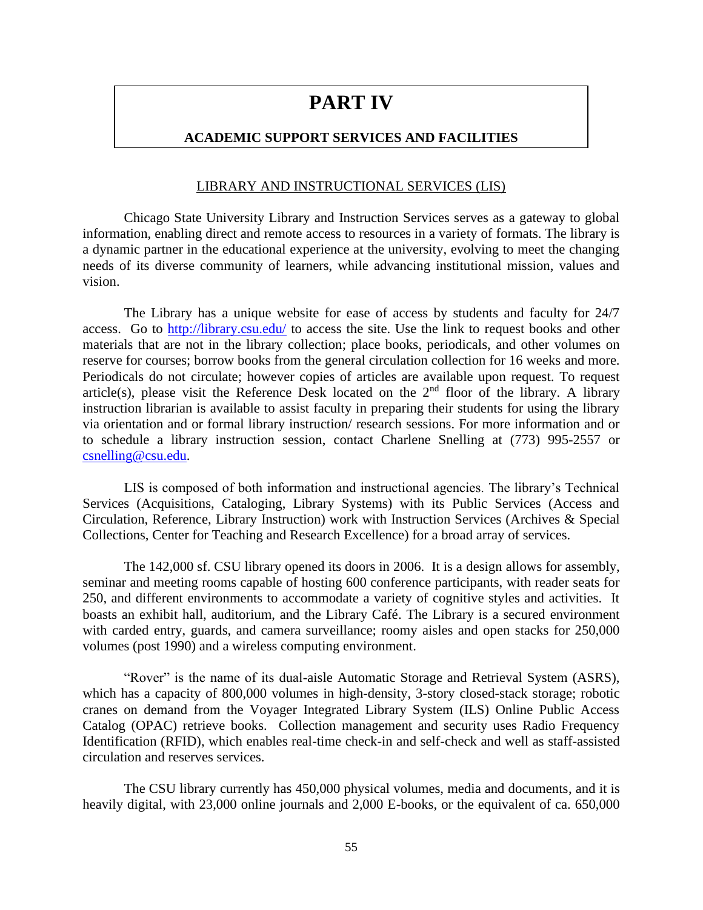# PART IV

## ACADEMIC SUPPORT SERVICES AND FACILITIES

### LIBRARY AND INSTRUCTIONAL SERVICES (LIS)

Chicago State University Library and Instruction Services serves as a gateway to global information, enabling direct and remote access to resources in a variety of formats. The library is a dynamic partner in the educational experience at the university, evolving to meet the changing needs of its diverse community of learners, while advancing institutional mission, values and vision.

The Library has a unique website for ease of access by students and faculty for 24/7 access. Go to http://library.csu.edu/ to access the site. Use the link to request books and other materials that are not in the library collection; place books, periodicals, and other volumes on reserve for courses; borrow books from the general circulation collection for 16 weeks and more. Periodicals do not circulate; however copies of articles are available upon request. To request article(s), please visit the Reference Desk located on the 2nd floor of the library. A library instruction librarian is available to assist faculty in preparing their students for using the library via orientation and or formal library instruction/ research sessions. For more information and or to schedule a library instruction session, contact Charlene Snelling at (773) 995-2557 or csnelling@csu.edu.

LIS is composed of both information and instructional agencies. The library's Technical Services (Acquisitions, Cataloging, Library Systems) with its Public Services (Access and Circulation, Reference, Library Instruction) work with Instruction Services (Archives & Special Collections, Center for Teaching and Research Excellence) for a broad array of services.

The 142,000 sf. CSU library opened its doors in 2006. It is a design allows for assembly, seminar and meeting rooms capable of hosting 600 conference participants, with reader seats for 250, and different environments to accommodate a variety of cognitive styles and activities. It boasts an exhibit hall, auditorium, and the Library Café. The Library is a secured environment with carded entry, guards, and camera surveillance; roomy aisles and open stacks for 250,000 volumes (post 1990) and a wireless computing environment.

"Rover" is the name of its dual-aisle Automatic Storage and Retrieval System (ASRS), which has a capacity of 800,000 volumes in high-density, 3-story closed-stack storage; robotic cranes on demand from the Voyager Integrated Library System (ILS) Online Public Access Catalog (OPAC) retrieve books. Collection management and security uses Radio Frequency Identification (RFID), which enables real-time check-in and self-check and well as staff-assisted circulation and reserves services.

The CSU library currently has 450,000 physical volumes, media and documents, and it is heavily digital, with 23,000 online journals and 2,000 E-books, or the equivalent of ca. 650,000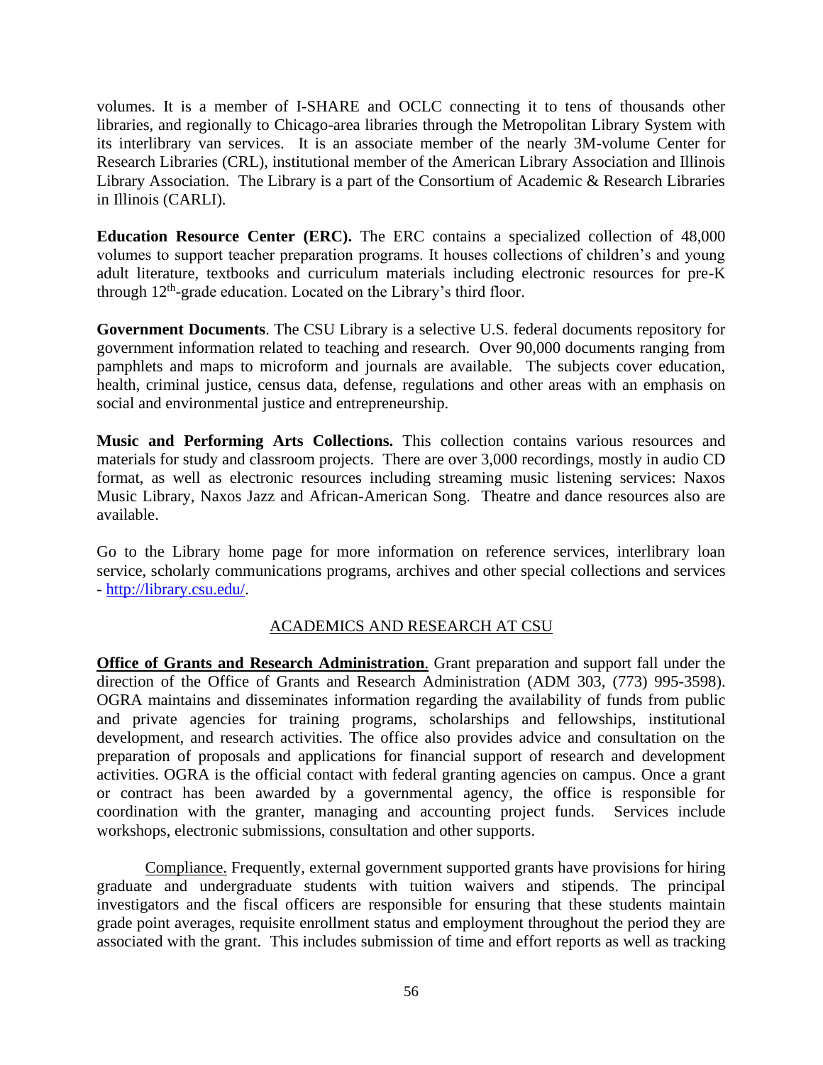volumes. It is a member of I-SHARE and OCLC connecting it to tens of thousands other libraries, and regionally to Chicago-area libraries through the Metropolitan Library System with its interlibrary van services. It is an associate member of the nearly 3M-volume Center for Research Libraries (CRL), institutional member of the American Library Association and Illinois Library Association. The Library is a part of the Consortium of Academic & Research Libraries in Illinois (CARLI).

**Education Resource Center (ERC).** The ERC contains a specialized collection of 48,000 volumes to support teacher preparation programs. It houses collections of children's and young adult literature, textbooks and curriculum materials including electronic resources for pre-K through 12th-grade education. Located on the Library's third floor.

**Government Documents**. The CSU Library is a selective U.S. federal documents repository for government information related to teaching and research. Over 90,000 documents ranging from pamphlets and maps to microform and journals are available. The subjects cover education, health, criminal justice, census data, defense, regulations and other areas with an emphasis on social and environmental justice and entrepreneurship.

**Music and Performing Arts Collections.** This collection contains various resources and materials for study and classroom projects. There are over 3,000 recordings, mostly in audio CD format, as well as electronic resources including streaming music listening services: Naxos Music Library, Naxos Jazz and African-American Song. Theatre and dance resources also are available.

Go to the Library home page for more information on reference services, interlibrary loan service, scholarly communications programs, archives and other special collections and services - http://library.csu.edu/.

## ACADEMICS AND RESEARCH AT CSU

**Office of Grants and Research Administration**. Grant preparation and support fall under the direction of the Office of Grants and Research Administration (ADM 303, (773) 995-3598). OGRA maintains and disseminates information regarding the availability of funds from public and private agencies for training programs, scholarships and fellowships, institutional development, and research activities. The office also provides advice and consultation on the preparation of proposals and applications for financial support of research and development activities. OGRA is the official contact with federal granting agencies on campus. Once a grant or contract has been awarded by a governmental agency, the office is responsible for coordination with the granter, managing and accounting project funds. Services include workshops, electronic submissions, consultation and other supports.

Compliance. Frequently, external government supported grants have provisions for hiring graduate and undergraduate students with tuition waivers and stipends. The principal investigators and the fiscal officers are responsible for ensuring that these students maintain grade point averages, requisite enrollment status and employment throughout the period they are associated with the grant. This includes submission of time and effort reports as well as tracking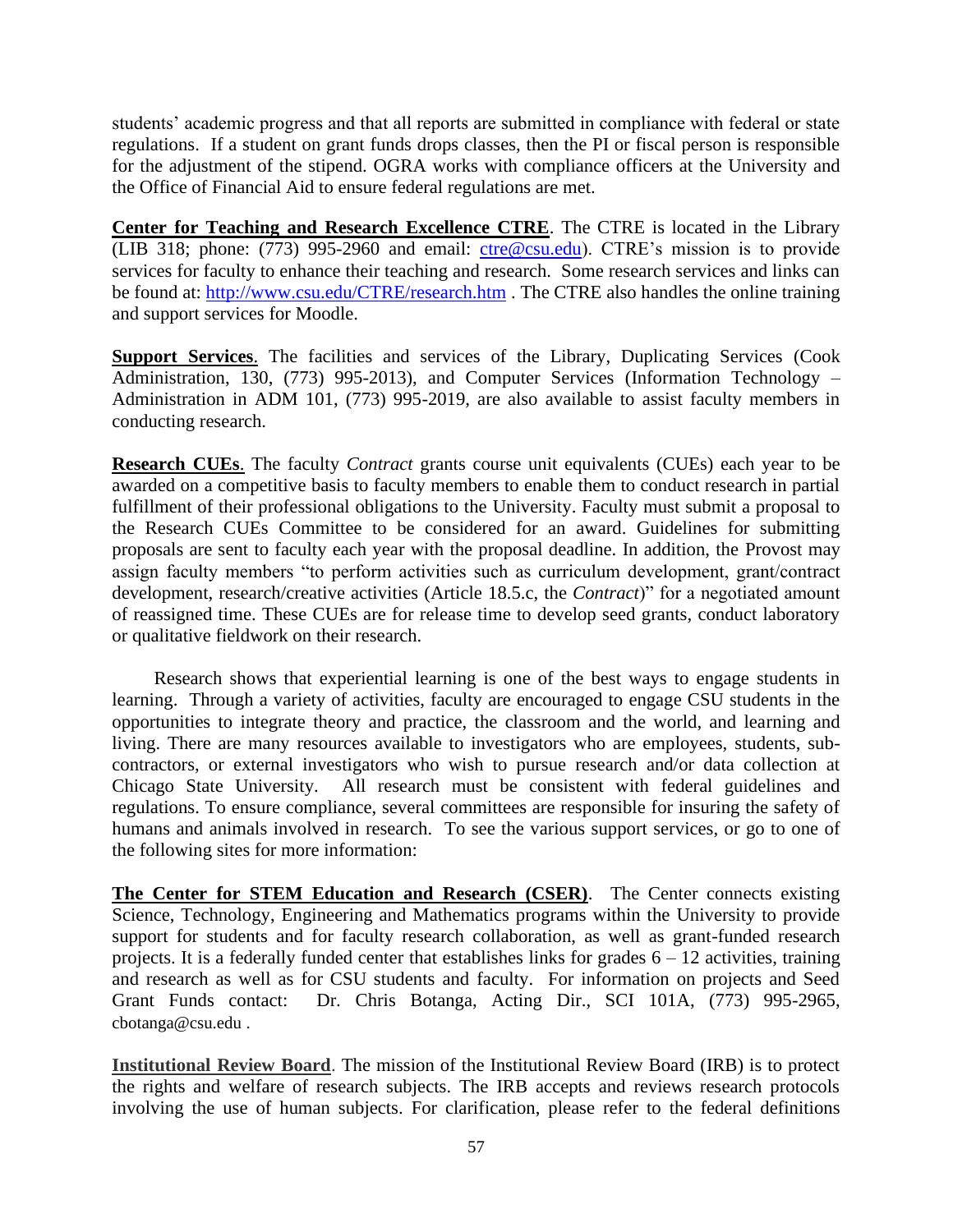students' academic progress and that all reports are submitted in compliance with federal or state regulations. If a student on grant funds drops classes, then the PI or fiscal person is responsible for the adjustment of the stipend. OGRA works with compliance officers at the University and the Office of Financial Aid to ensure federal regulations are met.

**Center for Teaching and Research Excellence CTRE**. The CTRE is located in the Library (LIB 318; phone: (773) 995-2960 and email: ctre@csu.edu). CTRE's mission is to provide services for faculty to enhance their teaching and research. Some research services and links can be found at: http://www.csu.edu/CTRE/research.htm . The CTRE also handles the online training and support services for Moodle.

**Support Services**. The facilities and services of the Library, Duplicating Services (Cook Administration, 130, (773) 995-2013), and Computer Services (Information Technology – Administration in ADM 101, (773) 995-2019, are also available to assist faculty members in conducting research.

**Research CUEs**. The faculty *Contract* grants course unit equivalents (CUEs) each year to be awarded on a competitive basis to faculty members to enable them to conduct research in partial fulfillment of their professional obligations to the University. Faculty must submit a proposal to the Research CUEs Committee to be considered for an award. Guidelines for submitting proposals are sent to faculty each year with the proposal deadline. In addition, the Provost may assign faculty members "to perform activities such as curriculum development, grant/contract development, research/creative activities (Article 18.5.c, the *Contract*)" for a negotiated amount of reassigned time. These CUEs are for release time to develop seed grants, conduct laboratory or qualitative fieldwork on their research.

Research shows that experiential learning is one of the best ways to engage students in learning. Through a variety of activities, faculty are encouraged to engage CSU students in the opportunities to integrate theory and practice, the classroom and the world, and learning and living. There are many resources available to investigators who are employees, students, sub-contractors, or external investigators who wish to pursue research and/or data collection at Chicago State University. All research must be consistent with federal guidelines and regulations. To ensure compliance, several committees are responsible for insuring the safety of humans and animals involved in research. To see the various support services, or go to one of the following sites for more information:

**The Center for STEM Education and Research (CSER)**. The Center connects existing Science, Technology, Engineering and Mathematics programs within the University to provide support for students and for faculty research collaboration, as well as grant-funded research projects. It is a federally funded center that establishes links for grades 6 – 12 activities, training and research as well as for CSU students and faculty. For information on projects and Seed Grant Funds contact: Dr. Chris Botanga, Acting Dir., SCI 101A, (773) 995-2965, cbotanga@csu.edu .

**Institutional Review Board**. The mission of the Institutional Review Board (IRB) is to protect the rights and welfare of research subjects. The IRB accepts and reviews research protocols involving the use of human subjects. For clarification, please refer to the federal definitions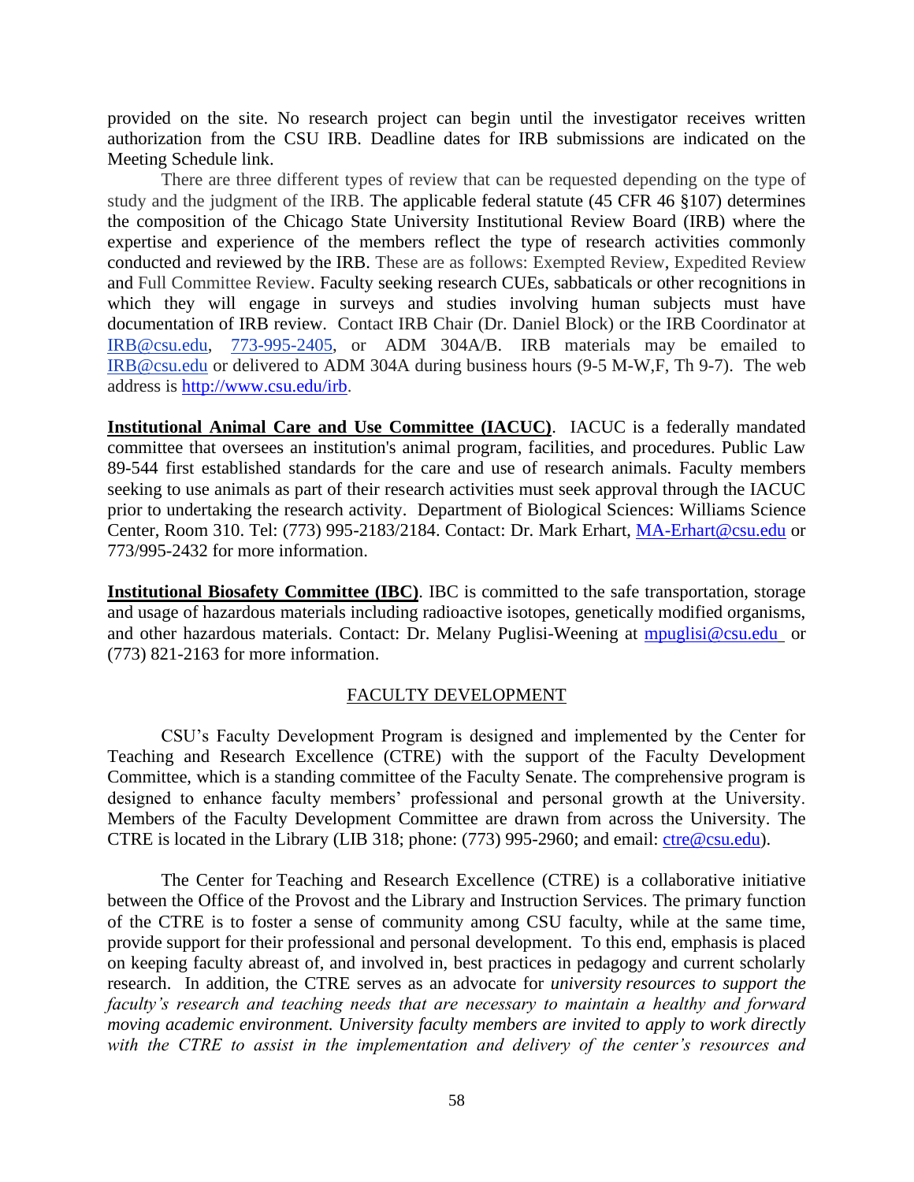provided on the site. No research project can begin until the investigator receives written authorization from the CSU IRB. Deadline dates for IRB submissions are indicated on the Meeting Schedule link.

There are three different types of review that can be requested depending on the type of study and the judgment of the IRB. The applicable federal statute (45 CFR 46 §107) determines the composition of the Chicago State University Institutional Review Board (IRB) where the expertise and experience of the members reflect the type of research activities commonly conducted and reviewed by the IRB. These are as follows: Exempted Review, Expedited Review and Full Committee Review. Faculty seeking research CUEs, sabbaticals or other recognitions in which they will engage in surveys and studies involving human subjects must have documentation of IRB review. Contact IRB Chair (Dr. Daniel Block) or the IRB Coordinator at IRB@csu.edu, 773-995-2405, or ADM 304A/B. IRB materials may be emailed to IRB@csu.edu or delivered to ADM 304A during business hours (9-5 M-W,F, Th 9-7). The web address is http://www.csu.edu/irb.

**Institutional Animal Care and Use Committee (IACUC)**. IACUC is a federally mandated committee that oversees an institution's animal program, facilities, and procedures. Public Law 89-544 first established standards for the care and use of research animals. Faculty members seeking to use animals as part of their research activities must seek approval through the IACUC prior to undertaking the research activity. Department of Biological Sciences: Williams Science Center, Room 310. Tel: (773) 995-2183/2184. Contact: Dr. Mark Erhart, MA-Erhart@csu.edu or 773/995-2432 for more information.

**Institutional Biosafety Committee (IBC)**. IBC is committed to the safe transportation, storage and usage of hazardous materials including radioactive isotopes, genetically modified organisms, and other hazardous materials. Contact: Dr. Melany Puglisi-Weening at mpuglisi@csu.edu or (773) 821-2163 for more information.

## FACULTY DEVELOPMENT

CSU's Faculty Development Program is designed and implemented by the Center for Teaching and Research Excellence (CTRE) with the support of the Faculty Development Committee, which is a standing committee of the Faculty Senate. The comprehensive program is designed to enhance faculty members' professional and personal growth at the University. Members of the Faculty Development Committee are drawn from across the University. The CTRE is located in the Library (LIB 318; phone: (773) 995-2960; and email: ctre@csu.edu).

The Center for Teaching and Research Excellence (CTRE) is a collaborative initiative between the Office of the Provost and the Library and Instruction Services. The primary function of the CTRE is to foster a sense of community among CSU faculty, while at the same time, provide support for their professional and personal development. To this end, emphasis is placed on keeping faculty abreast of, and involved in, best practices in pedagogy and current scholarly research. In addition, the CTRE serves as an advocate for *university resources to support the faculty's research and teaching needs that are necessary to maintain a healthy and forward moving academic environment. University faculty members are invited to apply to work directly with the CTRE to assist in the implementation and delivery of the center's resources and*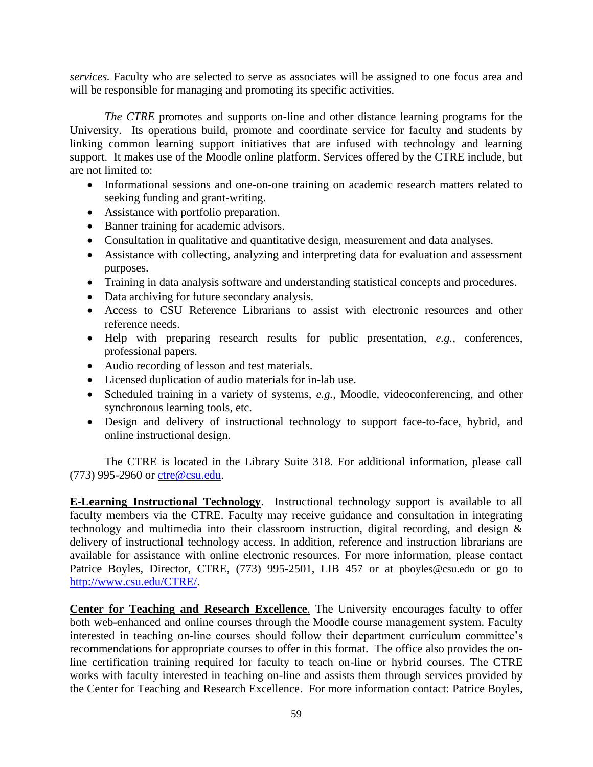*services.* Faculty who are selected to serve as associates will be assigned to one focus area and will be responsible for managing and promoting its specific activities.

*The CTRE* promotes and supports on-line and other distance learning programs for the University. Its operations build, promote and coordinate service for faculty and students by linking common learning support initiatives that are infused with technology and learning support. It makes use of the Moodle online platform. Services offered by the CTRE include, but are not limited to:

- Informational sessions and one-on-one training on academic research matters related to seeking funding and grant-writing.
- Assistance with portfolio preparation.
- Banner training for academic advisors.
- Consultation in qualitative and quantitative design, measurement and data analyses.
- Assistance with collecting, analyzing and interpreting data for evaluation and assessment purposes.
- Training in data analysis software and understanding statistical concepts and procedures.
- Data archiving for future secondary analysis.
- Access to CSU Reference Librarians to assist with electronic resources and other reference needs.
- Help with preparing research results for public presentation, *e.g.*, conferences, professional papers.
- Audio recording of lesson and test materials.
- Licensed duplication of audio materials for in-lab use.
- Scheduled training in a variety of systems, *e.g.*, Moodle, videoconferencing, and other synchronous learning tools, etc.
- Design and delivery of instructional technology to support face-to-face, hybrid, and online instructional design.

The CTRE is located in the Library Suite 318. For additional information, please call (773) 995-2960 or [ctre@csu.edu](mailto:ctre@csu.edu).

**E-Learning Instructional Technology**. Instructional technology support is available to all faculty members via the CTRE. Faculty may receive guidance and consultation in integrating technology and multimedia into their classroom instruction, digital recording, and design & delivery of instructional technology access. In addition, reference and instruction librarians are available for assistance with online electronic resources. For more information, please contact Patrice Boyles, Director, CTRE, (773) 995-2501, LIB 457 or at pboyles@csu.edu or go to [http://www.csu.edu/CTRE/](http://www.csu.edu/CTRE/).

**Center for Teaching and Research Excellence**. The University encourages faculty to offer both web-enhanced and online courses through the Moodle course management system. Faculty interested in teaching on-line courses should follow their department curriculum committee's recommendations for appropriate courses to offer in this format. The office also provides the on-line certification training required for faculty to teach on-line or hybrid courses. The CTRE works with faculty interested in teaching on-line and assists them through services provided by the Center for Teaching and Research Excellence. For more information contact: Patrice Boyles,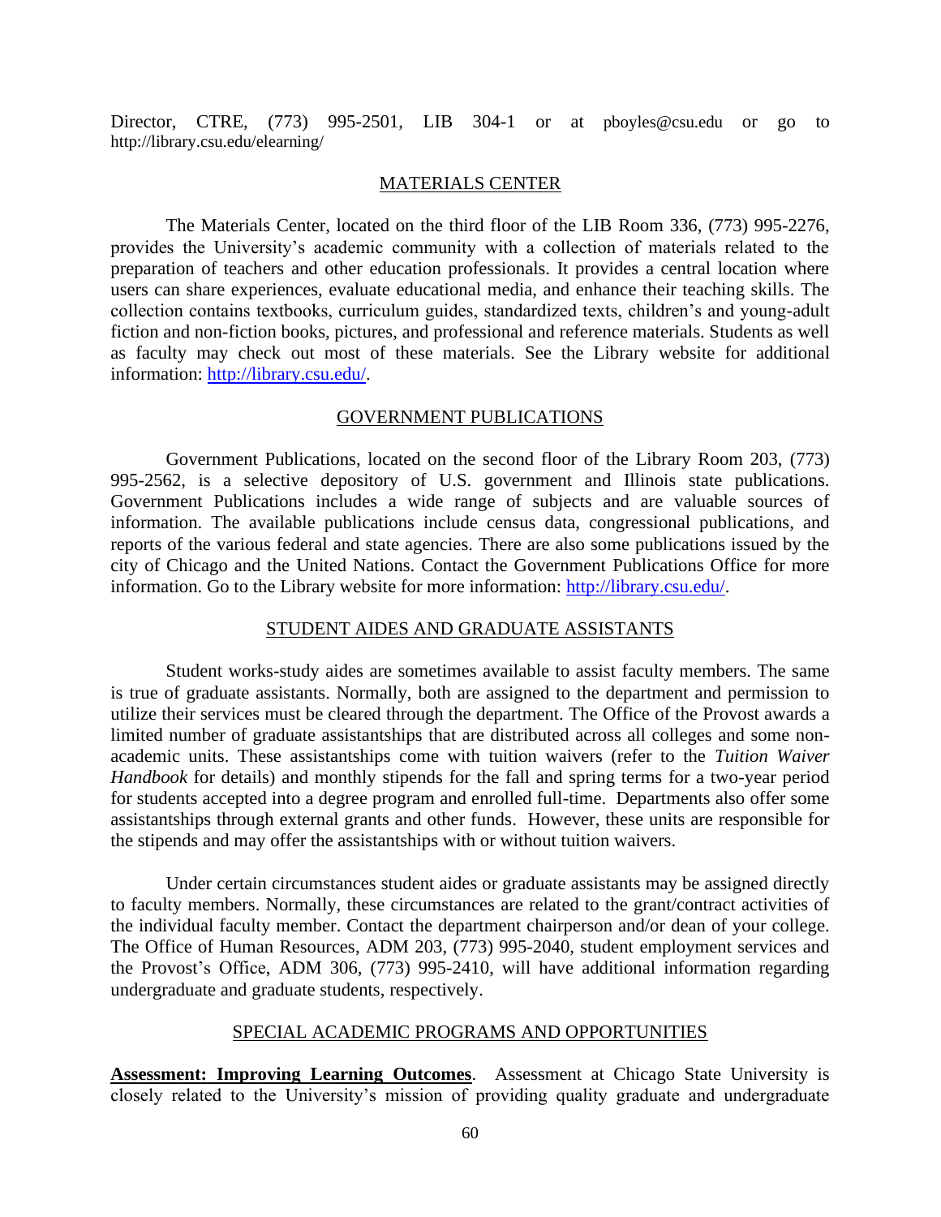Director, CTRE, (773) 995-2501, LIB 304-1 or at pboyles@csu.edu or go to http://library.csu.edu/elearning/

## MATERIALS CENTER

The Materials Center, located on the third floor of the LIB Room 336, (773) 995-2276, provides the University's academic community with a collection of materials related to the preparation of teachers and other education professionals. It provides a central location where users can share experiences, evaluate educational media, and enhance their teaching skills. The collection contains textbooks, curriculum guides, standardized texts, children's and young-adult fiction and non-fiction books, pictures, and professional and reference materials. Students as well as faculty may check out most of these materials. See the Library website for additional information: http://library.csu.edu/.

## GOVERNMENT PUBLICATIONS

Government Publications, located on the second floor of the Library Room 203, (773) 995-2562, is a selective depository of U.S. government and Illinois state publications. Government Publications includes a wide range of subjects and are valuable sources of information. The available publications include census data, congressional publications, and reports of the various federal and state agencies. There are also some publications issued by the city of Chicago and the United Nations. Contact the Government Publications Office for more information. Go to the Library website for more information: http://library.csu.edu/.

## STUDENT AIDES AND GRADUATE ASSISTANTS

Student works-study aides are sometimes available to assist faculty members. The same is true of graduate assistants. Normally, both are assigned to the department and permission to utilize their services must be cleared through the department. The Office of the Provost awards a limited number of graduate assistantships that are distributed across all colleges and some non-academic units. These assistantships come with tuition waivers (refer to the *Tuition Waiver Handbook* for details) and monthly stipends for the fall and spring terms for a two-year period for students accepted into a degree program and enrolled full-time. Departments also offer some assistantships through external grants and other funds. However, these units are responsible for the stipends and may offer the assistantships with or without tuition waivers.

Under certain circumstances student aides or graduate assistants may be assigned directly to faculty members. Normally, these circumstances are related to the grant/contract activities of the individual faculty member. Contact the department chairperson and/or dean of your college. The Office of Human Resources, ADM 203, (773) 995-2040, student employment services and the Provost's Office, ADM 306, (773) 995-2410, will have additional information regarding undergraduate and graduate students, respectively.

## SPECIAL ACADEMIC PROGRAMS AND OPPORTUNITIES

**Assessment: Improving Learning Outcomes**. Assessment at Chicago State University is closely related to the University's mission of providing quality graduate and undergraduate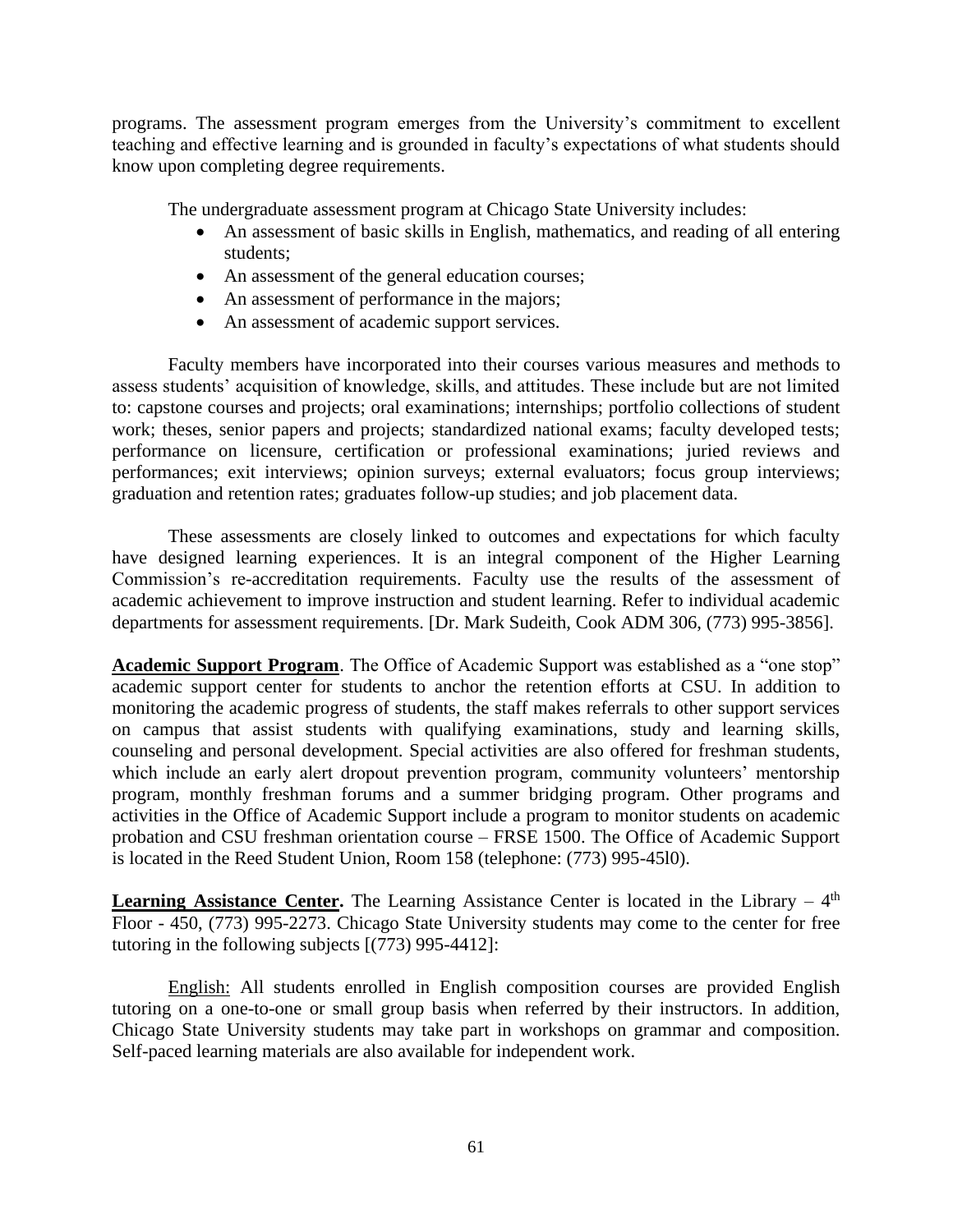programs. The assessment program emerges from the University's commitment to excellent teaching and effective learning and is grounded in faculty's expectations of what students should know upon completing degree requirements.

The undergraduate assessment program at Chicago State University includes:

- An assessment of basic skills in English, mathematics, and reading of all entering students;
- An assessment of the general education courses;
- An assessment of performance in the majors;
- An assessment of academic support services.

Faculty members have incorporated into their courses various measures and methods to assess students' acquisition of knowledge, skills, and attitudes. These include but are not limited to: capstone courses and projects; oral examinations; internships; portfolio collections of student work; theses, senior papers and projects; standardized national exams; faculty developed tests; performance on licensure, certification or professional examinations; juried reviews and performances; exit interviews; opinion surveys; external evaluators; focus group interviews; graduation and retention rates; graduates follow-up studies; and job placement data.

These assessments are closely linked to outcomes and expectations for which faculty have designed learning experiences. It is an integral component of the Higher Learning Commission's re-accreditation requirements. Faculty use the results of the assessment of academic achievement to improve instruction and student learning. Refer to individual academic departments for assessment requirements. [Dr. Mark Sudeith, Cook ADM 306, (773) 995-3856].

**Academic Support Program**. The Office of Academic Support was established as a "one stop" academic support center for students to anchor the retention efforts at CSU. In addition to monitoring the academic progress of students, the staff makes referrals to other support services on campus that assist students with qualifying examinations, study and learning skills, counseling and personal development. Special activities are also offered for freshman students, which include an early alert dropout prevention program, community volunteers' mentorship program, monthly freshman forums and a summer bridging program. Other programs and activities in the Office of Academic Support include a program to monitor students on academic probation and CSU freshman orientation course – FRSE 1500. The Office of Academic Support is located in the Reed Student Union, Room 158 (telephone: (773) 995-45l0).

**Learning Assistance Center.** The Learning Assistance Center is located in the Library – 4th Floor - 450, (773) 995-2273. Chicago State University students may come to the center for free tutoring in the following subjects [(773) 995-4412]:

English: All students enrolled in English composition courses are provided English tutoring on a one-to-one or small group basis when referred by their instructors. In addition, Chicago State University students may take part in workshops on grammar and composition. Self-paced learning materials are also available for independent work.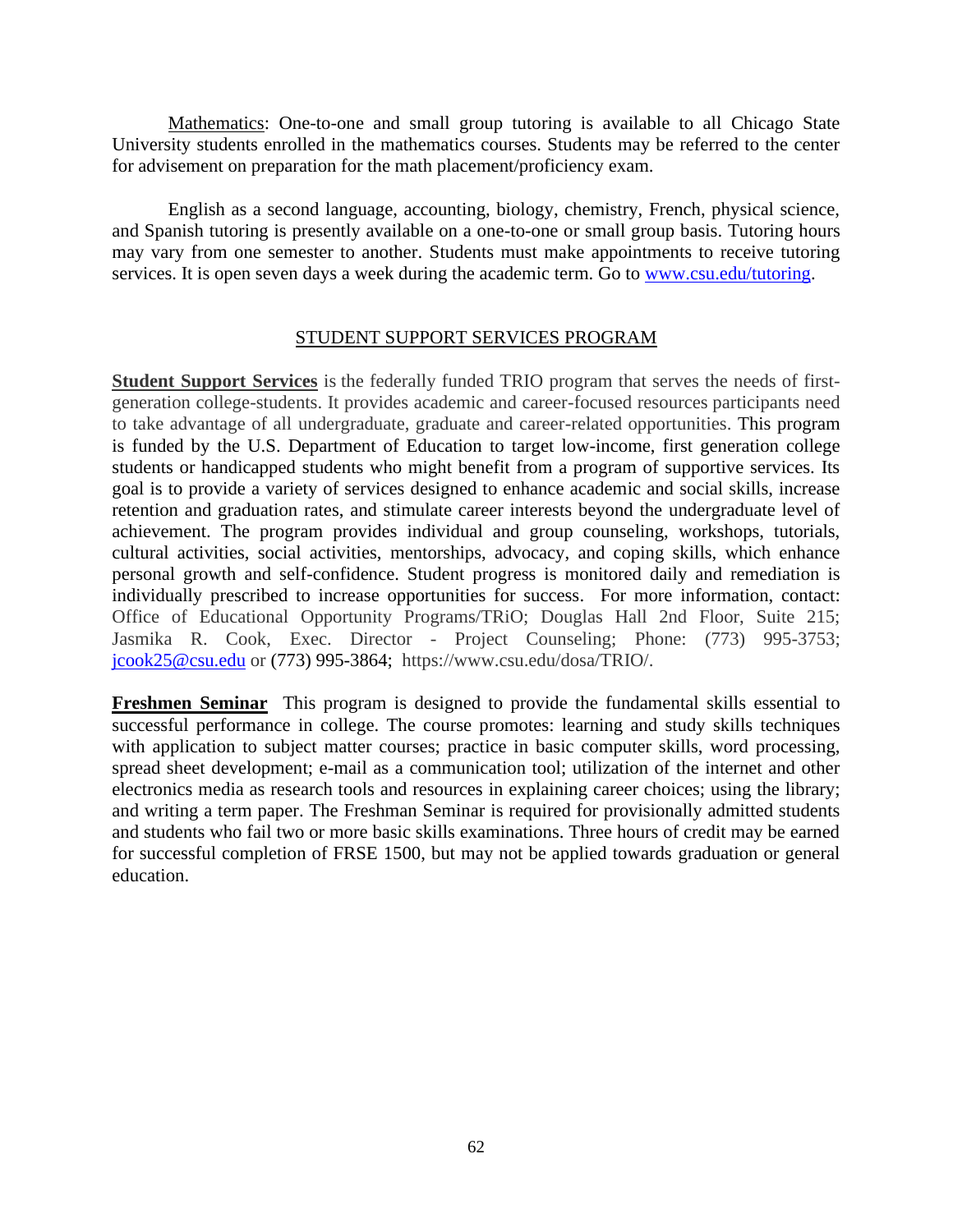Mathematics: One-to-one and small group tutoring is available to all Chicago State University students enrolled in the mathematics courses. Students may be referred to the center for advisement on preparation for the math placement/proficiency exam.

English as a second language, accounting, biology, chemistry, French, physical science, and Spanish tutoring is presently available on a one-to-one or small group basis. Tutoring hours may vary from one semester to another. Students must make appointments to receive tutoring services. It is open seven days a week during the academic term. Go to www.csu.edu/tutoring.

## STUDENT SUPPORT SERVICES PROGRAM

**Student Support Services** is the federally funded TRIO program that serves the needs of first-generation college-students. It provides academic and career-focused resources participants need to take advantage of all undergraduate, graduate and career-related opportunities. This program is funded by the U.S. Department of Education to target low-income, first generation college students or handicapped students who might benefit from a program of supportive services. Its goal is to provide a variety of services designed to enhance academic and social skills, increase retention and graduation rates, and stimulate career interests beyond the undergraduate level of achievement. The program provides individual and group counseling, workshops, tutorials, cultural activities, social activities, mentorships, advocacy, and coping skills, which enhance personal growth and self-confidence. Student progress is monitored daily and remediation is individually prescribed to increase opportunities for success. For more information, contact: Office of Educational Opportunity Programs/TRiO; Douglas Hall 2nd Floor, Suite 215; Jasmika R. Cook, Exec. Director - Project Counseling; Phone: (773) 995-3753; jcook25@csu.edu or (773) 995-3864; https://www.csu.edu/dosa/TRIO/.

**Freshmen Seminar** This program is designed to provide the fundamental skills essential to successful performance in college. The course promotes: learning and study skills techniques with application to subject matter courses; practice in basic computer skills, word processing, spread sheet development; e-mail as a communication tool; utilization of the internet and other electronics media as research tools and resources in explaining career choices; using the library; and writing a term paper. The Freshman Seminar is required for provisionally admitted students and students who fail two or more basic skills examinations. Three hours of credit may be earned for successful completion of FRSE 1500, but may not be applied towards graduation or general education.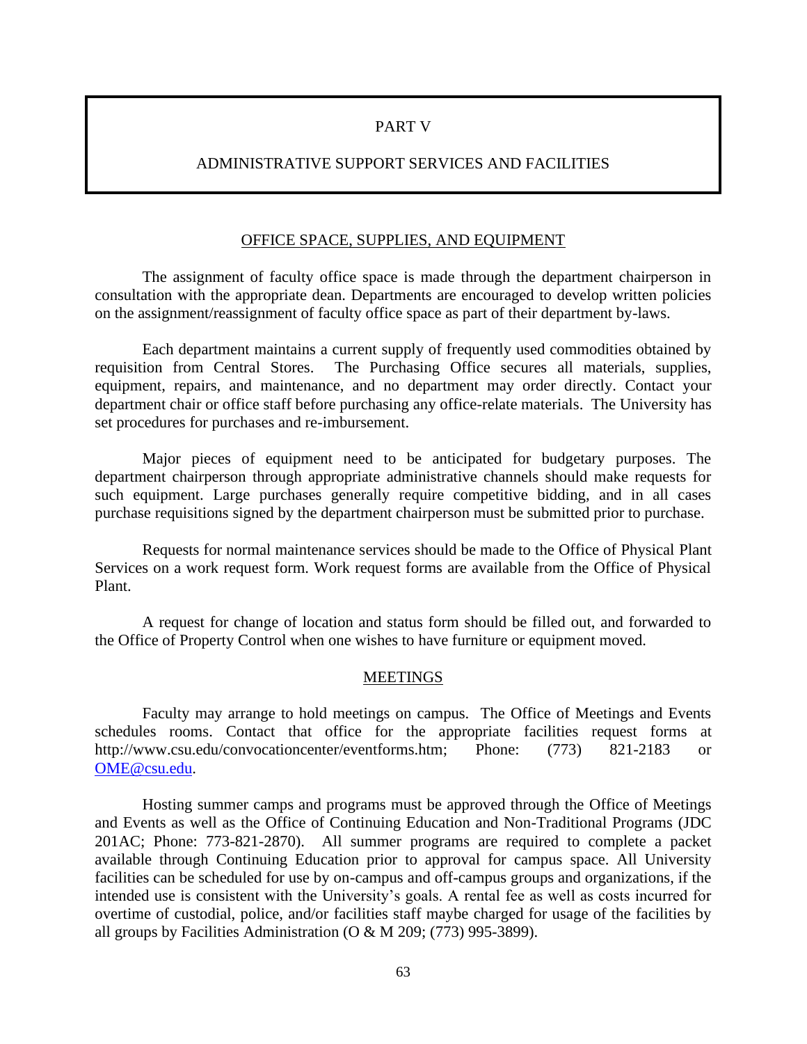# PART V

# ADMINISTRATIVE SUPPORT SERVICES AND FACILITIES

## OFFICE SPACE, SUPPLIES, AND EQUIPMENT

The assignment of faculty office space is made through the department chairperson in consultation with the appropriate dean. Departments are encouraged to develop written policies on the assignment/reassignment of faculty office space as part of their department by-laws.

Each department maintains a current supply of frequently used commodities obtained by requisition from Central Stores. The Purchasing Office secures all materials, supplies, equipment, repairs, and maintenance, and no department may order directly. Contact your department chair or office staff before purchasing any office-relate materials. The University has set procedures for purchases and re-imbursement.

Major pieces of equipment need to be anticipated for budgetary purposes. The department chairperson through appropriate administrative channels should make requests for such equipment. Large purchases generally require competitive bidding, and in all cases purchase requisitions signed by the department chairperson must be submitted prior to purchase.

Requests for normal maintenance services should be made to the Office of Physical Plant Services on a work request form. Work request forms are available from the Office of Physical Plant.

A request for change of location and status form should be filled out, and forwarded to the Office of Property Control when one wishes to have furniture or equipment moved.

## MEETINGS

Faculty may arrange to hold meetings on campus. The Office of Meetings and Events schedules rooms. Contact that office for the appropriate facilities request forms at http://www.csu.edu/convocationcenter/eventforms.htm; Phone: (773) 821-2183 or OME@csu.edu.

Hosting summer camps and programs must be approved through the Office of Meetings and Events as well as the Office of Continuing Education and Non-Traditional Programs (JDC 201AC; Phone: 773-821-2870). All summer programs are required to complete a packet available through Continuing Education prior to approval for campus space. All University facilities can be scheduled for use by on-campus and off-campus groups and organizations, if the intended use is consistent with the University's goals. A rental fee as well as costs incurred for overtime of custodial, police, and/or facilities staff maybe charged for usage of the facilities by all groups by Facilities Administration (O & M 209; (773) 995-3899).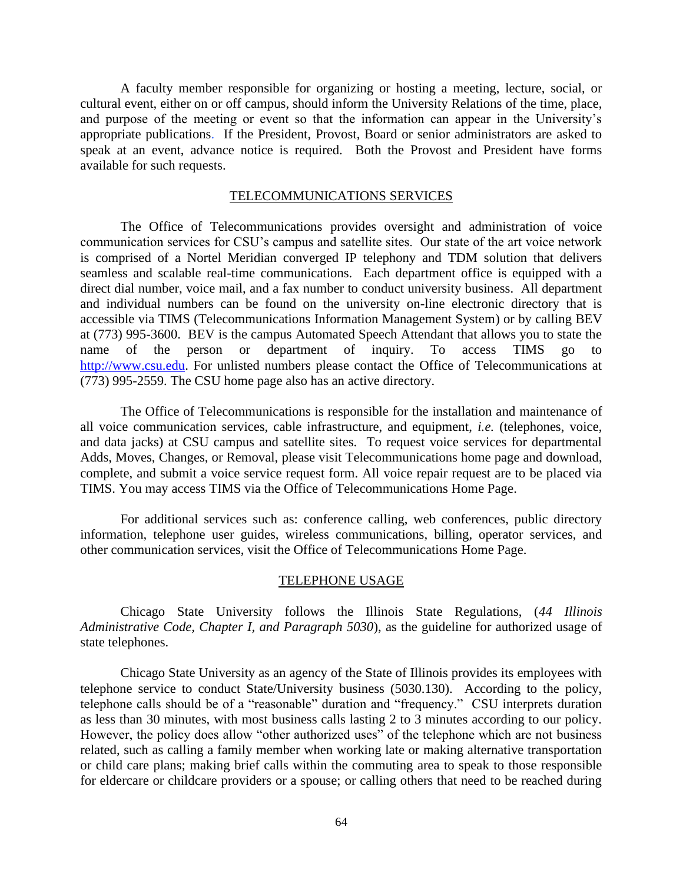A faculty member responsible for organizing or hosting a meeting, lecture, social, or cultural event, either on or off campus, should inform the University Relations of the time, place, and purpose of the meeting or event so that the information can appear in the University's appropriate publications. If the President, Provost, Board or senior administrators are asked to speak at an event, advance notice is required. Both the Provost and President have forms available for such requests.

## TELECOMMUNICATIONS SERVICES

The Office of Telecommunications provides oversight and administration of voice communication services for CSU's campus and satellite sites. Our state of the art voice network is comprised of a Nortel Meridian converged IP telephony and TDM solution that delivers seamless and scalable real-time communications. Each department office is equipped with a direct dial number, voice mail, and a fax number to conduct university business. All department and individual numbers can be found on the university on-line electronic directory that is accessible via TIMS (Telecommunications Information Management System) or by calling BEV at (773) 995-3600. BEV is the campus Automated Speech Attendant that allows you to state the name of the person or department of inquiry. To access TIMS go to http://www.csu.edu. For unlisted numbers please contact the Office of Telecommunications at (773) 995-2559. The CSU home page also has an active directory.

The Office of Telecommunications is responsible for the installation and maintenance of all voice communication services, cable infrastructure, and equipment, *i.e.* (telephones, voice, and data jacks) at CSU campus and satellite sites. To request voice services for departmental Adds, Moves, Changes, or Removal, please visit Telecommunications home page and download, complete, and submit a voice service request form. All voice repair request are to be placed via TIMS. You may access TIMS via the Office of Telecommunications Home Page.

For additional services such as: conference calling, web conferences, public directory information, telephone user guides, wireless communications, billing, operator services, and other communication services, visit the Office of Telecommunications Home Page.

## TELEPHONE USAGE

Chicago State University follows the Illinois State Regulations, (*44 Illinois Administrative Code, Chapter I, and Paragraph 5030*), as the guideline for authorized usage of state telephones.

Chicago State University as an agency of the State of Illinois provides its employees with telephone service to conduct State/University business (5030.130). According to the policy, telephone calls should be of a "reasonable" duration and "frequency." CSU interprets duration as less than 30 minutes, with most business calls lasting 2 to 3 minutes according to our policy. However, the policy does allow "other authorized uses" of the telephone which are not business related, such as calling a family member when working late or making alternative transportation or child care plans; making brief calls within the commuting area to speak to those responsible for eldercare or childcare providers or a spouse; or calling others that need to be reached during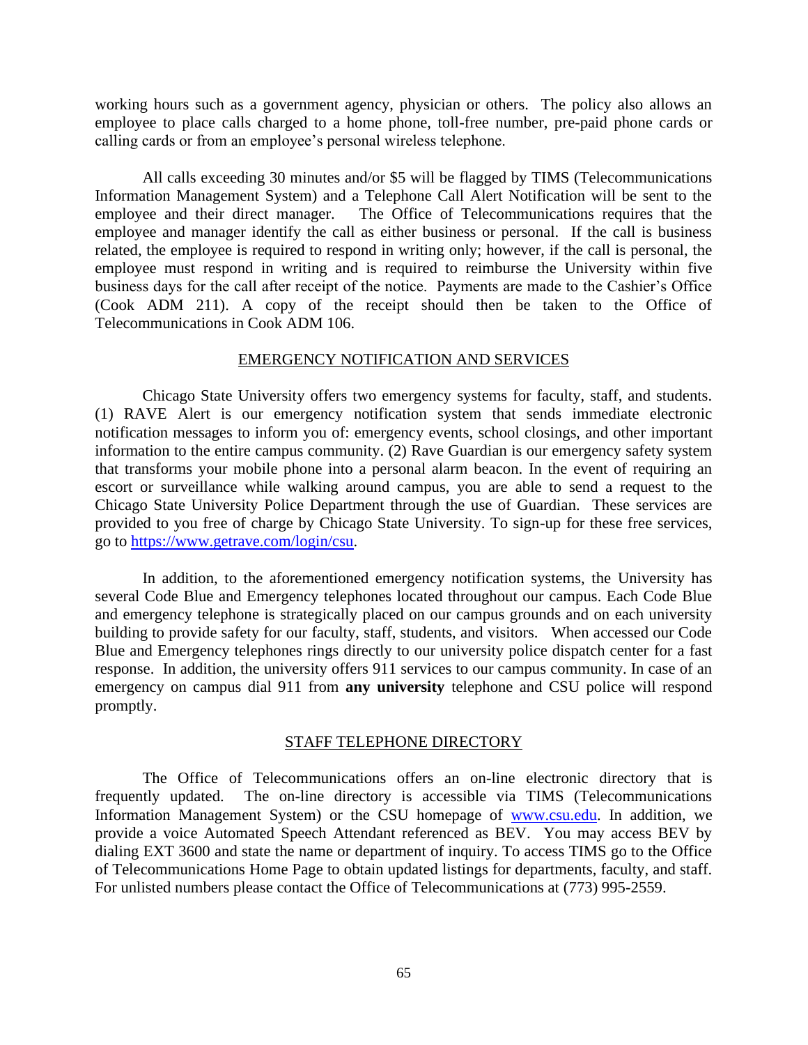working hours such as a government agency, physician or others. The policy also allows an employee to place calls charged to a home phone, toll-free number, pre-paid phone cards or calling cards or from an employee's personal wireless telephone.

All calls exceeding 30 minutes and/or $5 will be flagged by TIMS (Telecommunications Information Management System) and a Telephone Call Alert Notification will be sent to the employee and their direct manager. The Office of Telecommunications requires that the employee and manager identify the call as either business or personal. If the call is business related, the employee is required to respond in writing only; however, if the call is personal, the employee must respond in writing and is required to reimburse the University within five business days for the call after receipt of the notice. Payments are made to the Cashier's Office (Cook ADM 211). A copy of the receipt should then be taken to the Office of Telecommunications in Cook ADM 106.

## EMERGENCY NOTIFICATION AND SERVICES

Chicago State University offers two emergency systems for faculty, staff, and students. (1) RAVE Alert is our emergency notification system that sends immediate electronic notification messages to inform you of: emergency events, school closings, and other important information to the entire campus community. (2) Rave Guardian is our emergency safety system that transforms your mobile phone into a personal alarm beacon. In the event of requiring an escort or surveillance while walking around campus, you are able to send a request to the Chicago State University Police Department through the use of Guardian. These services are provided to you free of charge by Chicago State University. To sign-up for these free services, go to [https://www.getrave.com/login/csu](https://www.getrave.com/login/csu).

In addition, to the aforementioned emergency notification systems, the University has several Code Blue and Emergency telephones located throughout our campus. Each Code Blue and emergency telephone is strategically placed on our campus grounds and on each university building to provide safety for our faculty, staff, students, and visitors. When accessed our Code Blue and Emergency telephones rings directly to our university police dispatch center for a fast response. In addition, the university offers 911 services to our campus community. In case of an emergency on campus dial 911 from **any university** telephone and CSU police will respond promptly.

## STAFF TELEPHONE DIRECTORY

The Office of Telecommunications offers an on-line electronic directory that is frequently updated. The on-line directory is accessible via TIMS (Telecommunications Information Management System) or the CSU homepage of [www.csu.edu](http://www.csu.edu). In addition, we provide a voice Automated Speech Attendant referenced as BEV. You may access BEV by dialing EXT 3600 and state the name or department of inquiry. To access TIMS go to the Office of Telecommunications Home Page to obtain updated listings for departments, faculty, and staff. For unlisted numbers please contact the Office of Telecommunications at (773) 995-2559.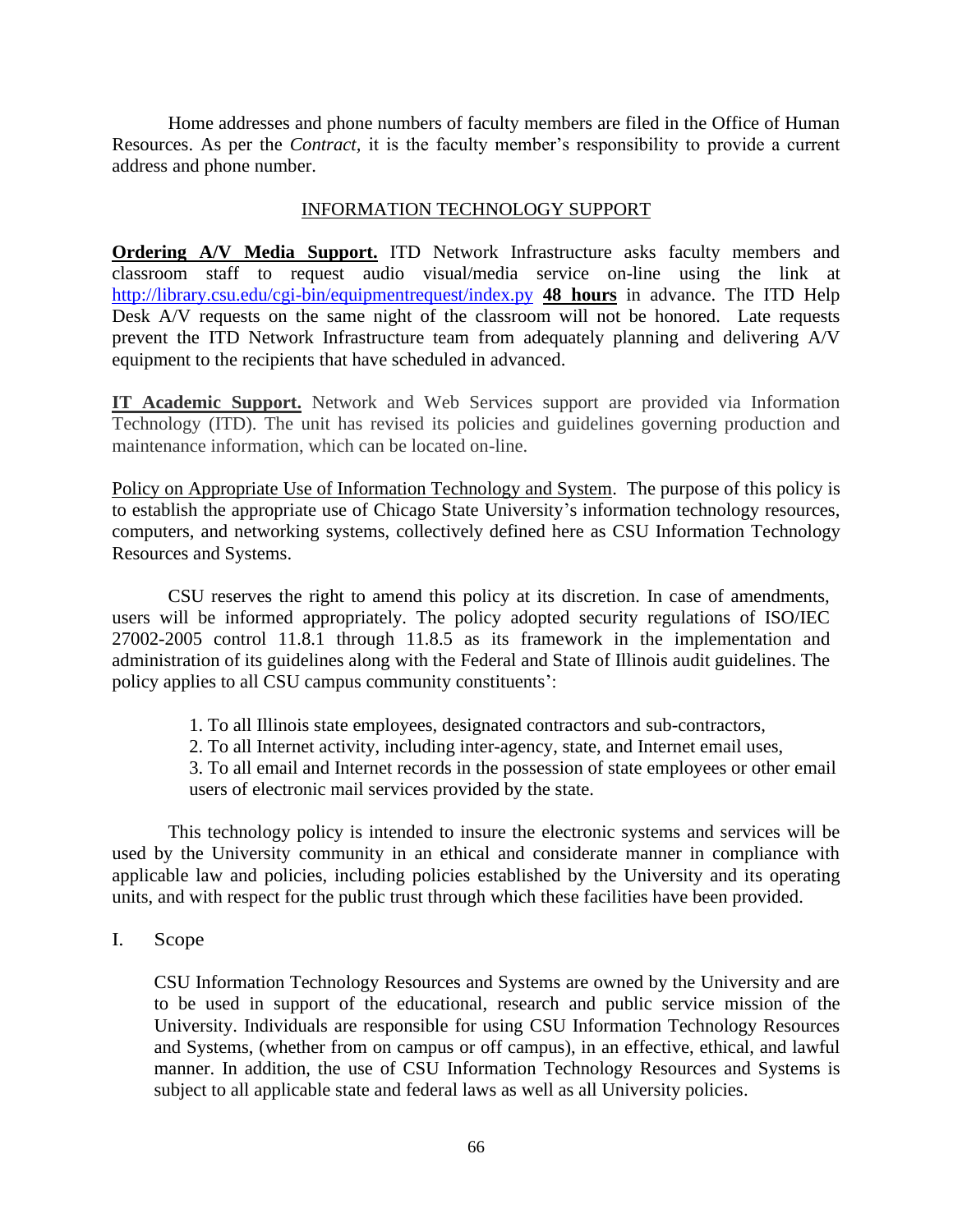Home addresses and phone numbers of faculty members are filed in the Office of Human Resources. As per the *Contract,* it is the faculty member's responsibility to provide a current address and phone number.

## INFORMATION TECHNOLOGY SUPPORT

**Ordering A/V Media Support.** ITD Network Infrastructure asks faculty members and classroom staff to request audio visual/media service on-line using the link at http://library.csu.edu/cgi-bin/equipmentrequest/index.py **48 hours** in advance. The ITD Help Desk A/V requests on the same night of the classroom will not be honored. Late requests prevent the ITD Network Infrastructure team from adequately planning and delivering A/V equipment to the recipients that have scheduled in advanced.

**IT Academic Support.** Network and Web Services support are provided via Information Technology (ITD). The unit has revised its policies and guidelines governing production and maintenance information, which can be located on-line.

Policy on Appropriate Use of Information Technology and System. The purpose of this policy is to establish the appropriate use of Chicago State University's information technology resources, computers, and networking systems, collectively defined here as CSU Information Technology Resources and Systems.

CSU reserves the right to amend this policy at its discretion. In case of amendments, users will be informed appropriately. The policy adopted security regulations of ISO/IEC 27002-2005 control 11.8.1 through 11.8.5 as its framework in the implementation and administration of its guidelines along with the Federal and State of Illinois audit guidelines. The policy applies to all CSU campus community constituents':

1. To all Illinois state employees, designated contractors and sub-contractors,
2. To all Internet activity, including inter-agency, state, and Internet email uses,
3. To all email and Internet records in the possession of state employees or other email users of electronic mail services provided by the state.

This technology policy is intended to insure the electronic systems and services will be used by the University community in an ethical and considerate manner in compliance with applicable law and policies, including policies established by the University and its operating units, and with respect for the public trust through which these facilities have been provided.

I. Scope

CSU Information Technology Resources and Systems are owned by the University and are to be used in support of the educational, research and public service mission of the University. Individuals are responsible for using CSU Information Technology Resources and Systems, (whether from on campus or off campus), in an effective, ethical, and lawful manner. In addition, the use of CSU Information Technology Resources and Systems is subject to all applicable state and federal laws as well as all University policies.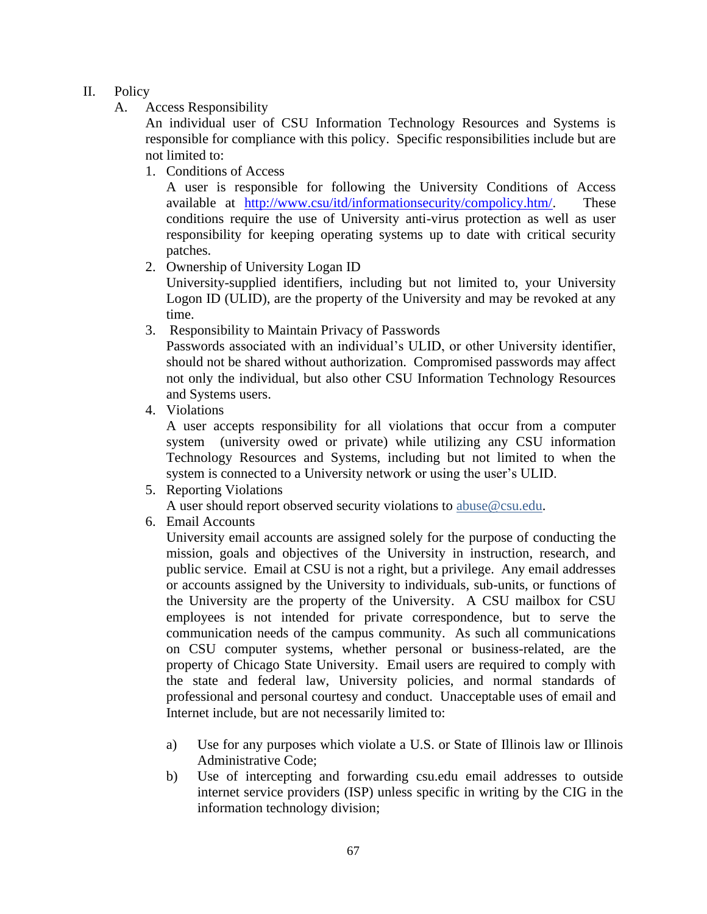II. Policy

A. Access Responsibility

An individual user of CSU Information Technology Resources and Systems is responsible for compliance with this policy. Specific responsibilities include but are not limited to:

1. Conditions of Access

   A user is responsible for following the University Conditions of Access available at [http://www.csu/itd/informationsecurity/compolicy.htm/](http://www.csu/itd/informationsecurity/compolicy.htm/). These conditions require the use of University anti-virus protection as well as user responsibility for keeping operating systems up to date with critical security patches.

2. Ownership of University Logan ID

   University-supplied identifiers, including but not limited to, your University Logon ID (ULID), are the property of the University and may be revoked at any time.

3. Responsibility to Maintain Privacy of Passwords

   Passwords associated with an individual's ULID, or other University identifier, should not be shared without authorization. Compromised passwords may affect not only the individual, but also other CSU Information Technology Resources and Systems users.

4. Violations

   A user accepts responsibility for all violations that occur from a computer system (university owed or private) while utilizing any CSU information Technology Resources and Systems, including but not limited to when the system is connected to a University network or using the user's ULID.

5. Reporting Violations

   A user should report observed security violations to [abuse@csu.edu](mailto:abuse@csu.edu).

6. Email Accounts

   University email accounts are assigned solely for the purpose of conducting the mission, goals and objectives of the University in instruction, research, and public service. Email at CSU is not a right, but a privilege. Any email addresses or accounts assigned by the University to individuals, sub-units, or functions of the University are the property of the University. A CSU mailbox for CSU employees is not intended for private correspondence, but to serve the communication needs of the campus community. As such all communications on CSU computer systems, whether personal or business-related, are the property of Chicago State University. Email users are required to comply with the state and federal law, University policies, and normal standards of professional and personal courtesy and conduct. Unacceptable uses of email and Internet include, but are not necessarily limited to:

   a) Use for any purposes which violate a U.S. or State of Illinois law or Illinois Administrative Code;
   b) Use of intercepting and forwarding csu.edu email addresses to outside internet service providers (ISP) unless specific in writing by the CIG in the information technology division;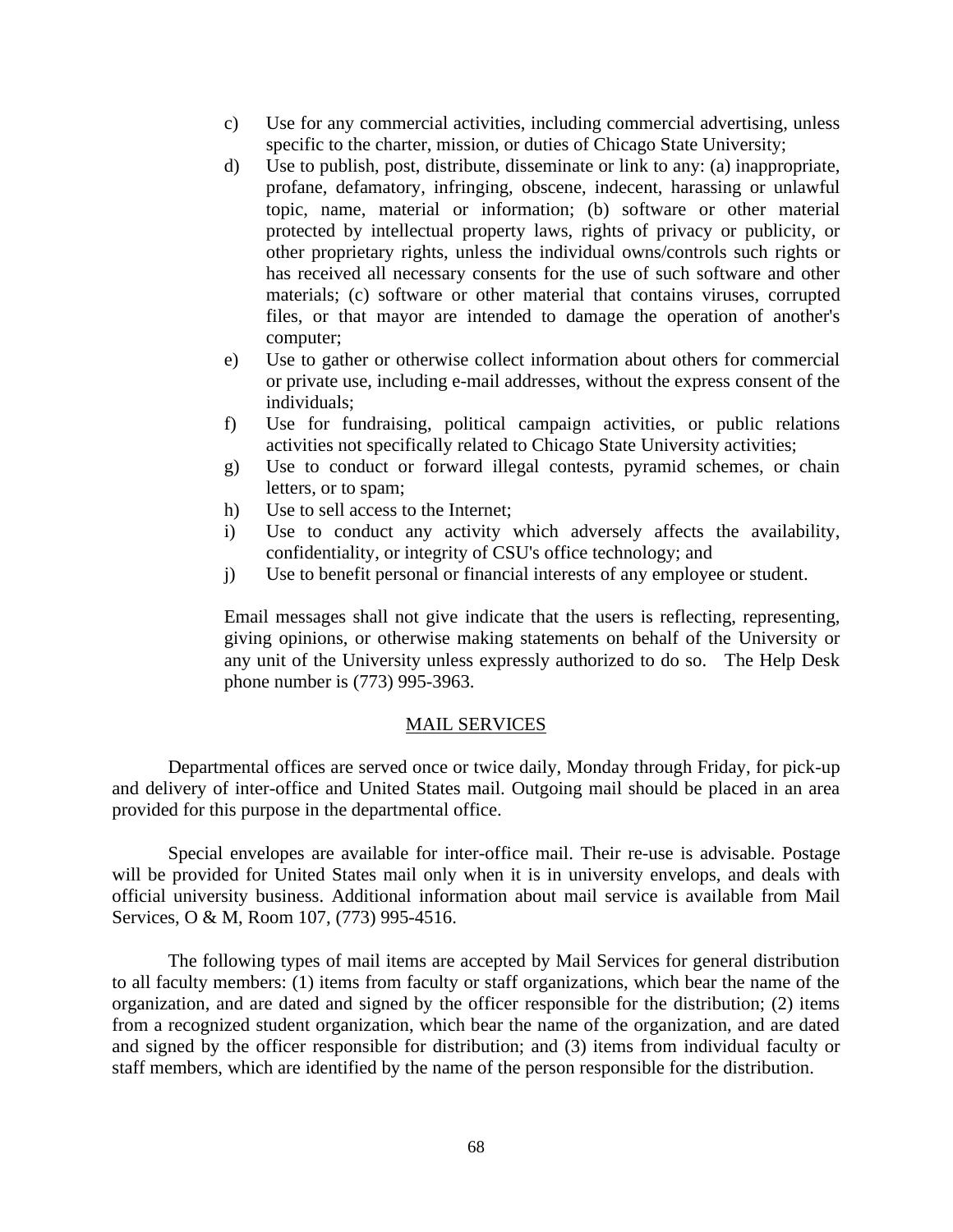c) Use for any commercial activities, including commercial advertising, unless specific to the charter, mission, or duties of Chicago State University;

d) Use to publish, post, distribute, disseminate or link to any: (a) inappropriate, profane, defamatory, infringing, obscene, indecent, harassing or unlawful topic, name, material or information; (b) software or other material protected by intellectual property laws, rights of privacy or publicity, or other proprietary rights, unless the individual owns/controls such rights or has received all necessary consents for the use of such software and other materials; (c) software or other material that contains viruses, corrupted files, or that mayor are intended to damage the operation of another's computer;

e) Use to gather or otherwise collect information about others for commercial or private use, including e-mail addresses, without the express consent of the individuals;

f) Use for fundraising, political campaign activities, or public relations activities not specifically related to Chicago State University activities;

g) Use to conduct or forward illegal contests, pyramid schemes, or chain letters, or to spam;

h) Use to sell access to the Internet;

i) Use to conduct any activity which adversely affects the availability, confidentiality, or integrity of CSU's office technology; and

j) Use to benefit personal or financial interests of any employee or student.

Email messages shall not give indicate that the users is reflecting, representing, giving opinions, or otherwise making statements on behalf of the University or any unit of the University unless expressly authorized to do so. The Help Desk phone number is (773) 995-3963.

## MAIL SERVICES

Departmental offices are served once or twice daily, Monday through Friday, for pick-up and delivery of inter-office and United States mail. Outgoing mail should be placed in an area provided for this purpose in the departmental office.

Special envelopes are available for inter-office mail. Their re-use is advisable. Postage will be provided for United States mail only when it is in university envelops, and deals with official university business. Additional information about mail service is available from Mail Services, O & M, Room 107, (773) 995-4516.

The following types of mail items are accepted by Mail Services for general distribution to all faculty members: (1) items from faculty or staff organizations, which bear the name of the organization, and are dated and signed by the officer responsible for the distribution; (2) items from a recognized student organization, which bear the name of the organization, and are dated and signed by the officer responsible for distribution; and (3) items from individual faculty or staff members, which are identified by the name of the person responsible for the distribution.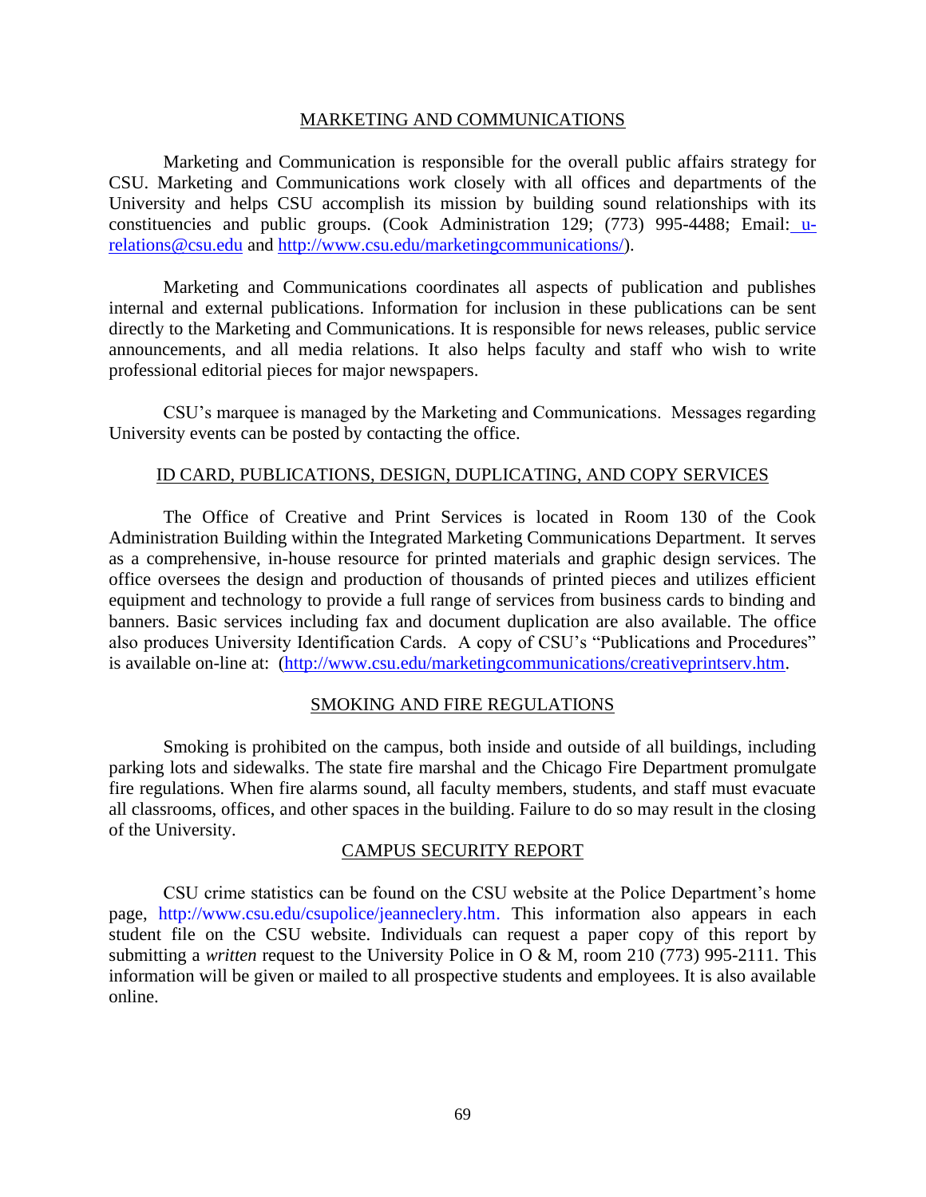## MARKETING AND COMMUNICATIONS

Marketing and Communication is responsible for the overall public affairs strategy for CSU. Marketing and Communications work closely with all offices and departments of the University and helps CSU accomplish its mission by building sound relationships with its constituencies and public groups. (Cook Administration 129; (773) 995-4488; Email: u-relations@csu.edu and http://www.csu.edu/marketingcommunications/).

Marketing and Communications coordinates all aspects of publication and publishes internal and external publications. Information for inclusion in these publications can be sent directly to the Marketing and Communications. It is responsible for news releases, public service announcements, and all media relations. It also helps faculty and staff who wish to write professional editorial pieces for major newspapers.

CSU's marquee is managed by the Marketing and Communications. Messages regarding University events can be posted by contacting the office.

## ID CARD, PUBLICATIONS, DESIGN, DUPLICATING, AND COPY SERVICES

The Office of Creative and Print Services is located in Room 130 of the Cook Administration Building within the Integrated Marketing Communications Department. It serves as a comprehensive, in-house resource for printed materials and graphic design services. The office oversees the design and production of thousands of printed pieces and utilizes efficient equipment and technology to provide a full range of services from business cards to binding and banners. Basic services including fax and document duplication are also available. The office also produces University Identification Cards. A copy of CSU's "Publications and Procedures" is available on-line at: (http://www.csu.edu/marketingcommunications/creativeprintserv.htm.

## SMOKING AND FIRE REGULATIONS

Smoking is prohibited on the campus, both inside and outside of all buildings, including parking lots and sidewalks. The state fire marshal and the Chicago Fire Department promulgate fire regulations. When fire alarms sound, all faculty members, students, and staff must evacuate all classrooms, offices, and other spaces in the building. Failure to do so may result in the closing of the University.

## CAMPUS SECURITY REPORT

CSU crime statistics can be found on the CSU website at the Police Department's home page, http://www.csu.edu/csupolice/jeanneclery.htm. This information also appears in each student file on the CSU website. Individuals can request a paper copy of this report by submitting a *written* request to the University Police in O & M, room 210 (773) 995-2111. This information will be given or mailed to all prospective students and employees. It is also available online.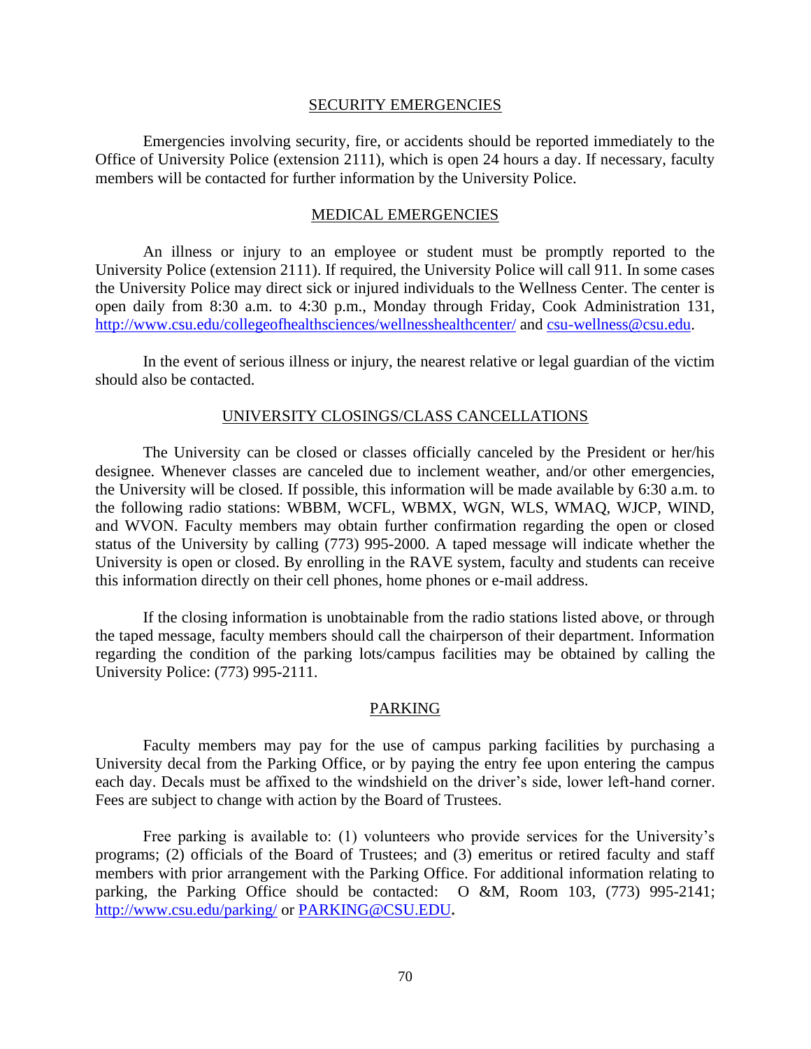## SECURITY EMERGENCIES

Emergencies involving security, fire, or accidents should be reported immediately to the Office of University Police (extension 2111), which is open 24 hours a day. If necessary, faculty members will be contacted for further information by the University Police.

## MEDICAL EMERGENCIES

An illness or injury to an employee or student must be promptly reported to the University Police (extension 2111). If required, the University Police will call 911. In some cases the University Police may direct sick or injured individuals to the Wellness Center. The center is open daily from 8:30 a.m. to 4:30 p.m., Monday through Friday, Cook Administration 131, http://www.csu.edu/collegeofhealthsciences/wellnesshealthcenter/ and csu-wellness@csu.edu.

In the event of serious illness or injury, the nearest relative or legal guardian of the victim should also be contacted.

## UNIVERSITY CLOSINGS/CLASS CANCELLATIONS

The University can be closed or classes officially canceled by the President or her/his designee. Whenever classes are canceled due to inclement weather, and/or other emergencies, the University will be closed. If possible, this information will be made available by 6:30 a.m. to the following radio stations: WBBM, WCFL, WBMX, WGN, WLS, WMAQ, WJCP, WIND, and WVON. Faculty members may obtain further confirmation regarding the open or closed status of the University by calling (773) 995-2000. A taped message will indicate whether the University is open or closed. By enrolling in the RAVE system, faculty and students can receive this information directly on their cell phones, home phones or e-mail address.

If the closing information is unobtainable from the radio stations listed above, or through the taped message, faculty members should call the chairperson of their department. Information regarding the condition of the parking lots/campus facilities may be obtained by calling the University Police: (773) 995-2111.

## PARKING

Faculty members may pay for the use of campus parking facilities by purchasing a University decal from the Parking Office, or by paying the entry fee upon entering the campus each day. Decals must be affixed to the windshield on the driver's side, lower left-hand corner. Fees are subject to change with action by the Board of Trustees.

Free parking is available to: (1) volunteers who provide services for the University's programs; (2) officials of the Board of Trustees; and (3) emeritus or retired faculty and staff members with prior arrangement with the Parking Office. For additional information relating to parking, the Parking Office should be contacted: O &M, Room 103, (773) 995-2141; http://www.csu.edu/parking/ or PARKING@CSU.EDU.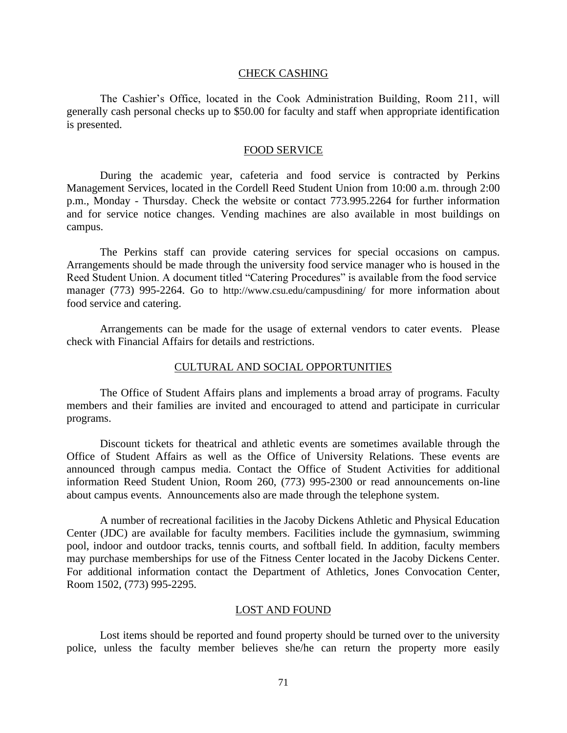## CHECK CASHING

The Cashier's Office, located in the Cook Administration Building, Room 211, will generally cash personal checks up to $50.00 for faculty and staff when appropriate identification is presented.

## FOOD SERVICE

During the academic year, cafeteria and food service is contracted by Perkins Management Services, located in the Cordell Reed Student Union from 10:00 a.m. through 2:00 p.m., Monday - Thursday. Check the website or contact 773.995.2264 for further information and for service notice changes. Vending machines are also available in most buildings on campus.

The Perkins staff can provide catering services for special occasions on campus. Arrangements should be made through the university food service manager who is housed in the Reed Student Union. A document titled "Catering Procedures" is available from the food service manager (773) 995-2264. Go to http://www.csu.edu/campusdining/ for more information about food service and catering.

Arrangements can be made for the usage of external vendors to cater events. Please check with Financial Affairs for details and restrictions.

## CULTURAL AND SOCIAL OPPORTUNITIES

The Office of Student Affairs plans and implements a broad array of programs. Faculty members and their families are invited and encouraged to attend and participate in curricular programs.

Discount tickets for theatrical and athletic events are sometimes available through the Office of Student Affairs as well as the Office of University Relations. These events are announced through campus media. Contact the Office of Student Activities for additional information Reed Student Union, Room 260, (773) 995-2300 or read announcements on-line about campus events. Announcements also are made through the telephone system.

A number of recreational facilities in the Jacoby Dickens Athletic and Physical Education Center (JDC) are available for faculty members. Facilities include the gymnasium, swimming pool, indoor and outdoor tracks, tennis courts, and softball field. In addition, faculty members may purchase memberships for use of the Fitness Center located in the Jacoby Dickens Center. For additional information contact the Department of Athletics, Jones Convocation Center, Room 1502, (773) 995-2295.

## LOST AND FOUND

Lost items should be reported and found property should be turned over to the university police, unless the faculty member believes she/he can return the property more easily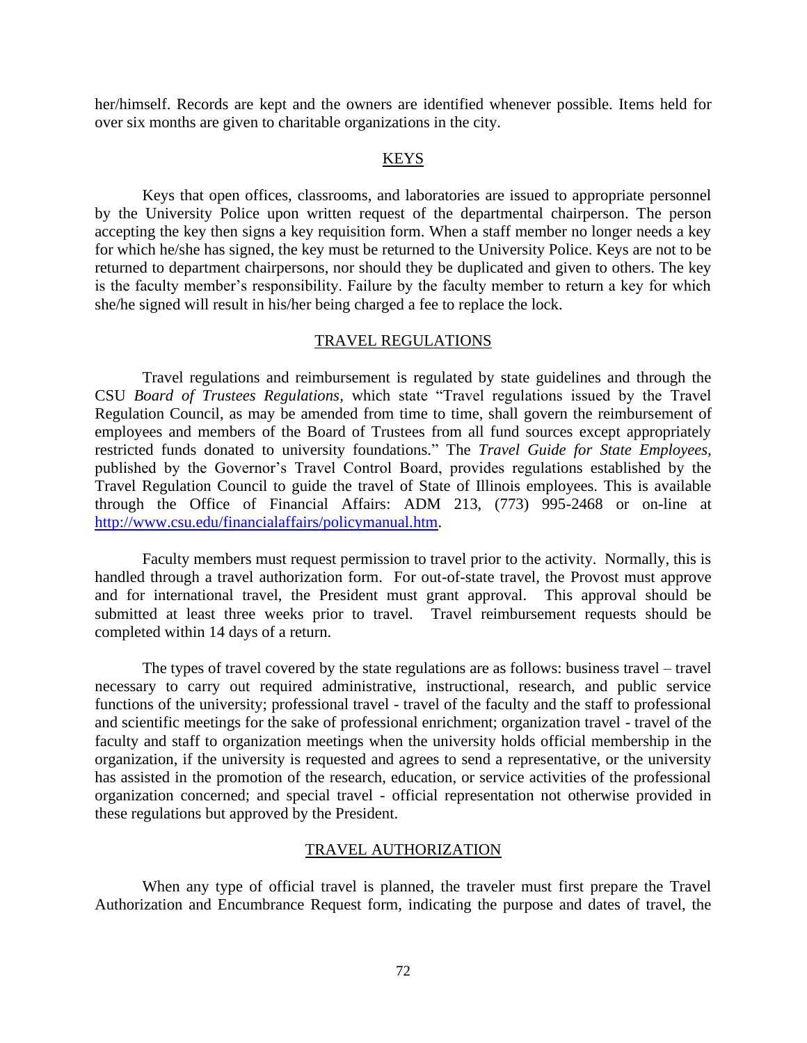her/himself. Records are kept and the owners are identified whenever possible. Items held for over six months are given to charitable organizations in the city.

## KEYS

Keys that open offices, classrooms, and laboratories are issued to appropriate personnel by the University Police upon written request of the departmental chairperson. The person accepting the key then signs a key requisition form. When a staff member no longer needs a key for which he/she has signed, the key must be returned to the University Police. Keys are not to be returned to department chairpersons, nor should they be duplicated and given to others. The key is the faculty member's responsibility. Failure by the faculty member to return a key for which she/he signed will result in his/her being charged a fee to replace the lock.

## TRAVEL REGULATIONS

Travel regulations and reimbursement is regulated by state guidelines and through the CSU *Board of Trustees Regulations*, which state "Travel regulations issued by the Travel Regulation Council, as may be amended from time to time, shall govern the reimbursement of employees and members of the Board of Trustees from all fund sources except appropriately restricted funds donated to university foundations." The *Travel Guide for State Employees*, published by the Governor's Travel Control Board, provides regulations established by the Travel Regulation Council to guide the travel of State of Illinois employees. This is available through the Office of Financial Affairs: ADM 213, (773) 995-2468 or on-line at [http://www.csu.edu/financialaffairs/policymanual.htm](http://www.csu.edu/financialaffairs/policymanual.htm).

Faculty members must request permission to travel prior to the activity. Normally, this is handled through a travel authorization form. For out-of-state travel, the Provost must approve and for international travel, the President must grant approval. This approval should be submitted at least three weeks prior to travel. Travel reimbursement requests should be completed within 14 days of a return.

The types of travel covered by the state regulations are as follows: business travel – travel necessary to carry out required administrative, instructional, research, and public service functions of the university; professional travel - travel of the faculty and the staff to professional and scientific meetings for the sake of professional enrichment; organization travel - travel of the faculty and staff to organization meetings when the university holds official membership in the organization, if the university is requested and agrees to send a representative, or the university has assisted in the promotion of the research, education, or service activities of the professional organization concerned; and special travel - official representation not otherwise provided in these regulations but approved by the President.

## TRAVEL AUTHORIZATION

When any type of official travel is planned, the traveler must first prepare the Travel Authorization and Encumbrance Request form, indicating the purpose and dates of travel, the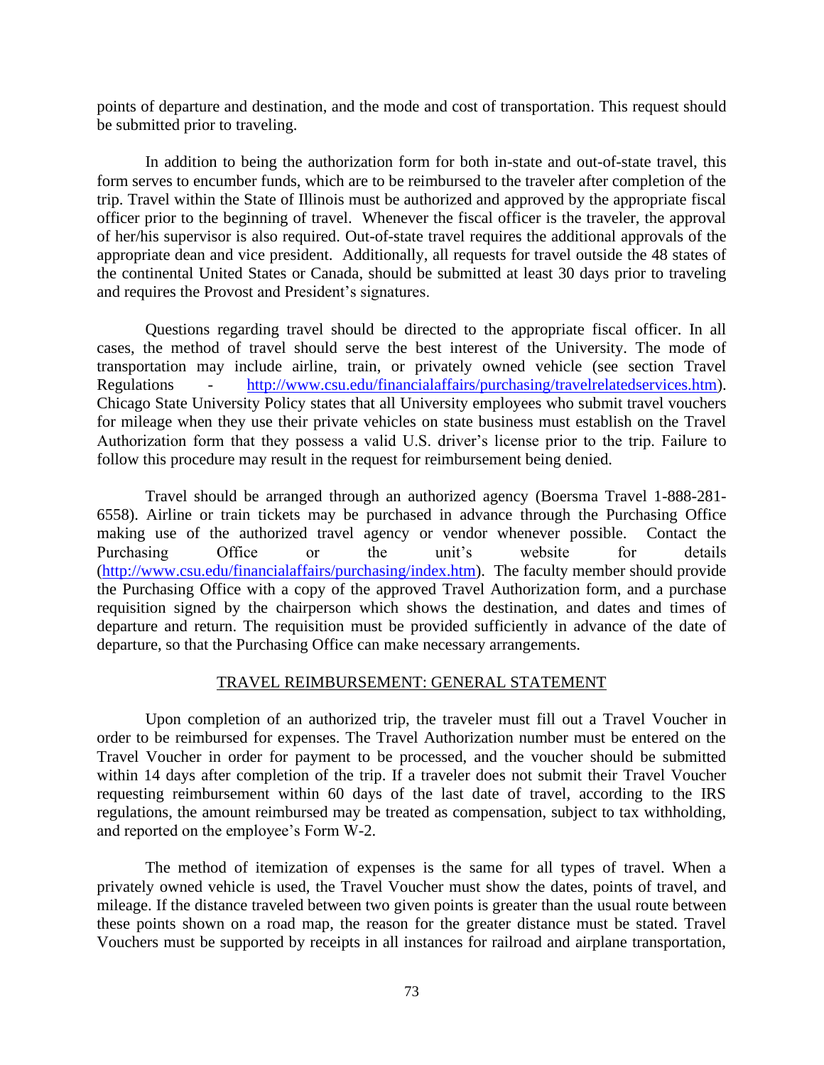points of departure and destination, and the mode and cost of transportation. This request should be submitted prior to traveling.

In addition to being the authorization form for both in-state and out-of-state travel, this form serves to encumber funds, which are to be reimbursed to the traveler after completion of the trip. Travel within the State of Illinois must be authorized and approved by the appropriate fiscal officer prior to the beginning of travel. Whenever the fiscal officer is the traveler, the approval of her/his supervisor is also required. Out-of-state travel requires the additional approvals of the appropriate dean and vice president. Additionally, all requests for travel outside the 48 states of the continental United States or Canada, should be submitted at least 30 days prior to traveling and requires the Provost and President's signatures.

Questions regarding travel should be directed to the appropriate fiscal officer. In all cases, the method of travel should serve the best interest of the University. The mode of transportation may include airline, train, or privately owned vehicle (see section Travel Regulations - [http://www.csu.edu/financialaffairs/purchasing/travelrelatedservices.htm](http://www.csu.edu/financialaffairs/purchasing/travelrelatedservices.htm)). Chicago State University Policy states that all University employees who submit travel vouchers for mileage when they use their private vehicles on state business must establish on the Travel Authorization form that they possess a valid U.S. driver's license prior to the trip. Failure to follow this procedure may result in the request for reimbursement being denied.

Travel should be arranged through an authorized agency (Boersma Travel 1-888-281-6558). Airline or train tickets may be purchased in advance through the Purchasing Office making use of the authorized travel agency or vendor whenever possible. Contact the Purchasing Office or the unit's website for details ([http://www.csu.edu/financialaffairs/purchasing/index.htm](http://www.csu.edu/financialaffairs/purchasing/index.htm)). The faculty member should provide the Purchasing Office with a copy of the approved Travel Authorization form, and a purchase requisition signed by the chairperson which shows the destination, and dates and times of departure and return. The requisition must be provided sufficiently in advance of the date of departure, so that the Purchasing Office can make necessary arrangements.

## TRAVEL REIMBURSEMENT: GENERAL STATEMENT

Upon completion of an authorized trip, the traveler must fill out a Travel Voucher in order to be reimbursed for expenses. The Travel Authorization number must be entered on the Travel Voucher in order for payment to be processed, and the voucher should be submitted within 14 days after completion of the trip. If a traveler does not submit their Travel Voucher requesting reimbursement within 60 days of the last date of travel, according to the IRS regulations, the amount reimbursed may be treated as compensation, subject to tax withholding, and reported on the employee's Form W-2.

The method of itemization of expenses is the same for all types of travel. When a privately owned vehicle is used, the Travel Voucher must show the dates, points of travel, and mileage. If the distance traveled between two given points is greater than the usual route between these points shown on a road map, the reason for the greater distance must be stated. Travel Vouchers must be supported by receipts in all instances for railroad and airplane transportation,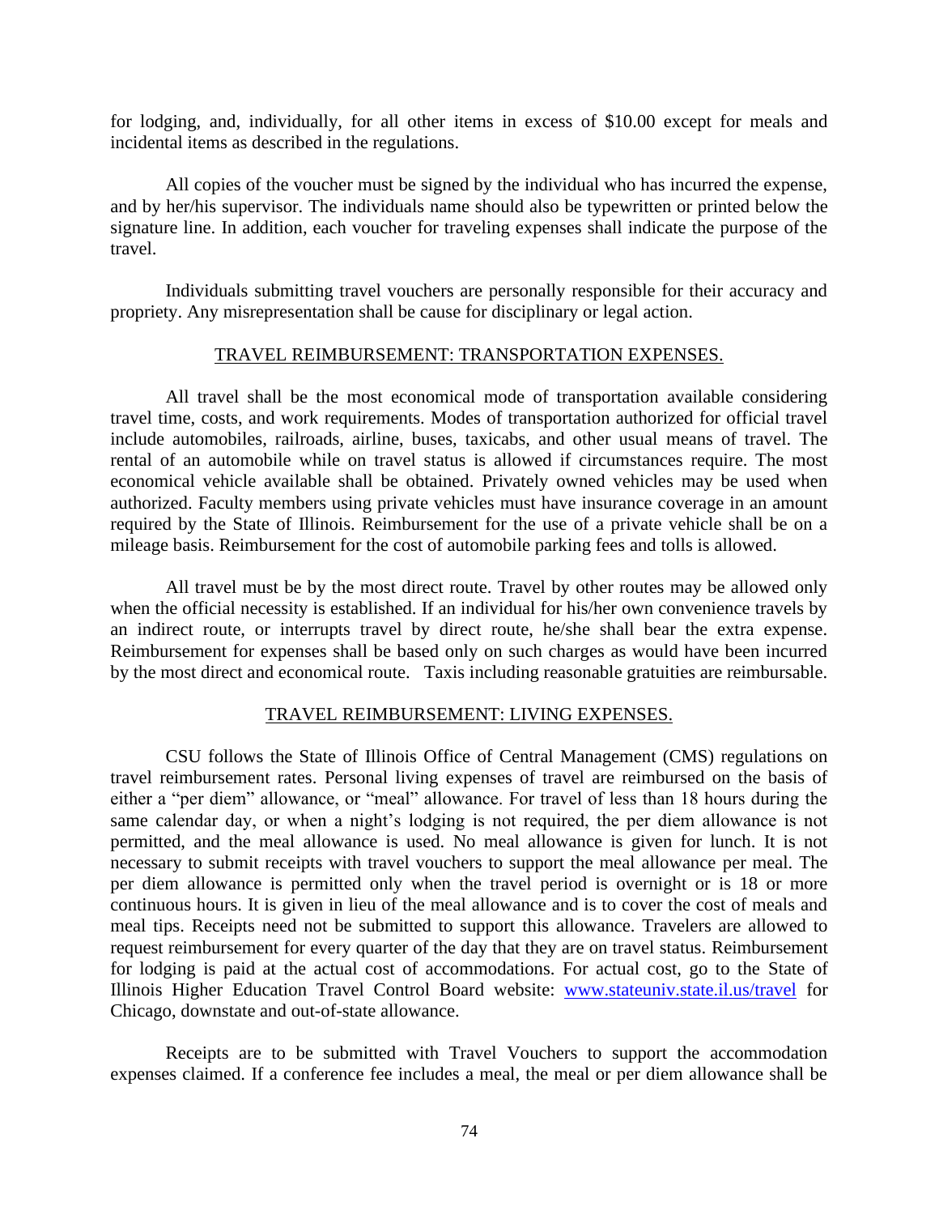for lodging, and, individually, for all other items in excess of $10.00 except for meals and incidental items as described in the regulations.

All copies of the voucher must be signed by the individual who has incurred the expense, and by her/his supervisor. The individuals name should also be typewritten or printed below the signature line. In addition, each voucher for traveling expenses shall indicate the purpose of the travel.

Individuals submitting travel vouchers are personally responsible for their accuracy and propriety. Any misrepresentation shall be cause for disciplinary or legal action.

## TRAVEL REIMBURSEMENT: TRANSPORTATION EXPENSES.

All travel shall be the most economical mode of transportation available considering travel time, costs, and work requirements. Modes of transportation authorized for official travel include automobiles, railroads, airline, buses, taxicabs, and other usual means of travel. The rental of an automobile while on travel status is allowed if circumstances require. The most economical vehicle available shall be obtained. Privately owned vehicles may be used when authorized. Faculty members using private vehicles must have insurance coverage in an amount required by the State of Illinois. Reimbursement for the use of a private vehicle shall be on a mileage basis. Reimbursement for the cost of automobile parking fees and tolls is allowed.

All travel must be by the most direct route. Travel by other routes may be allowed only when the official necessity is established. If an individual for his/her own convenience travels by an indirect route, or interrupts travel by direct route, he/she shall bear the extra expense. Reimbursement for expenses shall be based only on such charges as would have been incurred by the most direct and economical route. Taxis including reasonable gratuities are reimbursable.

## TRAVEL REIMBURSEMENT: LIVING EXPENSES.

CSU follows the State of Illinois Office of Central Management (CMS) regulations on travel reimbursement rates. Personal living expenses of travel are reimbursed on the basis of either a "per diem" allowance, or "meal" allowance. For travel of less than 18 hours during the same calendar day, or when a night's lodging is not required, the per diem allowance is not permitted, and the meal allowance is used. No meal allowance is given for lunch. It is not necessary to submit receipts with travel vouchers to support the meal allowance per meal. The per diem allowance is permitted only when the travel period is overnight or is 18 or more continuous hours. It is given in lieu of the meal allowance and is to cover the cost of meals and meal tips. Receipts need not be submitted to support this allowance. Travelers are allowed to request reimbursement for every quarter of the day that they are on travel status. Reimbursement for lodging is paid at the actual cost of accommodations. For actual cost, go to the State of Illinois Higher Education Travel Control Board website: [www.stateuniv.state.il.us/travel](http://www.stateuniv.state.il.us/travel) for Chicago, downstate and out-of-state allowance.

Receipts are to be submitted with Travel Vouchers to support the accommodation expenses claimed. If a conference fee includes a meal, the meal or per diem allowance shall be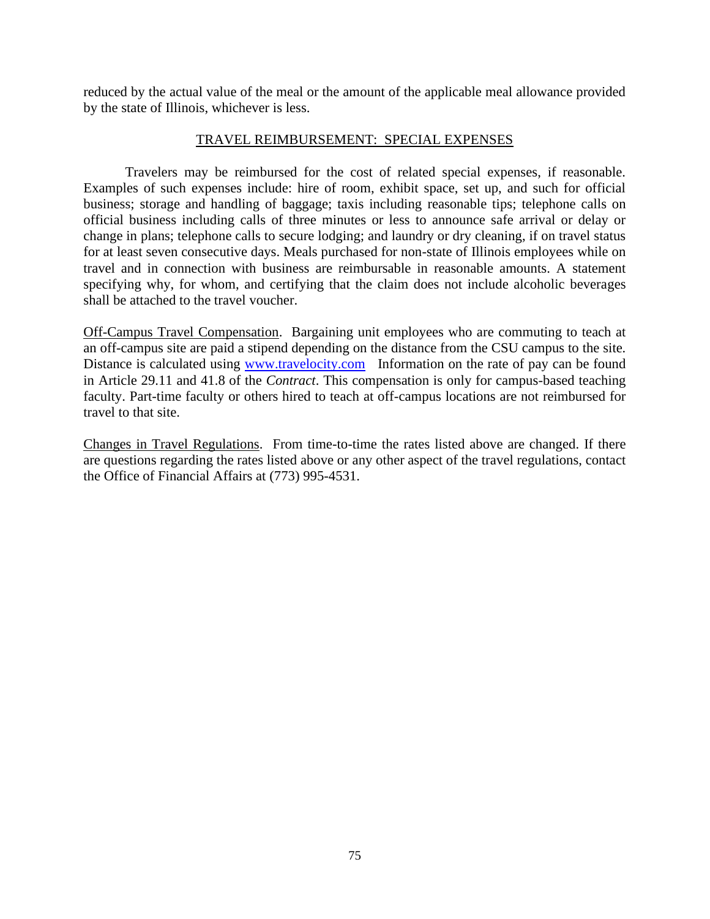reduced by the actual value of the meal or the amount of the applicable meal allowance provided by the state of Illinois, whichever is less.

## TRAVEL REIMBURSEMENT: SPECIAL EXPENSES

Travelers may be reimbursed for the cost of related special expenses, if reasonable. Examples of such expenses include: hire of room, exhibit space, set up, and such for official business; storage and handling of baggage; taxis including reasonable tips; telephone calls on official business including calls of three minutes or less to announce safe arrival or delay or change in plans; telephone calls to secure lodging; and laundry or dry cleaning, if on travel status for at least seven consecutive days. Meals purchased for non-state of Illinois employees while on travel and in connection with business are reimbursable in reasonable amounts. A statement specifying why, for whom, and certifying that the claim does not include alcoholic beverages shall be attached to the travel voucher.

Off-Campus Travel Compensation. Bargaining unit employees who are commuting to teach at an off-campus site are paid a stipend depending on the distance from the CSU campus to the site. Distance is calculated using [www.travelocity.com](http://www.travelocity.com) Information on the rate of pay can be found in Article 29.11 and 41.8 of the *Contract*. This compensation is only for campus-based teaching faculty. Part-time faculty or others hired to teach at off-campus locations are not reimbursed for travel to that site.

Changes in Travel Regulations. From time-to-time the rates listed above are changed. If there are questions regarding the rates listed above or any other aspect of the travel regulations, contact the Office of Financial Affairs at (773) 995-4531.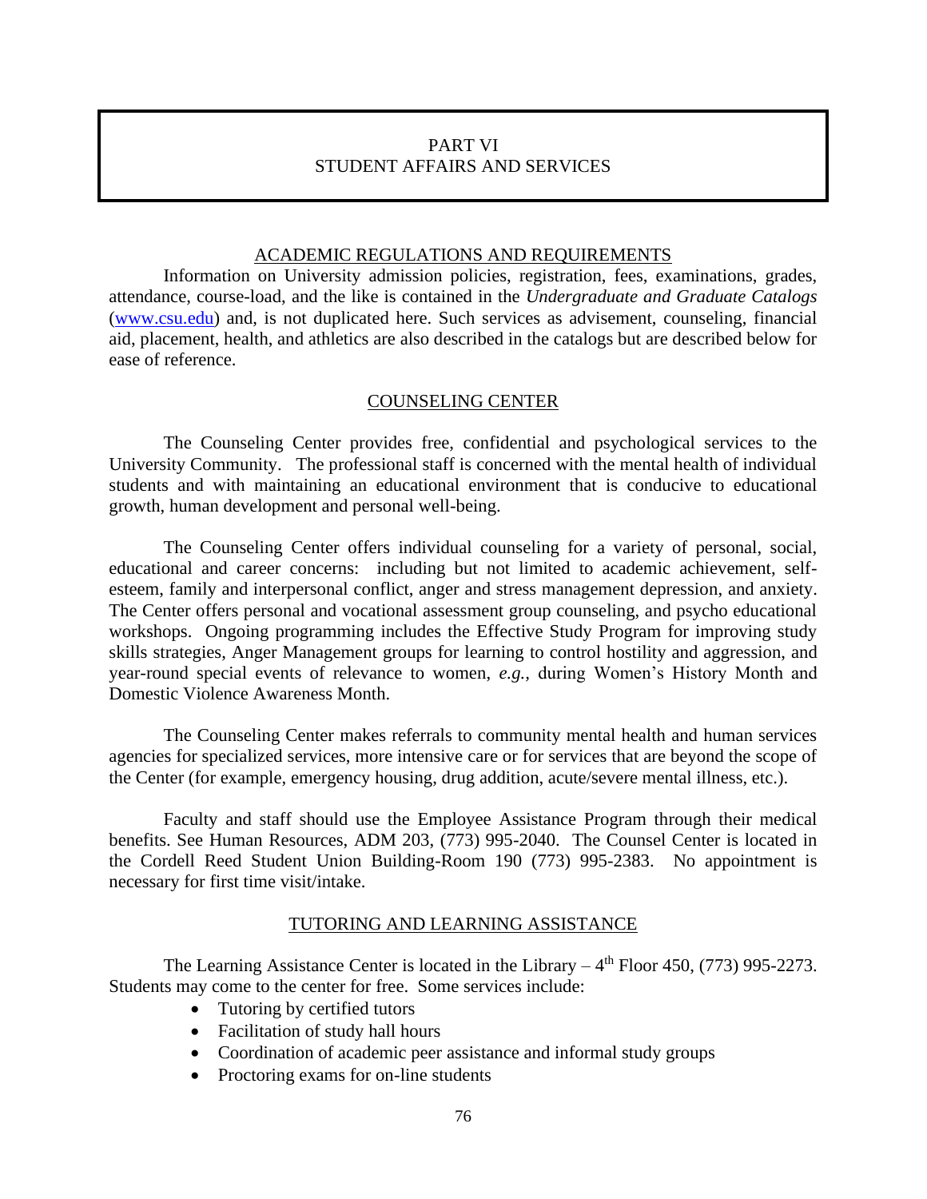# PART VI
# STUDENT AFFAIRS AND SERVICES

## ACADEMIC REGULATIONS AND REQUIREMENTS

Information on University admission policies, registration, fees, examinations, grades, attendance, course-load, and the like is contained in the *Undergraduate and Graduate Catalogs* (www.csu.edu) and, is not duplicated here. Such services as advisement, counseling, financial aid, placement, health, and athletics are also described in the catalogs but are described below for ease of reference.

## COUNSELING CENTER

The Counseling Center provides free, confidential and psychological services to the University Community. The professional staff is concerned with the mental health of individual students and with maintaining an educational environment that is conducive to educational growth, human development and personal well-being.

The Counseling Center offers individual counseling for a variety of personal, social, educational and career concerns: including but not limited to academic achievement, self-esteem, family and interpersonal conflict, anger and stress management depression, and anxiety. The Center offers personal and vocational assessment group counseling, and psycho educational workshops. Ongoing programming includes the Effective Study Program for improving study skills strategies, Anger Management groups for learning to control hostility and aggression, and year-round special events of relevance to women, *e.g.*, during Women's History Month and Domestic Violence Awareness Month.

The Counseling Center makes referrals to community mental health and human services agencies for specialized services, more intensive care or for services that are beyond the scope of the Center (for example, emergency housing, drug addition, acute/severe mental illness, etc.).

Faculty and staff should use the Employee Assistance Program through their medical benefits. See Human Resources, ADM 203, (773) 995-2040. The Counsel Center is located in the Cordell Reed Student Union Building-Room 190 (773) 995-2383. No appointment is necessary for first time visit/intake.

## TUTORING AND LEARNING ASSISTANCE

The Learning Assistance Center is located in the Library – 4th Floor 450, (773) 995-2273. Students may come to the center for free. Some services include:

- Tutoring by certified tutors
- Facilitation of study hall hours
- Coordination of academic peer assistance and informal study groups
- Proctoring exams for on-line students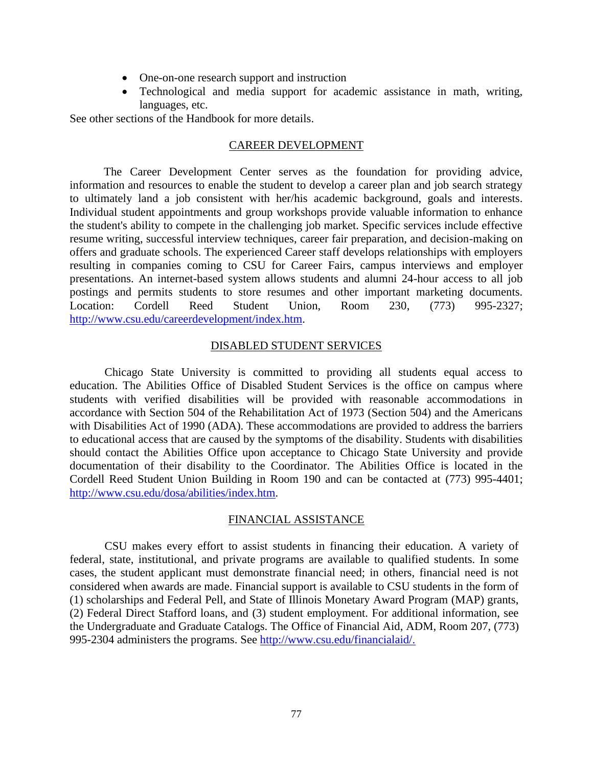- One-on-one research support and instruction
- Technological and media support for academic assistance in math, writing, languages, etc.

See other sections of the Handbook for more details.

## CAREER DEVELOPMENT

The Career Development Center serves as the foundation for providing advice, information and resources to enable the student to develop a career plan and job search strategy to ultimately land a job consistent with her/his academic background, goals and interests. Individual student appointments and group workshops provide valuable information to enhance the student's ability to compete in the challenging job market. Specific services include effective resume writing, successful interview techniques, career fair preparation, and decision-making on offers and graduate schools. The experienced Career staff develops relationships with employers resulting in companies coming to CSU for Career Fairs, campus interviews and employer presentations. An internet-based system allows students and alumni 24-hour access to all job postings and permits students to store resumes and other important marketing documents. Location: Cordell Reed Student Union, Room 230, (773) 995-2327; http://www.csu.edu/careerdevelopment/index.htm.

## DISABLED STUDENT SERVICES

Chicago State University is committed to providing all students equal access to education. The Abilities Office of Disabled Student Services is the office on campus where students with verified disabilities will be provided with reasonable accommodations in accordance with Section 504 of the Rehabilitation Act of 1973 (Section 504) and the Americans with Disabilities Act of 1990 (ADA). These accommodations are provided to address the barriers to educational access that are caused by the symptoms of the disability. Students with disabilities should contact the Abilities Office upon acceptance to Chicago State University and provide documentation of their disability to the Coordinator. The Abilities Office is located in the Cordell Reed Student Union Building in Room 190 and can be contacted at (773) 995-4401; http://www.csu.edu/dosa/abilities/index.htm.

## FINANCIAL ASSISTANCE

CSU makes every effort to assist students in financing their education. A variety of federal, state, institutional, and private programs are available to qualified students. In some cases, the student applicant must demonstrate financial need; in others, financial need is not considered when awards are made. Financial support is available to CSU students in the form of (1) scholarships and Federal Pell, and State of Illinois Monetary Award Program (MAP) grants, (2) Federal Direct Stafford loans, and (3) student employment. For additional information, see the Undergraduate and Graduate Catalogs. The Office of Financial Aid, ADM, Room 207, (773) 995-2304 administers the programs. See http://www.csu.edu/financialaid/.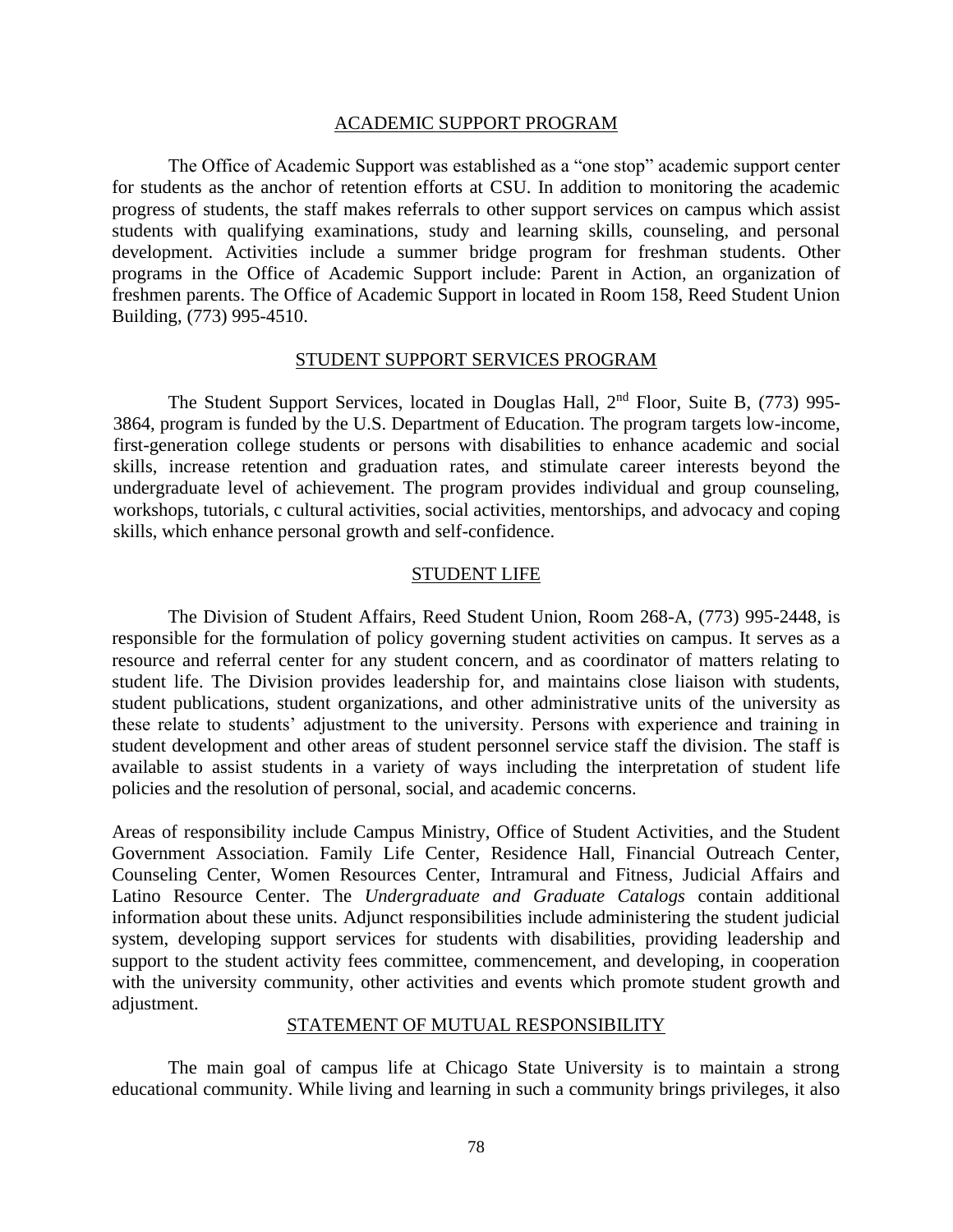## ACADEMIC SUPPORT PROGRAM

The Office of Academic Support was established as a "one stop" academic support center for students as the anchor of retention efforts at CSU. In addition to monitoring the academic progress of students, the staff makes referrals to other support services on campus which assist students with qualifying examinations, study and learning skills, counseling, and personal development. Activities include a summer bridge program for freshman students. Other programs in the Office of Academic Support include: Parent in Action, an organization of freshmen parents. The Office of Academic Support in located in Room 158, Reed Student Union Building, (773) 995-4510.

## STUDENT SUPPORT SERVICES PROGRAM

The Student Support Services, located in Douglas Hall, 2nd Floor, Suite B, (773) 995-3864, program is funded by the U.S. Department of Education. The program targets low-income, first-generation college students or persons with disabilities to enhance academic and social skills, increase retention and graduation rates, and stimulate career interests beyond the undergraduate level of achievement. The program provides individual and group counseling, workshops, tutorials, c cultural activities, social activities, mentorships, and advocacy and coping skills, which enhance personal growth and self-confidence.

## STUDENT LIFE

The Division of Student Affairs, Reed Student Union, Room 268-A, (773) 995-2448, is responsible for the formulation of policy governing student activities on campus. It serves as a resource and referral center for any student concern, and as coordinator of matters relating to student life. The Division provides leadership for, and maintains close liaison with students, student publications, student organizations, and other administrative units of the university as these relate to students' adjustment to the university. Persons with experience and training in student development and other areas of student personnel service staff the division. The staff is available to assist students in a variety of ways including the interpretation of student life policies and the resolution of personal, social, and academic concerns.

Areas of responsibility include Campus Ministry, Office of Student Activities, and the Student Government Association. Family Life Center, Residence Hall, Financial Outreach Center, Counseling Center, Women Resources Center, Intramural and Fitness, Judicial Affairs and Latino Resource Center. The *Undergraduate and Graduate Catalogs* contain additional information about these units. Adjunct responsibilities include administering the student judicial system, developing support services for students with disabilities, providing leadership and support to the student activity fees committee, commencement, and developing, in cooperation with the university community, other activities and events which promote student growth and adjustment.

## STATEMENT OF MUTUAL RESPONSIBILITY

The main goal of campus life at Chicago State University is to maintain a strong educational community. While living and learning in such a community brings privileges, it also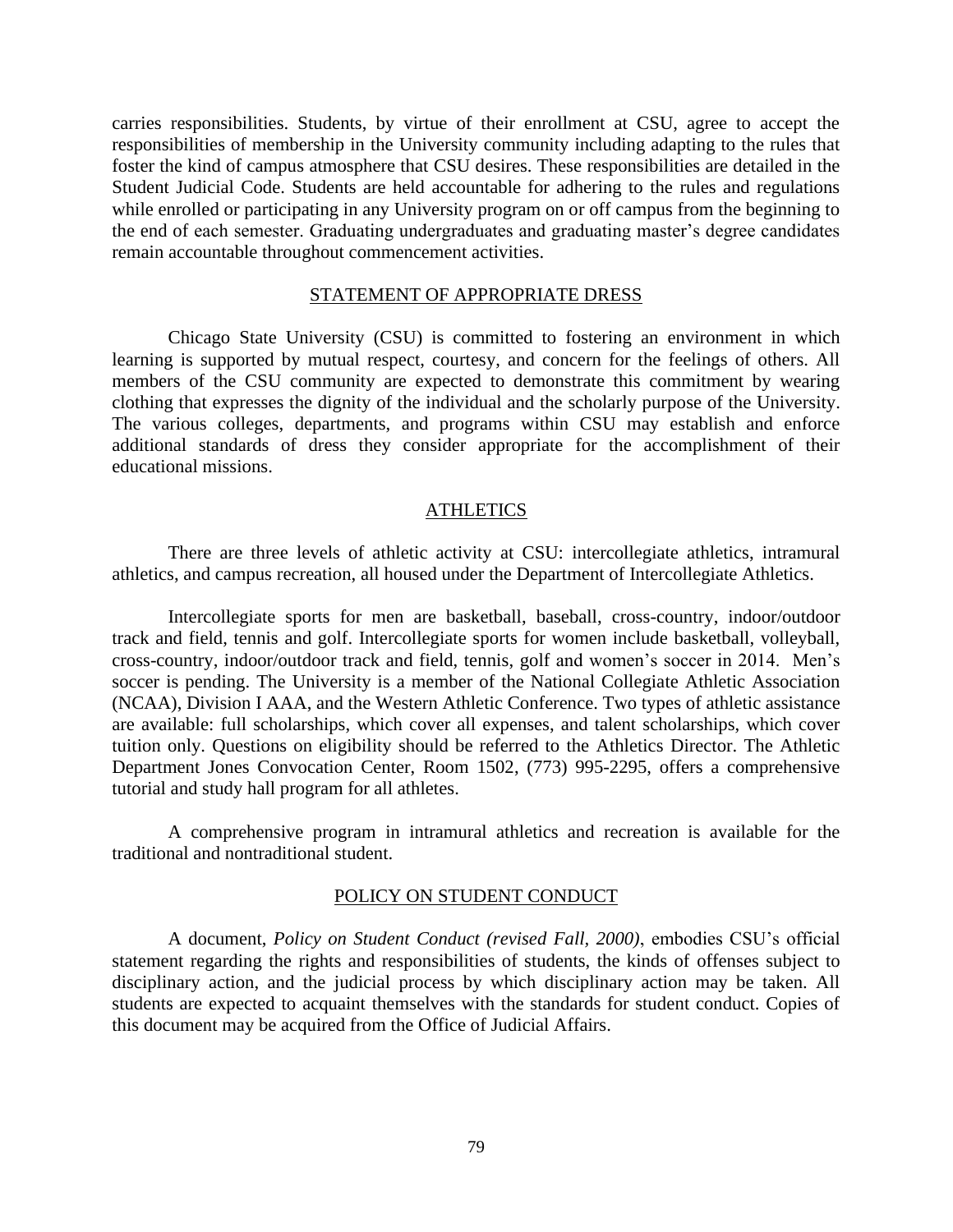carries responsibilities. Students, by virtue of their enrollment at CSU, agree to accept the responsibilities of membership in the University community including adapting to the rules that foster the kind of campus atmosphere that CSU desires. These responsibilities are detailed in the Student Judicial Code. Students are held accountable for adhering to the rules and regulations while enrolled or participating in any University program on or off campus from the beginning to the end of each semester. Graduating undergraduates and graduating master's degree candidates remain accountable throughout commencement activities.

## STATEMENT OF APPROPRIATE DRESS

Chicago State University (CSU) is committed to fostering an environment in which learning is supported by mutual respect, courtesy, and concern for the feelings of others. All members of the CSU community are expected to demonstrate this commitment by wearing clothing that expresses the dignity of the individual and the scholarly purpose of the University. The various colleges, departments, and programs within CSU may establish and enforce additional standards of dress they consider appropriate for the accomplishment of their educational missions.

## ATHLETICS

There are three levels of athletic activity at CSU: intercollegiate athletics, intramural athletics, and campus recreation, all housed under the Department of Intercollegiate Athletics.

Intercollegiate sports for men are basketball, baseball, cross-country, indoor/outdoor track and field, tennis and golf. Intercollegiate sports for women include basketball, volleyball, cross-country, indoor/outdoor track and field, tennis, golf and women's soccer in 2014. Men's soccer is pending. The University is a member of the National Collegiate Athletic Association (NCAA), Division I AAA, and the Western Athletic Conference. Two types of athletic assistance are available: full scholarships, which cover all expenses, and talent scholarships, which cover tuition only. Questions on eligibility should be referred to the Athletics Director. The Athletic Department Jones Convocation Center, Room 1502, (773) 995-2295, offers a comprehensive tutorial and study hall program for all athletes.

A comprehensive program in intramural athletics and recreation is available for the traditional and nontraditional student.

## POLICY ON STUDENT CONDUCT

A document, *Policy on Student Conduct (revised Fall, 2000)*, embodies CSU's official statement regarding the rights and responsibilities of students, the kinds of offenses subject to disciplinary action, and the judicial process by which disciplinary action may be taken. All students are expected to acquaint themselves with the standards for student conduct. Copies of this document may be acquired from the Office of Judicial Affairs.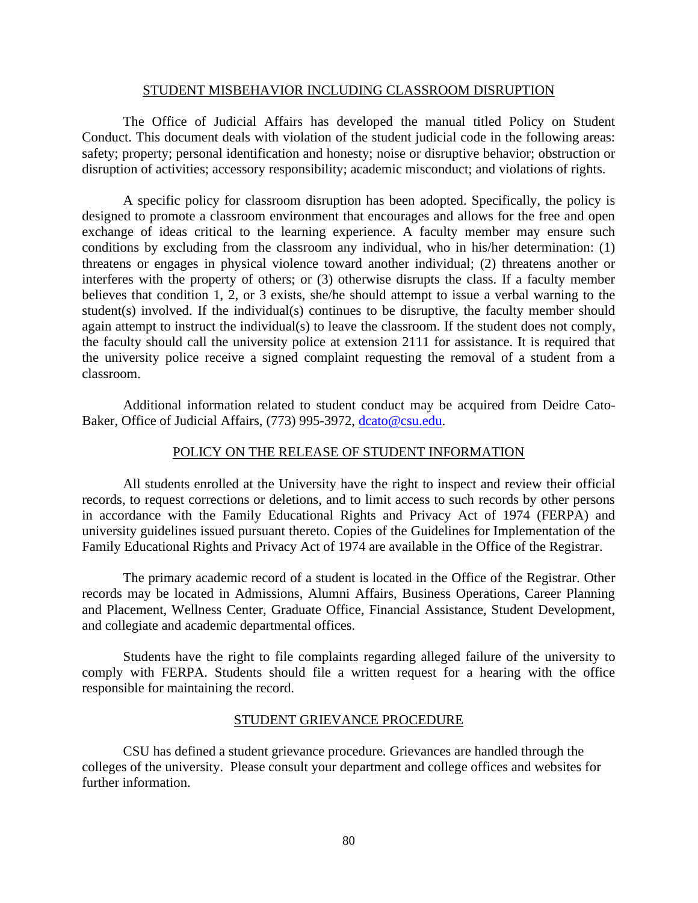## STUDENT MISBEHAVIOR INCLUDING CLASSROOM DISRUPTION

The Office of Judicial Affairs has developed the manual titled Policy on Student Conduct. This document deals with violation of the student judicial code in the following areas: safety; property; personal identification and honesty; noise or disruptive behavior; obstruction or disruption of activities; accessory responsibility; academic misconduct; and violations of rights.

A specific policy for classroom disruption has been adopted. Specifically, the policy is designed to promote a classroom environment that encourages and allows for the free and open exchange of ideas critical to the learning experience. A faculty member may ensure such conditions by excluding from the classroom any individual, who in his/her determination: (1) threatens or engages in physical violence toward another individual; (2) threatens another or interferes with the property of others; or (3) otherwise disrupts the class. If a faculty member believes that condition 1, 2, or 3 exists, she/he should attempt to issue a verbal warning to the student(s) involved. If the individual(s) continues to be disruptive, the faculty member should again attempt to instruct the individual(s) to leave the classroom. If the student does not comply, the faculty should call the university police at extension 2111 for assistance. It is required that the university police receive a signed complaint requesting the removal of a student from a classroom.

Additional information related to student conduct may be acquired from Deidre Cato-Baker, Office of Judicial Affairs, (773) 995-3972, dcato@csu.edu.

## POLICY ON THE RELEASE OF STUDENT INFORMATION

All students enrolled at the University have the right to inspect and review their official records, to request corrections or deletions, and to limit access to such records by other persons in accordance with the Family Educational Rights and Privacy Act of 1974 (FERPA) and university guidelines issued pursuant thereto. Copies of the Guidelines for Implementation of the Family Educational Rights and Privacy Act of 1974 are available in the Office of the Registrar.

The primary academic record of a student is located in the Office of the Registrar. Other records may be located in Admissions, Alumni Affairs, Business Operations, Career Planning and Placement, Wellness Center, Graduate Office, Financial Assistance, Student Development, and collegiate and academic departmental offices.

Students have the right to file complaints regarding alleged failure of the university to comply with FERPA. Students should file a written request for a hearing with the office responsible for maintaining the record.

## STUDENT GRIEVANCE PROCEDURE

CSU has defined a student grievance procedure. Grievances are handled through the colleges of the university. Please consult your department and college offices and websites for further information.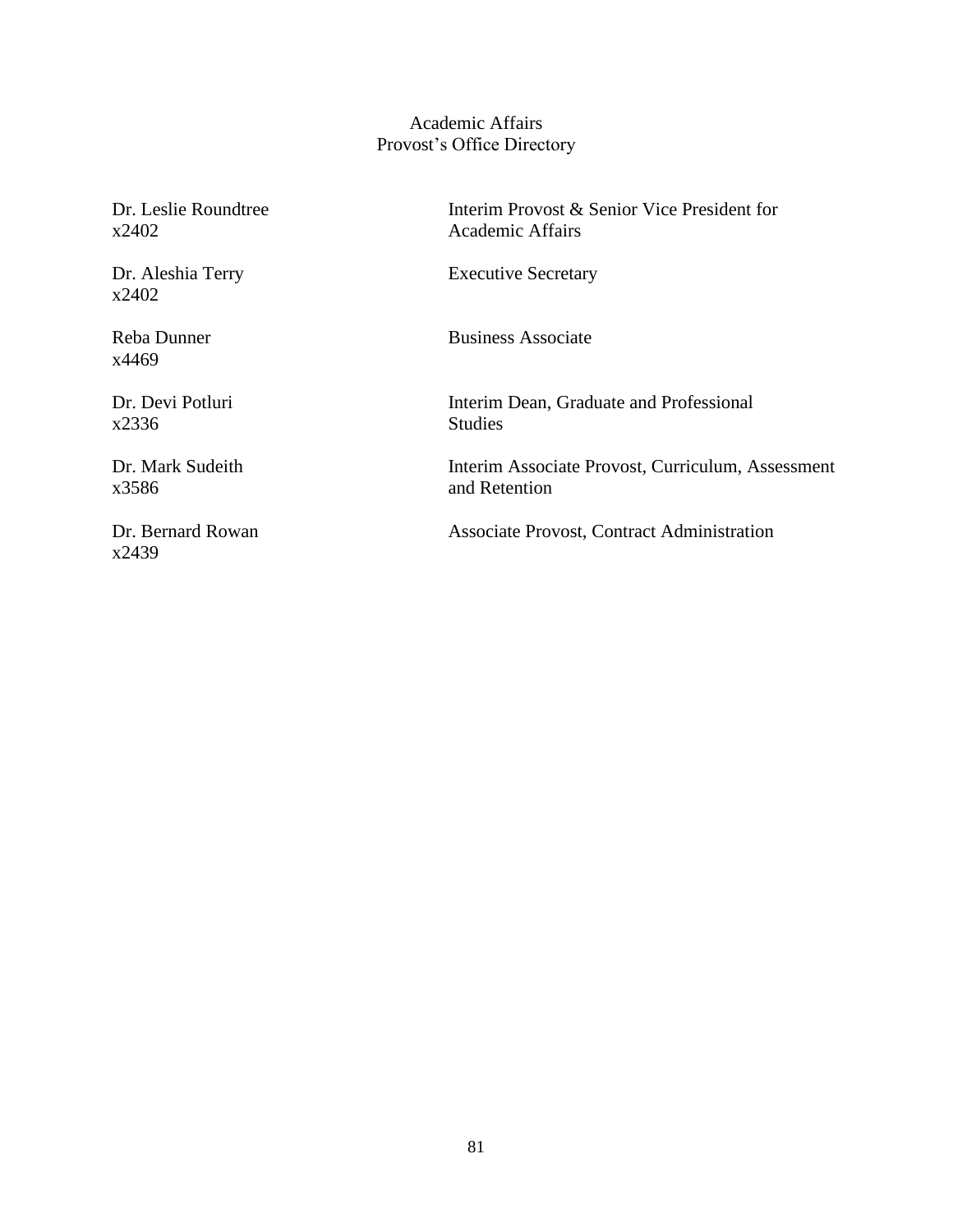# Academic Affairs
## Provost's Office Directory

| Name / Extension | Title |
| --- | --- |
| Dr. Leslie Roundtree<br>x2402 | Interim Provost & Senior Vice President for Academic Affairs |
| Dr. Aleshia Terry<br>x2402 | Executive Secretary |
| Reba Dunner<br>x4469 | Business Associate |
| Dr. Devi Potluri<br>x2336 | Interim Dean, Graduate and Professional Studies |
| Dr. Mark Sudeith<br>x3586 | Interim Associate Provost, Curriculum, Assessment and Retention |
| Dr. Bernard Rowan<br>x2439 | Associate Provost, Contract Administration |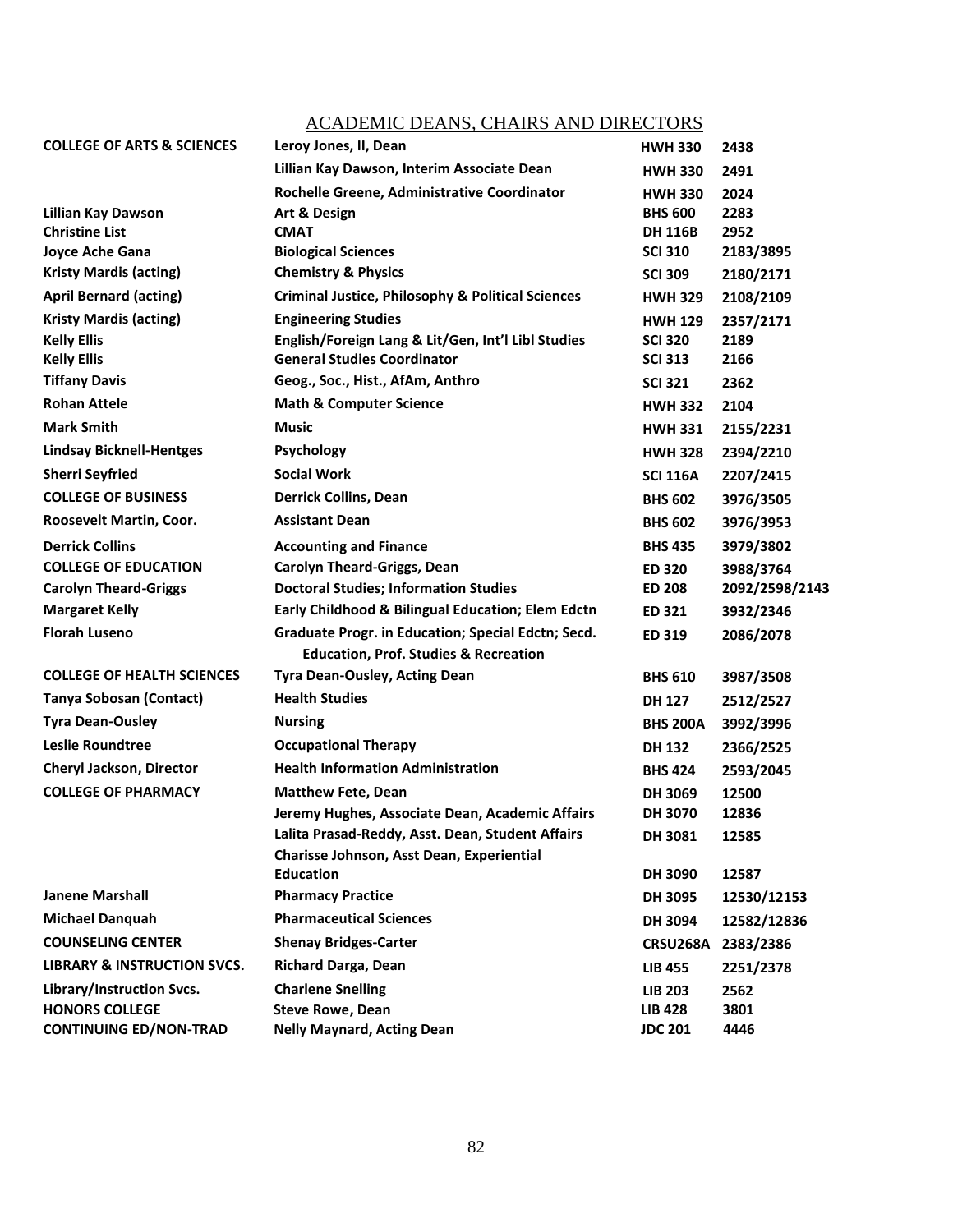## ACADEMIC DEANS, CHAIRS AND DIRECTORS

| | | | |
|---|---|---|---|
| **COLLEGE OF ARTS & SCIENCES** | **Leroy Jones, II, Dean** | **HWH 330** | **2438** |
| | **Lillian Kay Dawson, Interim Associate Dean** | **HWH 330** | **2491** |
| | **Rochelle Greene, Administrative Coordinator** | **HWH 330** | **2024** |
| **Lillian Kay Dawson** | **Art & Design** | **BHS 600** | **2283** |
| **Christine List** | **CMAT** | **DH 116B** | **2952** |
| **Joyce Ache Gana** | **Biological Sciences** | **SCI 310** | **2183/3895** |
| **Kristy Mardis (acting)** | **Chemistry & Physics** | **SCI 309** | **2180/2171** |
| **April Bernard (acting)** | **Criminal Justice, Philosophy & Political Sciences** | **HWH 329** | **2108/2109** |
| **Kristy Mardis (acting)** | **Engineering Studies** | **HWH 129** | **2357/2171** |
| **Kelly Ellis** | **English/Foreign Lang & Lit/Gen, Int'l Libl Studies** | **SCI 320** | **2189** |
| **Kelly Ellis** | **General Studies Coordinator** | **SCI 313** | **2166** |
| **Tiffany Davis** | **Geog., Soc., Hist., AfAm, Anthro** | **SCI 321** | **2362** |
| **Rohan Attele** | **Math & Computer Science** | **HWH 332** | **2104** |
| **Mark Smith** | **Music** | **HWH 331** | **2155/2231** |
| **Lindsay Bicknell-Hentges** | **Psychology** | **HWH 328** | **2394/2210** |
| **Sherri Seyfried** | **Social Work** | **SCI 116A** | **2207/2415** |
| **COLLEGE OF BUSINESS** | **Derrick Collins, Dean** | **BHS 602** | **3976/3505** |
| **Roosevelt Martin, Coor.** | **Assistant Dean** | **BHS 602** | **3976/3953** |
| **Derrick Collins** | **Accounting and Finance** | **BHS 435** | **3979/3802** |
| **COLLEGE OF EDUCATION** | **Carolyn Theard-Griggs, Dean** | **ED 320** | **3988/3764** |
| **Carolyn Theard-Griggs** | **Doctoral Studies; Information Studies** | **ED 208** | **2092/2598/2143** |
| **Margaret Kelly** | **Early Childhood & Bilingual Education; Elem Edctn** | **ED 321** | **3932/2346** |
| **Florah Luseno** | **Graduate Progr. in Education; Special Edctn; Secd. Education, Prof. Studies & Recreation** | **ED 319** | **2086/2078** |
| **COLLEGE OF HEALTH SCIENCES** | **Tyra Dean-Ousley, Acting Dean** | **BHS 610** | **3987/3508** |
| **Tanya Sobosan (Contact)** | **Health Studies** | **DH 127** | **2512/2527** |
| **Tyra Dean-Ousley** | **Nursing** | **BHS 200A** | **3992/3996** |
| **Leslie Roundtree** | **Occupational Therapy** | **DH 132** | **2366/2525** |
| **Cheryl Jackson, Director** | **Health Information Administration** | **BHS 424** | **2593/2045** |
| **COLLEGE OF PHARMACY** | **Matthew Fete, Dean** | **DH 3069** | **12500** |
| | **Jeremy Hughes, Associate Dean, Academic Affairs** | **DH 3070** | **12836** |
| | **Lalita Prasad-Reddy, Asst. Dean, Student Affairs** | **DH 3081** | **12585** |
| | **Charisse Johnson, Asst Dean, Experiential Education** | **DH 3090** | **12587** |
| **Janene Marshall** | **Pharmacy Practice** | **DH 3095** | **12530/12153** |
| **Michael Danquah** | **Pharmaceutical Sciences** | **DH 3094** | **12582/12836** |
| **COUNSELING CENTER** | **Shenay Bridges-Carter** | **CRSU268A** | **2383/2386** |
| **LIBRARY & INSTRUCTION SVCS.** | **Richard Darga, Dean** | **LIB 455** | **2251/2378** |
| **Library/Instruction Svcs.** | **Charlene Snelling** | **LIB 203** | **2562** |
| **HONORS COLLEGE** | **Steve Rowe, Dean** | **LIB 428** | **3801** |
| **CONTINUING ED/NON-TRAD** | **Nelly Maynard, Acting Dean** | **JDC 201** | **4446** |